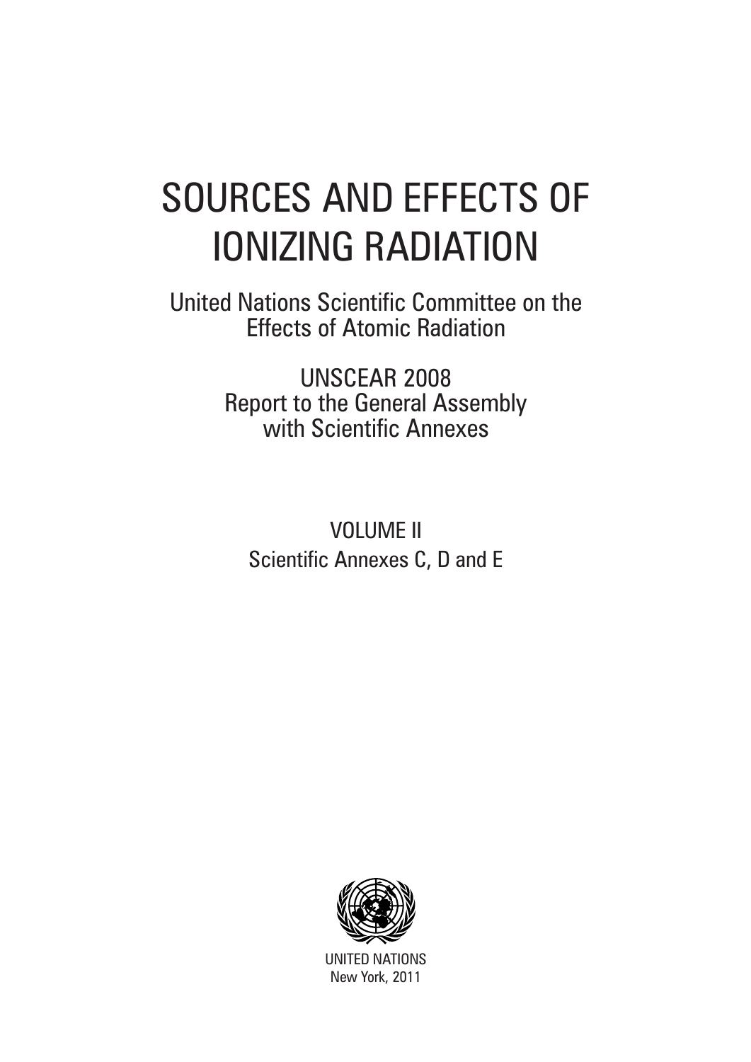# SOURCES AND EFFECTS OF IONIZING RADIATION

United Nations Scientific Committee on the Effects of Atomic Radiation

UNSCEAR 2008
Report to the General Assembly
with Scientific Annexes

VOLUME II
Scientific Annexes C, D and E

UNITED NATIONS
New York, 2011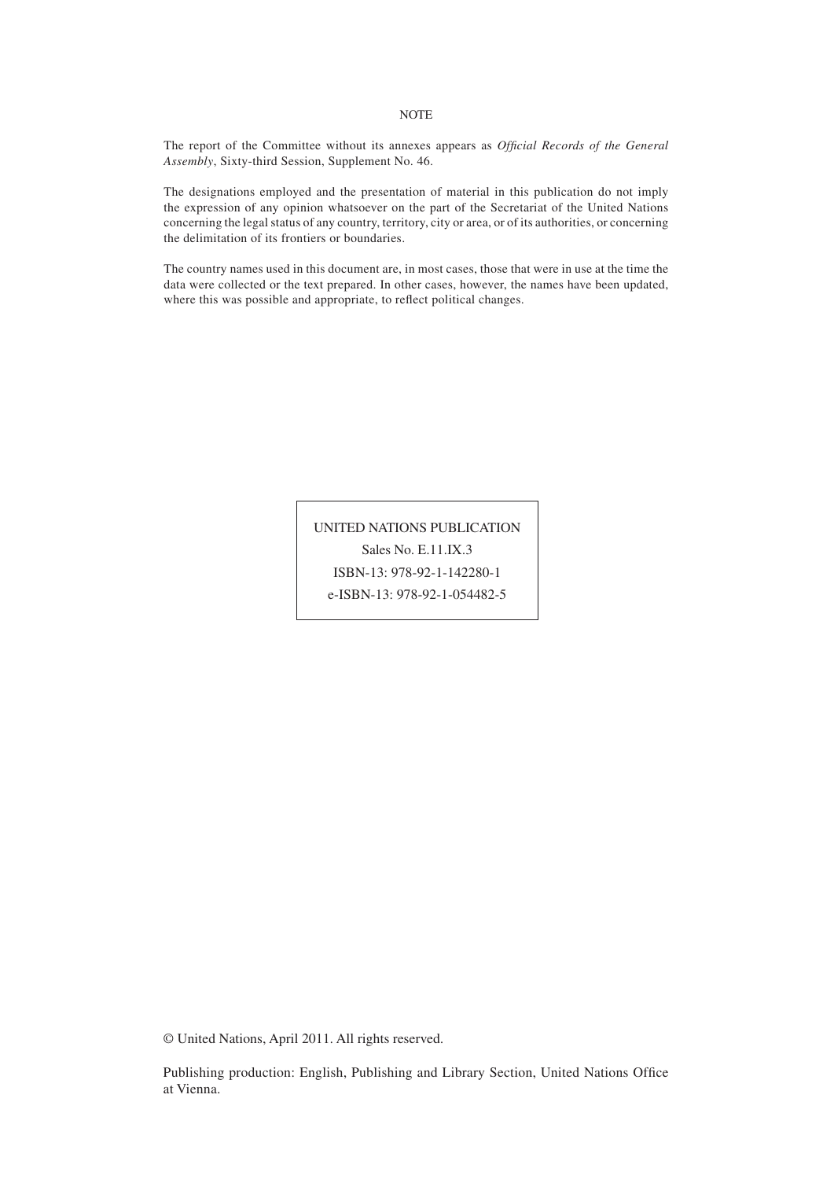NOTE

The report of the Committee without its annexes appears as *Official Records of the General Assembly*, Sixty-third Session, Supplement No. 46.

The designations employed and the presentation of material in this publication do not imply the expression of any opinion whatsoever on the part of the Secretariat of the United Nations concerning the legal status of any country, territory, city or area, or of its authorities, or concerning the delimitation of its frontiers or boundaries.

The country names used in this document are, in most cases, those that were in use at the time the data were collected or the text prepared. In other cases, however, the names have been updated, where this was possible and appropriate, to reflect political changes.

UNITED NATIONS PUBLICATION
Sales No. E.11.IX.3
ISBN-13: 978-92-1-142280-1
e-ISBN-13: 978-92-1-054482-5

© United Nations, April 2011. All rights reserved.

Publishing production: English, Publishing and Library Section, United Nations Office at Vienna.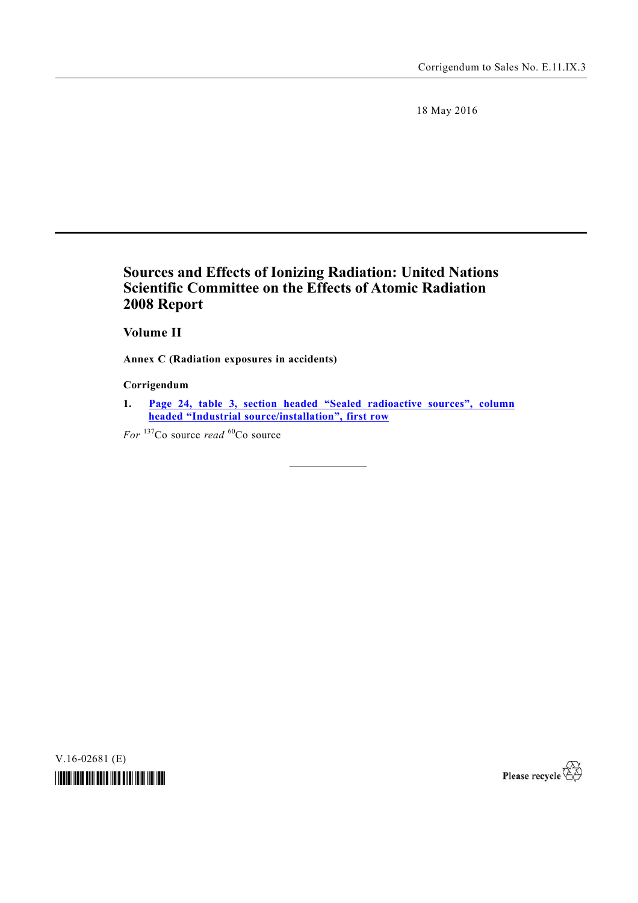Corrigendum to Sales No. E.11.IX.3

18 May 2016

# Sources and Effects of Ionizing Radiation: United Nations Scientific Committee on the Effects of Atomic Radiation 2008 Report

## Volume II

**Annex C (Radiation exposures in accidents)**

**Corrigendum**

1. **Page 24, table 3, section headed "Sealed radioactive sources", column headed "Industrial source/installation", first row**

*For* $^{137}$Co source *read* $^{60}$Co source

V.16-02681 (E)

Please recycle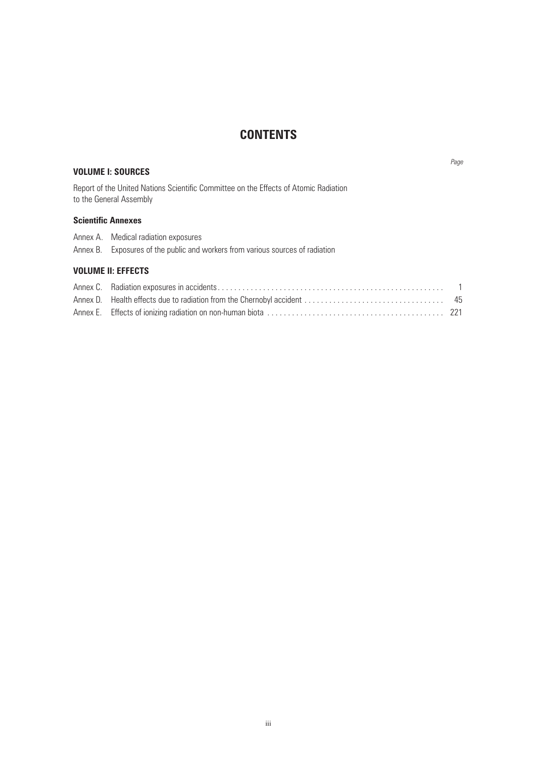# CONTENTS

*Page*

**VOLUME I: SOURCES**

Report of the United Nations Scientific Committee on the Effects of Atomic Radiation to the General Assembly

**Scientific Annexes**

Annex A. Medical radiation exposures

Annex B. Exposures of the public and workers from various sources of radiation

**VOLUME II: EFFECTS**

Annex C. Radiation exposures in accidents . . . . . . . . . . . . . . . . . . . . . . . . . . . . . . . . . . . . . . . . . . . . . . . . . . . . . . . 1

Annex D. Health effects due to radiation from the Chernobyl accident . . . . . . . . . . . . . . . . . . . . . . . . . . . . . . . . . 45

Annex E. Effects of ionizing radiation on non-human biota . . . . . . . . . . . . . . . . . . . . . . . . . . . . . . . . . . . . . . . . . . 221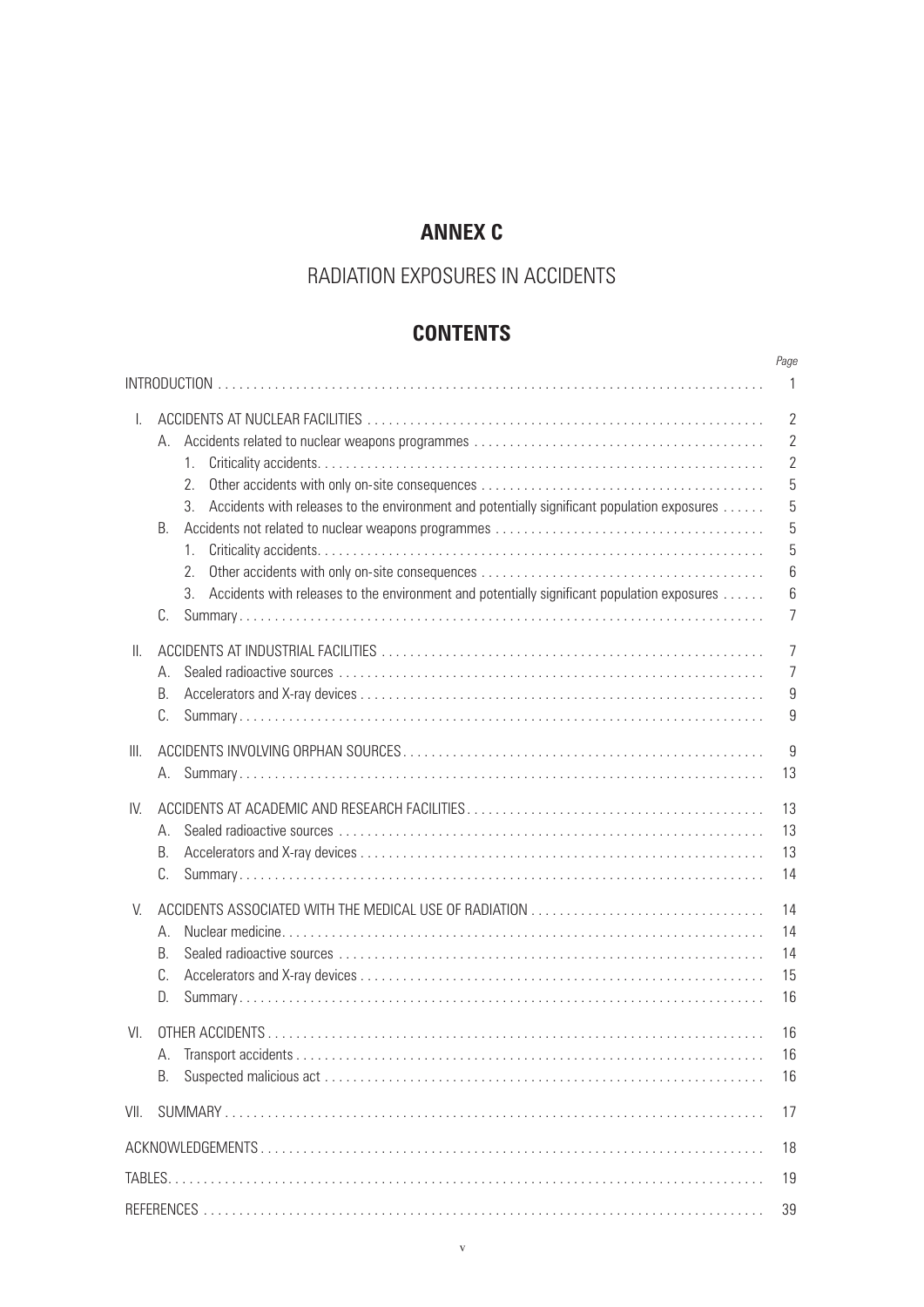# ANNEX C

## RADIATION EXPOSURES IN ACCIDENTS

## CONTENTS

| | *Page* |
|---|---|
| INTRODUCTION | 1 |
| I. ACCIDENTS AT NUCLEAR FACILITIES | 2 |
| A. Accidents related to nuclear weapons programmes | 2 |
| 1. Criticality accidents | 2 |
| 2. Other accidents with only on-site consequences | 5 |
| 3. Accidents with releases to the environment and potentially significant population exposures | 5 |
| B. Accidents not related to nuclear weapons programmes | 5 |
| 1. Criticality accidents | 5 |
| 2. Other accidents with only on-site consequences | 6 |
| 3. Accidents with releases to the environment and potentially significant population exposures | 6 |
| C. Summary | 7 |
| II. ACCIDENTS AT INDUSTRIAL FACILITIES | 7 |
| A. Sealed radioactive sources | 7 |
| B. Accelerators and X-ray devices | 9 |
| C. Summary | 9 |
| III. ACCIDENTS INVOLVING ORPHAN SOURCES | 9 |
| A. Summary | 13 |
| IV. ACCIDENTS AT ACADEMIC AND RESEARCH FACILITIES | 13 |
| A. Sealed radioactive sources | 13 |
| B. Accelerators and X-ray devices | 13 |
| C. Summary | 14 |
| V. ACCIDENTS ASSOCIATED WITH THE MEDICAL USE OF RADIATION | 14 |
| A. Nuclear medicine | 14 |
| B. Sealed radioactive sources | 14 |
| C. Accelerators and X-ray devices | 15 |
| D. Summary | 16 |
| VI. OTHER ACCIDENTS | 16 |
| A. Transport accidents | 16 |
| B. Suspected malicious act | 16 |
| VII. SUMMARY | 17 |
| ACKNOWLEDGEMENTS | 18 |
| TABLES | 19 |
| REFERENCES | 39 |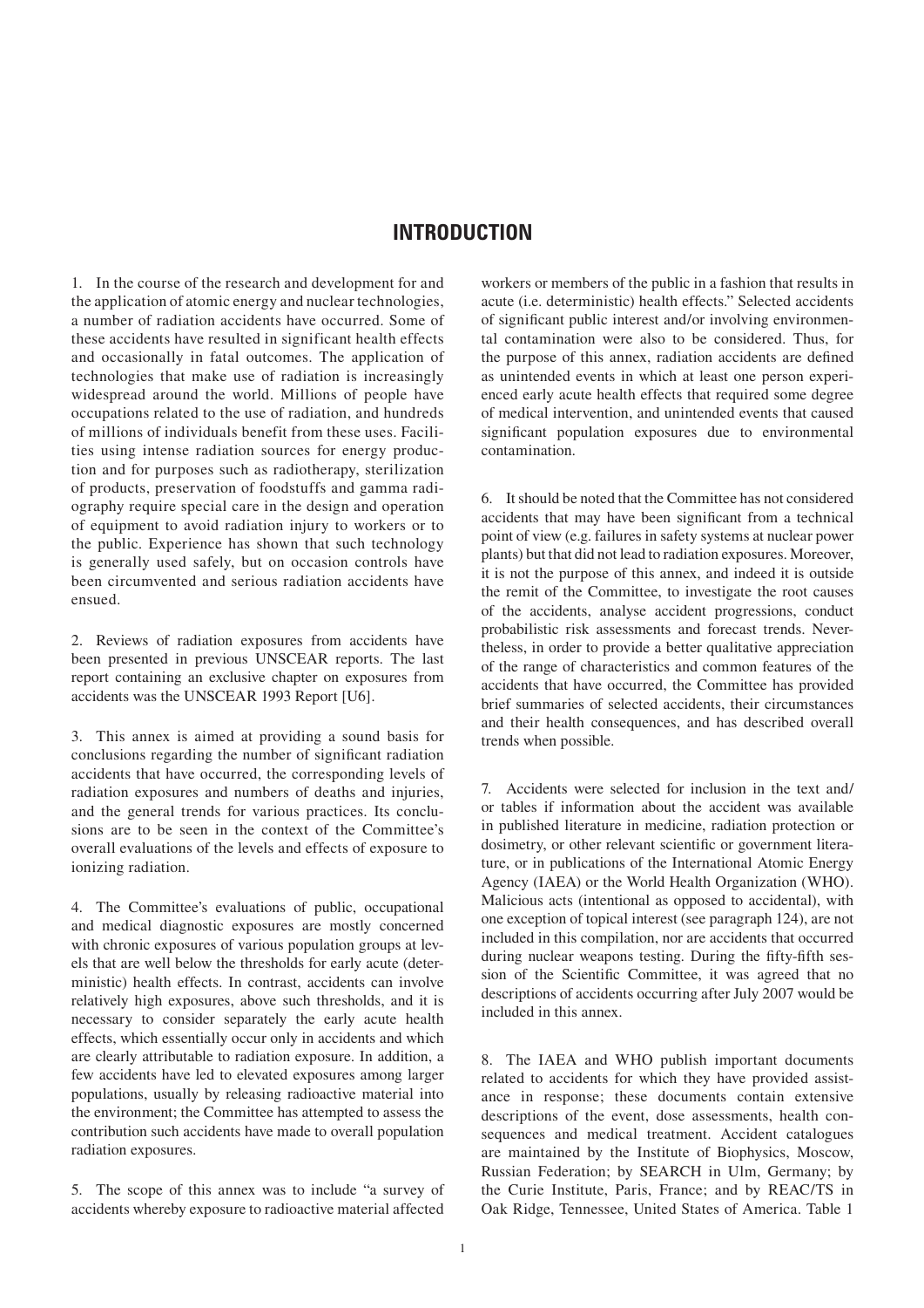# INTRODUCTION

1. In the course of the research and development for and the application of atomic energy and nuclear technologies, a number of radiation accidents have occurred. Some of these accidents have resulted in significant health effects and occasionally in fatal outcomes. The application of technologies that make use of radiation is increasingly widespread around the world. Millions of people have occupations related to the use of radiation, and hundreds of millions of individuals benefit from these uses. Facilities using intense radiation sources for energy production and for purposes such as radiotherapy, sterilization of products, preservation of foodstuffs and gamma radiography require special care in the design and operation of equipment to avoid radiation injury to workers or to the public. Experience has shown that such technology is generally used safely, but on occasion controls have been circumvented and serious radiation accidents have ensued.

2. Reviews of radiation exposures from accidents have been presented in previous UNSCEAR reports. The last report containing an exclusive chapter on exposures from accidents was the UNSCEAR 1993 Report [U6].

3. This annex is aimed at providing a sound basis for conclusions regarding the number of significant radiation accidents that have occurred, the corresponding levels of radiation exposures and numbers of deaths and injuries, and the general trends for various practices. Its conclusions are to be seen in the context of the Committee's overall evaluations of the levels and effects of exposure to ionizing radiation.

4. The Committee's evaluations of public, occupational and medical diagnostic exposures are mostly concerned with chronic exposures of various population groups at levels that are well below the thresholds for early acute (deterministic) health effects. In contrast, accidents can involve relatively high exposures, above such thresholds, and it is necessary to consider separately the early acute health effects, which essentially occur only in accidents and which are clearly attributable to radiation exposure. In addition, a few accidents have led to elevated exposures among larger populations, usually by releasing radioactive material into the environment; the Committee has attempted to assess the contribution such accidents have made to overall population radiation exposures.

5. The scope of this annex was to include "a survey of accidents whereby exposure to radioactive material affected workers or members of the public in a fashion that results in acute (i.e. deterministic) health effects." Selected accidents of significant public interest and/or involving environmental contamination were also to be considered. Thus, for the purpose of this annex, radiation accidents are defined as unintended events in which at least one person experienced early acute health effects that required some degree of medical intervention, and unintended events that caused significant population exposures due to environmental contamination.

6. It should be noted that the Committee has not considered accidents that may have been significant from a technical point of view (e.g. failures in safety systems at nuclear power plants) but that did not lead to radiation exposures. Moreover, it is not the purpose of this annex, and indeed it is outside the remit of the Committee, to investigate the root causes of the accidents, analyse accident progressions, conduct probabilistic risk assessments and forecast trends. Nevertheless, in order to provide a better qualitative appreciation of the range of characteristics and common features of the accidents that have occurred, the Committee has provided brief summaries of selected accidents, their circumstances and their health consequences, and has described overall trends when possible.

7. Accidents were selected for inclusion in the text and/or tables if information about the accident was available in published literature in medicine, radiation protection or dosimetry, or other relevant scientific or government literature, or in publications of the International Atomic Energy Agency (IAEA) or the World Health Organization (WHO). Malicious acts (intentional as opposed to accidental), with one exception of topical interest (see paragraph 124), are not included in this compilation, nor are accidents that occurred during nuclear weapons testing. During the fifty-fifth session of the Scientific Committee, it was agreed that no descriptions of accidents occurring after July 2007 would be included in this annex.

8. The IAEA and WHO publish important documents related to accidents for which they have provided assistance in response; these documents contain extensive descriptions of the event, dose assessments, health consequences and medical treatment. Accident catalogues are maintained by the Institute of Biophysics, Moscow, Russian Federation; by SEARCH in Ulm, Germany; by the Curie Institute, Paris, France; and by REAC/TS in Oak Ridge, Tennessee, United States of America. Table 1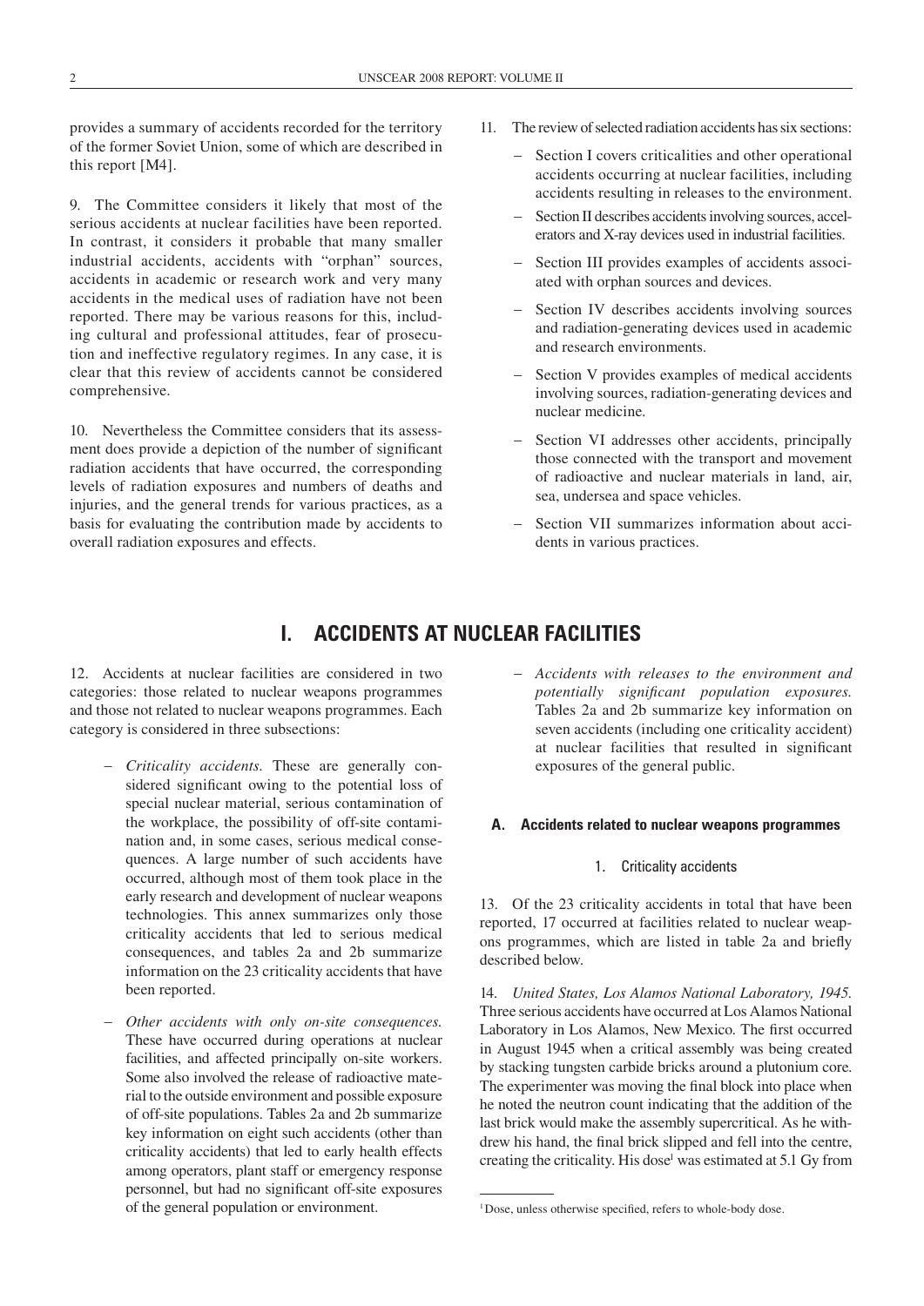provides a summary of accidents recorded for the territory of the former Soviet Union, some of which are described in this report [M4].

9. The Committee considers it likely that most of the serious accidents at nuclear facilities have been reported. In contrast, it considers it probable that many smaller industrial accidents, accidents with "orphan" sources, accidents in academic or research work and very many accidents in the medical uses of radiation have not been reported. There may be various reasons for this, including cultural and professional attitudes, fear of prosecution and ineffective regulatory regimes. In any case, it is clear that this review of accidents cannot be considered comprehensive.

10. Nevertheless the Committee considers that its assessment does provide a depiction of the number of significant radiation accidents that have occurred, the corresponding levels of radiation exposures and numbers of deaths and injuries, and the general trends for various practices, as a basis for evaluating the contribution made by accidents to overall radiation exposures and effects.

11. The review of selected radiation accidents has six sections:

- Section I covers criticalities and other operational accidents occurring at nuclear facilities, including accidents resulting in releases to the environment.
- Section II describes accidents involving sources, accelerators and X-ray devices used in industrial facilities.
- Section III provides examples of accidents associated with orphan sources and devices.
- Section IV describes accidents involving sources and radiation-generating devices used in academic and research environments.
- Section V provides examples of medical accidents involving sources, radiation-generating devices and nuclear medicine.
- Section VI addresses other accidents, principally those connected with the transport and movement of radioactive and nuclear materials in land, air, sea, undersea and space vehicles.
- Section VII summarizes information about accidents in various practices.

# I. ACCIDENTS AT NUCLEAR FACILITIES

12. Accidents at nuclear facilities are considered in two categories: those related to nuclear weapons programmes and those not related to nuclear weapons programmes. Each category is considered in three subsections:

- *Criticality accidents.* These are generally considered significant owing to the potential loss of special nuclear material, serious contamination of the workplace, the possibility of off-site contamination and, in some cases, serious medical consequences. A large number of such accidents have occurred, although most of them took place in the early research and development of nuclear weapons technologies. This annex summarizes only those criticality accidents that led to serious medical consequences, and tables 2a and 2b summarize information on the 23 criticality accidents that have been reported.
- *Other accidents with only on-site consequences.* These have occurred during operations at nuclear facilities, and affected principally on-site workers. Some also involved the release of radioactive material to the outside environment and possible exposure of off-site populations. Tables 2a and 2b summarize key information on eight such accidents (other than criticality accidents) that led to early health effects among operators, plant staff or emergency response personnel, but had no significant off-site exposures of the general population or environment.
- *Accidents with releases to the environment and potentially significant population exposures.* Tables 2a and 2b summarize key information on seven accidents (including one criticality accident) at nuclear facilities that resulted in significant exposures of the general public.

## A. Accidents related to nuclear weapons programmes

### 1. Criticality accidents

13. Of the 23 criticality accidents in total that have been reported, 17 occurred at facilities related to nuclear weapons programmes, which are listed in table 2a and briefly described below.

14. *United States, Los Alamos National Laboratory, 1945.* Three serious accidents have occurred at Los Alamos National Laboratory in Los Alamos, New Mexico. The first occurred in August 1945 when a critical assembly was being created by stacking tungsten carbide bricks around a plutonium core. The experimenter was moving the final block into place when he noted the neutron count indicating that the addition of the last brick would make the assembly supercritical. As he withdrew his hand, the final brick slipped and fell into the centre, creating the criticality. His dose[1] was estimated at 5.1 Gy from

[1] Dose, unless otherwise specified, refers to whole-body dose.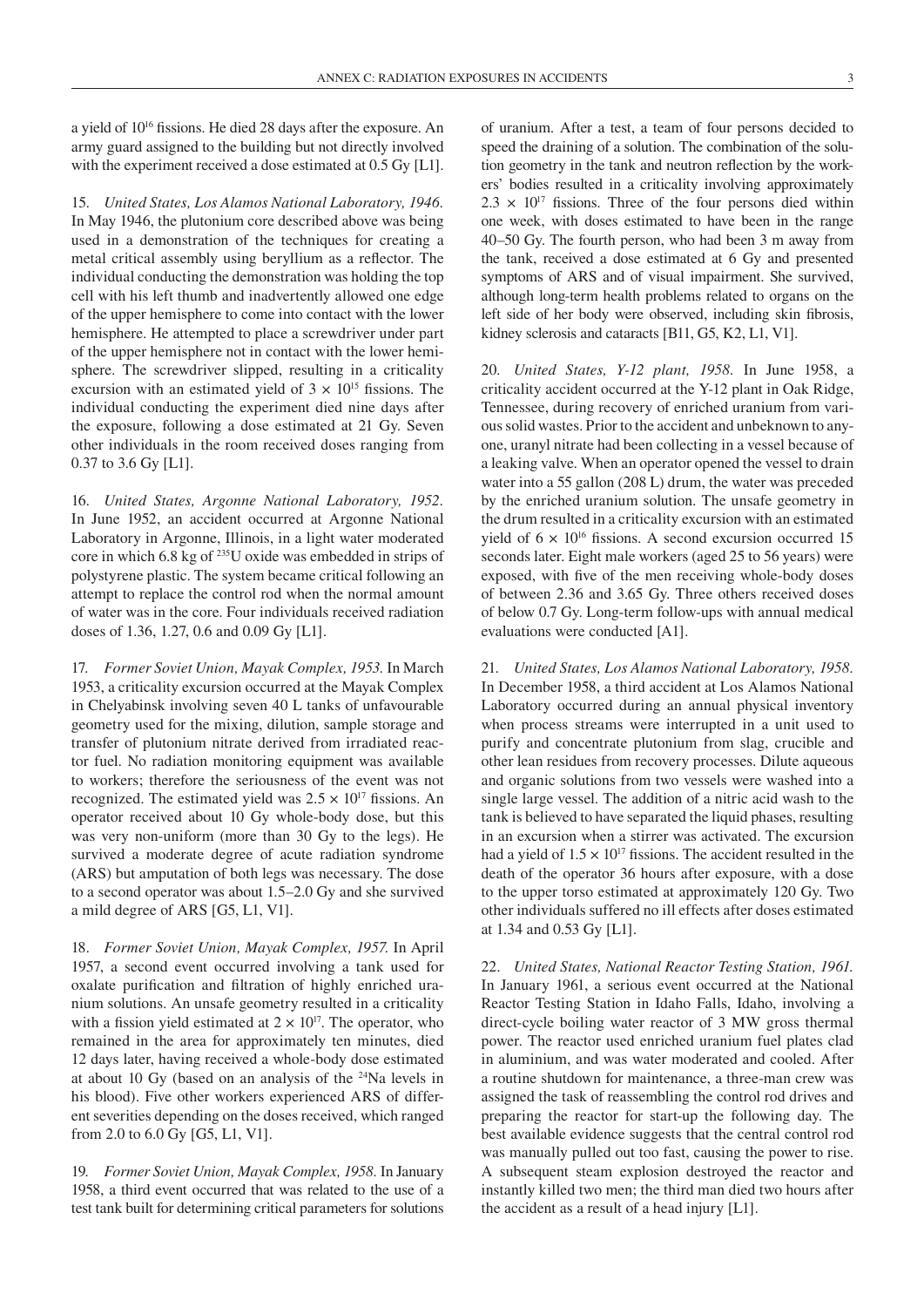a yield of $10^{16}$ fissions. He died 28 days after the exposure. An army guard assigned to the building but not directly involved with the experiment received a dose estimated at 0.5 Gy [L1].

15. *United States, Los Alamos National Laboratory, 1946.* In May 1946, the plutonium core described above was being used in a demonstration of the techniques for creating a metal critical assembly using beryllium as a reflector. The individual conducting the demonstration was holding the top cell with his left thumb and inadvertently allowed one edge of the upper hemisphere to come into contact with the lower hemisphere. He attempted to place a screwdriver under part of the upper hemisphere not in contact with the lower hemisphere. The screwdriver slipped, resulting in a criticality excursion with an estimated yield of $3 \times 10^{15}$ fissions. The individual conducting the experiment died nine days after the exposure, following a dose estimated at 21 Gy. Seven other individuals in the room received doses ranging from 0.37 to 3.6 Gy [L1].

16. *United States, Argonne National Laboratory, 1952.* In June 1952, an accident occurred at Argonne National Laboratory in Argonne, Illinois, in a light water moderated core in which 6.8 kg of $^{235}$U oxide was embedded in strips of polystyrene plastic. The system became critical following an attempt to replace the control rod when the normal amount of water was in the core. Four individuals received radiation doses of 1.36, 1.27, 0.6 and 0.09 Gy [L1].

17. *Former Soviet Union, Mayak Complex, 1953.* In March 1953, a criticality excursion occurred at the Mayak Complex in Chelyabinsk involving seven 40 L tanks of unfavourable geometry used for the mixing, dilution, sample storage and transfer of plutonium nitrate derived from irradiated reactor fuel. No radiation monitoring equipment was available to workers; therefore the seriousness of the event was not recognized. The estimated yield was $2.5 \times 10^{17}$ fissions. An operator received about 10 Gy whole-body dose, but this was very non-uniform (more than 30 Gy to the legs). He survived a moderate degree of acute radiation syndrome (ARS) but amputation of both legs was necessary. The dose to a second operator was about 1.5–2.0 Gy and she survived a mild degree of ARS [G5, L1, V1].

18. *Former Soviet Union, Mayak Complex, 1957.* In April 1957, a second event occurred involving a tank used for oxalate purification and filtration of highly enriched uranium solutions. An unsafe geometry resulted in a criticality with a fission yield estimated at $2 \times 10^{17}$. The operator, who remained in the area for approximately ten minutes, died 12 days later, having received a whole-body dose estimated at about 10 Gy (based on an analysis of the $^{24}$Na levels in his blood). Five other workers experienced ARS of different severities depending on the doses received, which ranged from 2.0 to 6.0 Gy [G5, L1, V1].

19. *Former Soviet Union, Mayak Complex, 1958.* In January 1958, a third event occurred that was related to the use of a test tank built for determining critical parameters for solutions of uranium. After a test, a team of four persons decided to speed the draining of a solution. The combination of the solution geometry in the tank and neutron reflection by the workers' bodies resulted in a criticality involving approximately $2.3 \times 10^{17}$ fissions. Three of the four persons died within one week, with doses estimated to have been in the range 40–50 Gy. The fourth person, who had been 3 m away from the tank, received a dose estimated at 6 Gy and presented symptoms of ARS and of visual impairment. She survived, although long-term health problems related to organs on the left side of her body were observed, including skin fibrosis, kidney sclerosis and cataracts [B11, G5, K2, L1, V1].

20. *United States, Y-12 plant, 1958.* In June 1958, a criticality accident occurred at the Y-12 plant in Oak Ridge, Tennessee, during recovery of enriched uranium from various solid wastes. Prior to the accident and unbeknown to anyone, uranyl nitrate had been collecting in a vessel because of a leaking valve. When an operator opened the vessel to drain water into a 55 gallon (208 L) drum, the water was preceded by the enriched uranium solution. The unsafe geometry in the drum resulted in a criticality excursion with an estimated yield of $6 \times 10^{16}$ fissions. A second excursion occurred 15 seconds later. Eight male workers (aged 25 to 56 years) were exposed, with five of the men receiving whole-body doses of between 2.36 and 3.65 Gy. Three others received doses of below 0.7 Gy. Long-term follow-ups with annual medical evaluations were conducted [A1].

21. *United States, Los Alamos National Laboratory, 1958.* In December 1958, a third accident at Los Alamos National Laboratory occurred during an annual physical inventory when process streams were interrupted in a unit used to purify and concentrate plutonium from slag, crucible and other lean residues from recovery processes. Dilute aqueous and organic solutions from two vessels were washed into a single large vessel. The addition of a nitric acid wash to the tank is believed to have separated the liquid phases, resulting in an excursion when a stirrer was activated. The excursion had a yield of $1.5 \times 10^{17}$ fissions. The accident resulted in the death of the operator 36 hours after exposure, with a dose to the upper torso estimated at approximately 120 Gy. Two other individuals suffered no ill effects after doses estimated at 1.34 and 0.53 Gy [L1].

22. *United States, National Reactor Testing Station, 1961.* In January 1961, a serious event occurred at the National Reactor Testing Station in Idaho Falls, Idaho, involving a direct-cycle boiling water reactor of 3 MW gross thermal power. The reactor used enriched uranium fuel plates clad in aluminium, and was water moderated and cooled. After a routine shutdown for maintenance, a three-man crew was assigned the task of reassembling the control rod drives and preparing the reactor for start-up the following day. The best available evidence suggests that the central control rod was manually pulled out too fast, causing the power to rise. A subsequent steam explosion destroyed the reactor and instantly killed two men; the third man died two hours after the accident as a result of a head injury [L1].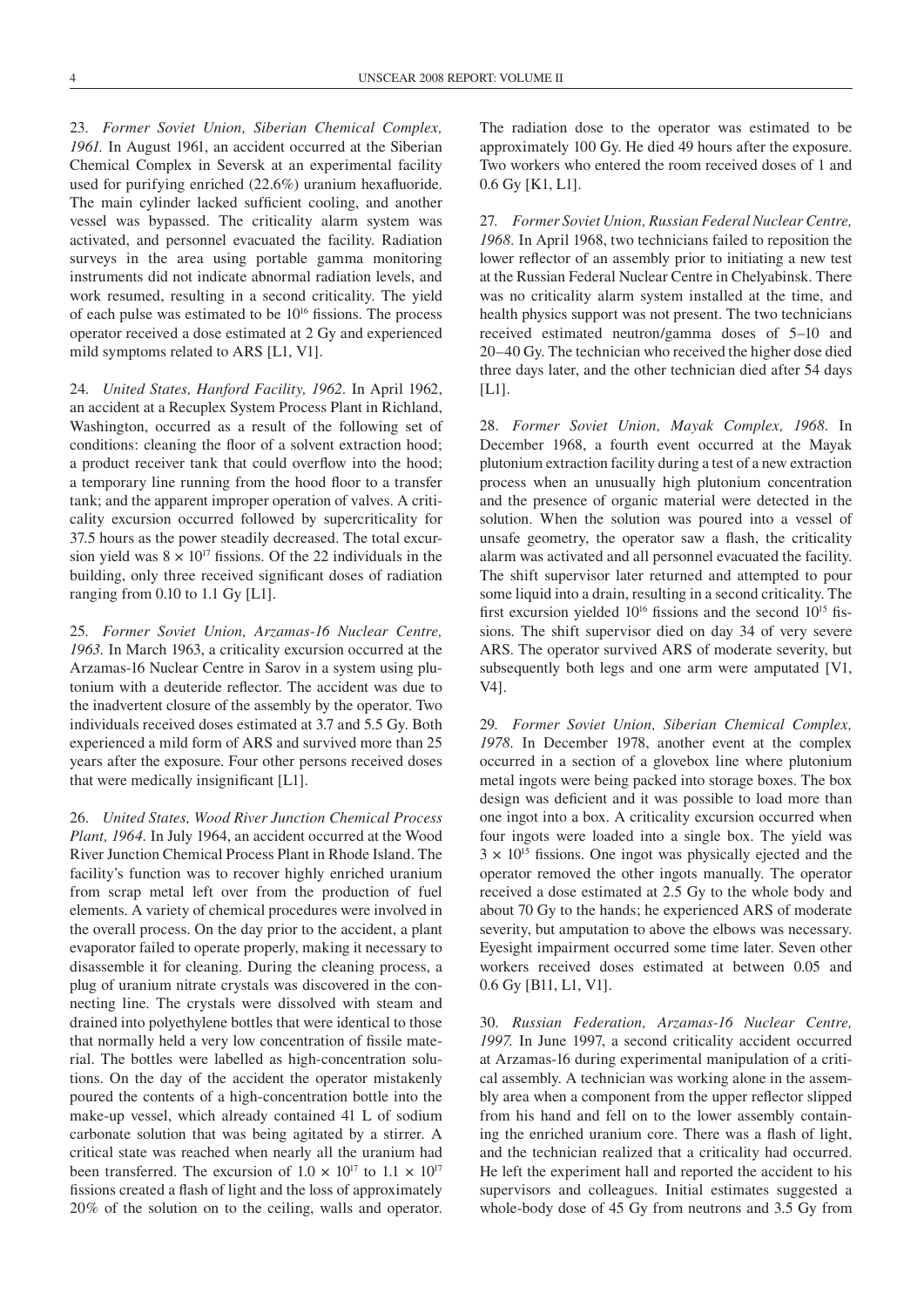23. *Former Soviet Union, Siberian Chemical Complex, 1961.* In August 1961, an accident occurred at the Siberian Chemical Complex in Seversk at an experimental facility used for purifying enriched (22.6%) uranium hexafluoride. The main cylinder lacked sufficient cooling, and another vessel was bypassed. The criticality alarm system was activated, and personnel evacuated the facility. Radiation surveys in the area using portable gamma monitoring instruments did not indicate abnormal radiation levels, and work resumed, resulting in a second criticality. The yield of each pulse was estimated to be $10^{16}$ fissions. The process operator received a dose estimated at 2 Gy and experienced mild symptoms related to ARS [L1, V1].

24. *United States, Hanford Facility, 1962.* In April 1962, an accident at a Recuplex System Process Plant in Richland, Washington, occurred as a result of the following set of conditions: cleaning the floor of a solvent extraction hood; a product receiver tank that could overflow into the hood; a temporary line running from the hood floor to a transfer tank; and the apparent improper operation of valves. A criticality excursion occurred followed by supercriticality for 37.5 hours as the power steadily decreased. The total excursion yield was $8 \times 10^{17}$ fissions. Of the 22 individuals in the building, only three received significant doses of radiation ranging from 0.10 to 1.1 Gy [L1].

25. *Former Soviet Union, Arzamas-16 Nuclear Centre, 1963.* In March 1963, a criticality excursion occurred at the Arzamas-16 Nuclear Centre in Sarov in a system using plutonium with a deuteride reflector. The accident was due to the inadvertent closure of the assembly by the operator. Two individuals received doses estimated at 3.7 and 5.5 Gy. Both experienced a mild form of ARS and survived more than 25 years after the exposure. Four other persons received doses that were medically insignificant [L1].

26. *United States, Wood River Junction Chemical Process Plant, 1964.* In July 1964, an accident occurred at the Wood River Junction Chemical Process Plant in Rhode Island. The facility's function was to recover highly enriched uranium from scrap metal left over from the production of fuel elements. A variety of chemical procedures were involved in the overall process. On the day prior to the accident, a plant evaporator failed to operate properly, making it necessary to disassemble it for cleaning. During the cleaning process, a plug of uranium nitrate crystals was discovered in the connecting line. The crystals were dissolved with steam and drained into polyethylene bottles that were identical to those that normally held a very low concentration of fissile material. The bottles were labelled as high-concentration solutions. On the day of the accident the operator mistakenly poured the contents of a high-concentration bottle into the make-up vessel, which already contained 41 L of sodium carbonate solution that was being agitated by a stirrer. A critical state was reached when nearly all the uranium had been transferred. The excursion of $1.0 \times 10^{17}$ to $1.1 \times 10^{17}$ fissions created a flash of light and the loss of approximately 20% of the solution on to the ceiling, walls and operator. The radiation dose to the operator was estimated to be approximately 100 Gy. He died 49 hours after the exposure. Two workers who entered the room received doses of 1 and 0.6 Gy [K1, L1].

27. *Former Soviet Union, Russian Federal Nuclear Centre, 1968.* In April 1968, two technicians failed to reposition the lower reflector of an assembly prior to initiating a new test at the Russian Federal Nuclear Centre in Chelyabinsk. There was no criticality alarm system installed at the time, and health physics support was not present. The two technicians received estimated neutron/gamma doses of 5–10 and 20–40 Gy. The technician who received the higher dose died three days later, and the other technician died after 54 days [L1].

28. *Former Soviet Union, Mayak Complex, 1968.* In December 1968, a fourth event occurred at the Mayak plutonium extraction facility during a test of a new extraction process when an unusually high plutonium concentration and the presence of organic material were detected in the solution. When the solution was poured into a vessel of unsafe geometry, the operator saw a flash, the criticality alarm was activated and all personnel evacuated the facility. The shift supervisor later returned and attempted to pour some liquid into a drain, resulting in a second criticality. The first excursion yielded $10^{16}$ fissions and the second $10^{15}$ fissions. The shift supervisor died on day 34 of very severe ARS. The operator survived ARS of moderate severity, but subsequently both legs and one arm were amputated [V1, V4].

29. *Former Soviet Union, Siberian Chemical Complex, 1978.* In December 1978, another event at the complex occurred in a section of a glovebox line where plutonium metal ingots were being packed into storage boxes. The box design was deficient and it was possible to load more than one ingot into a box. A criticality excursion occurred when four ingots were loaded into a single box. The yield was $3 \times 10^{15}$ fissions. One ingot was physically ejected and the operator removed the other ingots manually. The operator received a dose estimated at 2.5 Gy to the whole body and about 70 Gy to the hands; he experienced ARS of moderate severity, but amputation to above the elbows was necessary. Eyesight impairment occurred some time later. Seven other workers received doses estimated at between 0.05 and 0.6 Gy [B11, L1, V1].

30. *Russian Federation, Arzamas-16 Nuclear Centre, 1997.* In June 1997, a second criticality accident occurred at Arzamas-16 during experimental manipulation of a critical assembly. A technician was working alone in the assembly area when a component from the upper reflector slipped from his hand and fell on to the lower assembly containing the enriched uranium core. There was a flash of light, and the technician realized that a criticality had occurred. He left the experiment hall and reported the accident to his supervisors and colleagues. Initial estimates suggested a whole-body dose of 45 Gy from neutrons and 3.5 Gy from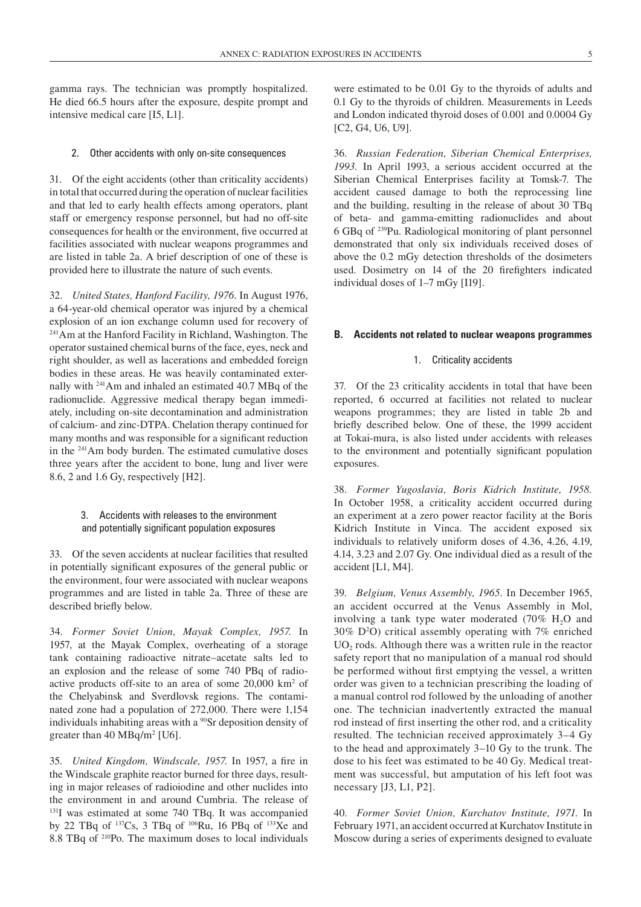gamma rays. The technician was promptly hospitalized. He died 66.5 hours after the exposure, despite prompt and intensive medical care [I5, L1].

### 2. Other accidents with only on-site consequences

31. Of the eight accidents (other than criticality accidents) in total that occurred during the operation of nuclear facilities and that led to early health effects among operators, plant staff or emergency response personnel, but had no off-site consequences for health or the environment, five occurred at facilities associated with nuclear weapons programmes and are listed in table 2a. A brief description of one of these is provided here to illustrate the nature of such events.

32. *United States, Hanford Facility, 1976.* In August 1976, a 64-year-old chemical operator was injured by a chemical explosion of an ion exchange column used for recovery of $^{241}$Am at the Hanford Facility in Richland, Washington. The operator sustained chemical burns of the face, eyes, neck and right shoulder, as well as lacerations and embedded foreign bodies in these areas. He was heavily contaminated externally with $^{241}$Am and inhaled an estimated 40.7 MBq of the radionuclide. Aggressive medical therapy began immediately, including on-site decontamination and administration of calcium- and zinc-DTPA. Chelation therapy continued for many months and was responsible for a significant reduction in the $^{241}$Am body burden. The estimated cumulative doses three years after the accident to bone, lung and liver were 8.6, 2 and 1.6 Gy, respectively [H2].

### 3. Accidents with releases to the environment and potentially significant population exposures

33. Of the seven accidents at nuclear facilities that resulted in potentially significant exposures of the general public or the environment, four were associated with nuclear weapons programmes and are listed in table 2a. Three of these are described briefly below.

34. *Former Soviet Union, Mayak Complex, 1957.* In 1957, at the Mayak Complex, overheating of a storage tank containing radioactive nitrate–acetate salts led to an explosion and the release of some 740 PBq of radioactive products off-site to an area of some 20,000 km$^2$ of the Chelyabinsk and Sverdlovsk regions. The contaminated zone had a population of 272,000. There were 1,154 individuals inhabiting areas with a $^{90}$Sr deposition density of greater than 40 MBq/m$^2$ [U6].

35. *United Kingdom, Windscale, 1957.* In 1957, a fire in the Windscale graphite reactor burned for three days, resulting in major releases of radioiodine and other nuclides into the environment in and around Cumbria. The release of $^{131}$I was estimated at some 740 TBq. It was accompanied by 22 TBq of $^{137}$Cs, 3 TBq of $^{106}$Ru, 16 PBq of $^{133}$Xe and 8.8 TBq of $^{210}$Po. The maximum doses to local individuals were estimated to be 0.01 Gy to the thyroids of adults and 0.1 Gy to the thyroids of children. Measurements in Leeds and London indicated thyroid doses of 0.001 and 0.0004 Gy [C2, G4, U6, U9].

36. *Russian Federation, Siberian Chemical Enterprises, 1993.* In April 1993, a serious accident occurred at the Siberian Chemical Enterprises facility at Tomsk-7. The accident caused damage to both the reprocessing line and the building, resulting in the release of about 30 TBq of beta- and gamma-emitting radionuclides and about 6 GBq of $^{239}$Pu. Radiological monitoring of plant personnel demonstrated that only six individuals received doses of above the 0.2 mGy detection thresholds of the dosimeters used. Dosimetry on 14 of the 20 firefighters indicated individual doses of 1–7 mGy [I19].

## B. Accidents not related to nuclear weapons programmes

### 1. Criticality accidents

37. Of the 23 criticality accidents in total that have been reported, 6 occurred at facilities not related to nuclear weapons programmes; they are listed in table 2b and briefly described below. One of these, the 1999 accident at Tokai-mura, is also listed under accidents with releases to the environment and potentially significant population exposures.

38. *Former Yugoslavia, Boris Kidrich Institute, 1958.* In October 1958, a criticality accident occurred during an experiment at a zero power reactor facility at the Boris Kidrich Institute in Vinca. The accident exposed six individuals to relatively uniform doses of 4.36, 4.26, 4.19, 4.14, 3.23 and 2.07 Gy. One individual died as a result of the accident [L1, M4].

39. *Belgium, Venus Assembly, 1965.* In December 1965, an accident occurred at the Venus Assembly in Mol, involving a tank type water moderated (70% $H_2O$ and 30% $D^2O$) critical assembly operating with 7% enriched $UO_2$ rods. Although there was a written rule in the reactor safety report that no manipulation of a manual rod should be performed without first emptying the vessel, a written order was given to a technician prescribing the loading of a manual control rod followed by the unloading of another one. The technician inadvertently extracted the manual rod instead of first inserting the other rod, and a criticality resulted. The technician received approximately 3–4 Gy to the head and approximately 3–10 Gy to the trunk. The dose to his feet was estimated to be 40 Gy. Medical treatment was successful, but amputation of his left foot was necessary [J3, L1, P2].

40. *Former Soviet Union, Kurchatov Institute, 1971.* In February 1971, an accident occurred at Kurchatov Institute in Moscow during a series of experiments designed to evaluate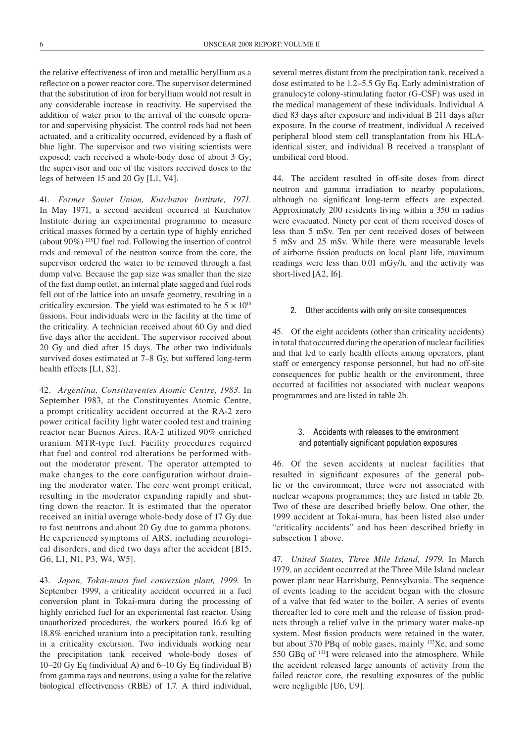the relative effectiveness of iron and metallic beryllium as a reflector on a power reactor core. The supervisor determined that the substitution of iron for beryllium would not result in any considerable increase in reactivity. He supervised the addition of water prior to the arrival of the console operator and supervising physicist. The control rods had not been actuated, and a criticality occurred, evidenced by a flash of blue light. The supervisor and two visiting scientists were exposed; each received a whole-body dose of about 3 Gy; the supervisor and one of the visitors received doses to the legs of between 15 and 20 Gy [L1, V4].

41. *Former Soviet Union, Kurchatov Institute, 1971.* In May 1971, a second accident occurred at Kurchatov Institute during an experimental programme to measure critical masses formed by a certain type of highly enriched (about 90%) $^{235}$U fuel rod. Following the insertion of control rods and removal of the neutron source from the core, the supervisor ordered the water to be removed through a fast dump valve. Because the gap size was smaller than the size of the fast dump outlet, an internal plate sagged and fuel rods fell out of the lattice into an unsafe geometry, resulting in a criticality excursion. The yield was estimated to be $5 \times 10^{18}$ fissions. Four individuals were in the facility at the time of the criticality. A technician received about 60 Gy and died five days after the accident. The supervisor received about 20 Gy and died after 15 days. The other two individuals survived doses estimated at 7–8 Gy, but suffered long-term health effects [L1, S2].

42. *Argentina, Constituyentes Atomic Centre, 1983.* In September 1983, at the Constituyentes Atomic Centre, a prompt criticality accident occurred at the RA-2 zero power critical facility light water cooled test and training reactor near Buenos Aires. RA-2 utilized 90% enriched uranium MTR-type fuel. Facility procedures required that fuel and control rod alterations be performed without the moderator present. The operator attempted to make changes to the core configuration without draining the moderator water. The core went prompt critical, resulting in the moderator expanding rapidly and shutting down the reactor. It is estimated that the operator received an initial average whole-body dose of 17 Gy due to fast neutrons and about 20 Gy due to gamma photons. He experienced symptoms of ARS, including neurological disorders, and died two days after the accident [B15, G6, L1, N1, P3, W4, W5].

43. *Japan, Tokai-mura fuel conversion plant, 1999.* In September 1999, a criticality accident occurred in a fuel conversion plant in Tokai-mura during the processing of highly enriched fuel for an experimental fast reactor. Using unauthorized procedures, the workers poured 16.6 kg of 18.8% enriched uranium into a precipitation tank, resulting in a criticality excursion. Two individuals working near the precipitation tank received whole-body doses of 10–20 Gy Eq (individual A) and 6–10 Gy Eq (individual B) from gamma rays and neutrons, using a value for the relative biological effectiveness (RBE) of 1.7. A third individual, several metres distant from the precipitation tank, received a dose estimated to be 1.2–5.5 Gy Eq. Early administration of granulocyte colony-stimulating factor (G-CSF) was used in the medical management of these individuals. Individual A died 83 days after exposure and individual B 211 days after exposure. In the course of treatment, individual A received peripheral blood stem cell transplantation from his HLA-identical sister, and individual B received a transplant of umbilical cord blood.

44. The accident resulted in off-site doses from direct neutron and gamma irradiation to nearby populations, although no significant long-term effects are expected. Approximately 200 residents living within a 350 m radius were evacuated. Ninety per cent of them received doses of less than 5 mSv. Ten per cent received doses of between 5 mSv and 25 mSv. While there were measurable levels of airborne fission products on local plant life, maximum readings were less than 0.01 mGy/h, and the activity was short-lived [A2, I6].

### 2. Other accidents with only on-site consequences

45. Of the eight accidents (other than criticality accidents) in total that occurred during the operation of nuclear facilities and that led to early health effects among operators, plant staff or emergency response personnel, but had no off-site consequences for public health or the environment, three occurred at facilities not associated with nuclear weapons programmes and are listed in table 2b.

### 3. Accidents with releases to the environment and potentially significant population exposures

46. Of the seven accidents at nuclear facilities that resulted in significant exposures of the general public or the environment, three were not associated with nuclear weapons programmes; they are listed in table 2b. Two of these are described briefly below. One other, the 1999 accident at Tokai-mura, has been listed also under "criticality accidents" and has been described briefly in subsection 1 above.

47. *United States, Three Mile Island, 1979.* In March 1979, an accident occurred at the Three Mile Island nuclear power plant near Harrisburg, Pennsylvania. The sequence of events leading to the accident began with the closure of a valve that fed water to the boiler. A series of events thereafter led to core melt and the release of fission products through a relief valve in the primary water make-up system. Most fission products were retained in the water, but about 370 PBq of noble gases, mainly $^{133}$Xe, and some 550 GBq of $^{131}$I were released into the atmosphere. While the accident released large amounts of activity from the failed reactor core, the resulting exposures of the public were negligible [U6, U9].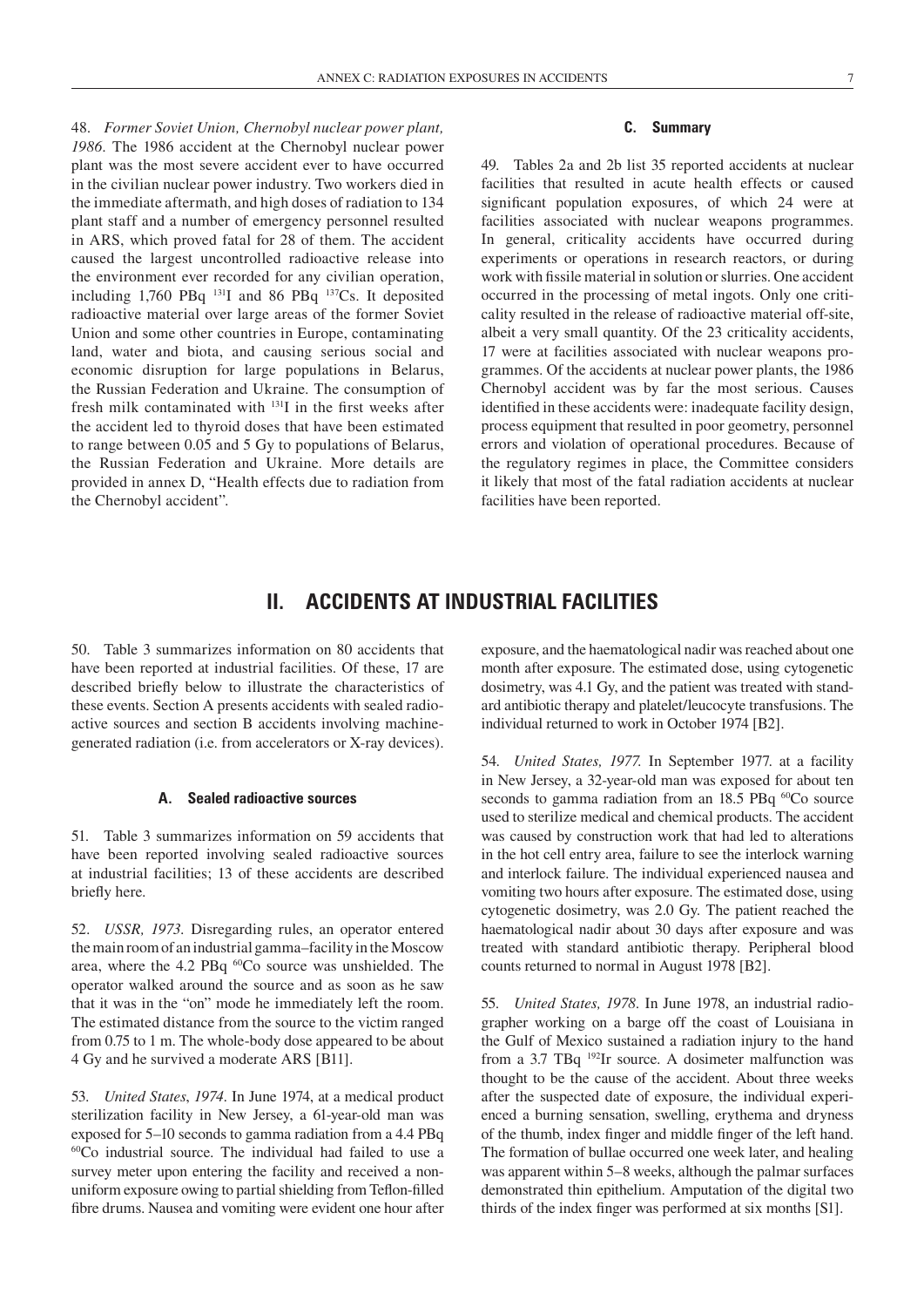48. *Former Soviet Union, Chernobyl nuclear power plant, 1986.* The 1986 accident at the Chernobyl nuclear power plant was the most severe accident ever to have occurred in the civilian nuclear power industry. Two workers died in the immediate aftermath, and high doses of radiation to 134 plant staff and a number of emergency personnel resulted in ARS, which proved fatal for 28 of them. The accident caused the largest uncontrolled radioactive release into the environment ever recorded for any civilian operation, including 1,760 PBq $^{131}$I and 86 PBq $^{137}$Cs. It deposited radioactive material over large areas of the former Soviet Union and some other countries in Europe, contaminating land, water and biota, and causing serious social and economic disruption for large populations in Belarus, the Russian Federation and Ukraine. The consumption of fresh milk contaminated with $^{131}$I in the first weeks after the accident led to thyroid doses that have been estimated to range between 0.05 and 5 Gy to populations of Belarus, the Russian Federation and Ukraine. More details are provided in annex D, "Health effects due to radiation from the Chernobyl accident".

### C. Summary

49. Tables 2a and 2b list 35 reported accidents at nuclear facilities that resulted in acute health effects or caused significant population exposures, of which 24 were at facilities associated with nuclear weapons programmes. In general, criticality accidents have occurred during experiments or operations in research reactors, or during work with fissile material in solution or slurries. One accident occurred in the processing of metal ingots. Only one criticality resulted in the release of radioactive material off-site, albeit a very small quantity. Of the 23 criticality accidents, 17 were at facilities associated with nuclear weapons programmes. Of the accidents at nuclear power plants, the 1986 Chernobyl accident was by far the most serious. Causes identified in these accidents were: inadequate facility design, process equipment that resulted in poor geometry, personnel errors and violation of operational procedures. Because of the regulatory regimes in place, the Committee considers it likely that most of the fatal radiation accidents at nuclear facilities have been reported.

## II. ACCIDENTS AT INDUSTRIAL FACILITIES

50. Table 3 summarizes information on 80 accidents that have been reported at industrial facilities. Of these, 17 are described briefly below to illustrate the characteristics of these events. Section A presents accidents with sealed radioactive sources and section B accidents involving machine-generated radiation (i.e. from accelerators or X-ray devices).

### A. Sealed radioactive sources

51. Table 3 summarizes information on 59 accidents that have been reported involving sealed radioactive sources at industrial facilities; 13 of these accidents are described briefly here.

52. *USSR, 1973.* Disregarding rules, an operator entered the main room of an industrial gamma–facility in the Moscow area, where the 4.2 PBq $^{60}$Co source was unshielded. The operator walked around the source and as soon as he saw that it was in the "on" mode he immediately left the room. The estimated distance from the source to the victim ranged from 0.75 to 1 m. The whole-body dose appeared to be about 4 Gy and he survived a moderate ARS [B11].

53. *United States, 1974.* In June 1974, at a medical product sterilization facility in New Jersey, a 61-year-old man was exposed for 5–10 seconds to gamma radiation from a 4.4 PBq $^{60}$Co industrial source. The individual had failed to use a survey meter upon entering the facility and received a non-uniform exposure owing to partial shielding from Teflon-filled fibre drums. Nausea and vomiting were evident one hour after exposure, and the haematological nadir was reached about one month after exposure. The estimated dose, using cytogenetic dosimetry, was 4.1 Gy, and the patient was treated with standard antibiotic therapy and platelet/leucocyte transfusions. The individual returned to work in October 1974 [B2].

54. *United States, 1977.* In September 1977. at a facility in New Jersey, a 32-year-old man was exposed for about ten seconds to gamma radiation from an 18.5 PBq $^{60}$Co source used to sterilize medical and chemical products. The accident was caused by construction work that had led to alterations in the hot cell entry area, failure to see the interlock warning and interlock failure. The individual experienced nausea and vomiting two hours after exposure. The estimated dose, using cytogenetic dosimetry, was 2.0 Gy. The patient reached the haematological nadir about 30 days after exposure and was treated with standard antibiotic therapy. Peripheral blood counts returned to normal in August 1978 [B2].

55. *United States, 1978.* In June 1978, an industrial radiographer working on a barge off the coast of Louisiana in the Gulf of Mexico sustained a radiation injury to the hand from a 3.7 TBq $^{192}$Ir source. A dosimeter malfunction was thought to be the cause of the accident. About three weeks after the suspected date of exposure, the individual experienced a burning sensation, swelling, erythema and dryness of the thumb, index finger and middle finger of the left hand. The formation of bullae occurred one week later, and healing was apparent within 5–8 weeks, although the palmar surfaces demonstrated thin epithelium. Amputation of the digital two thirds of the index finger was performed at six months [S1].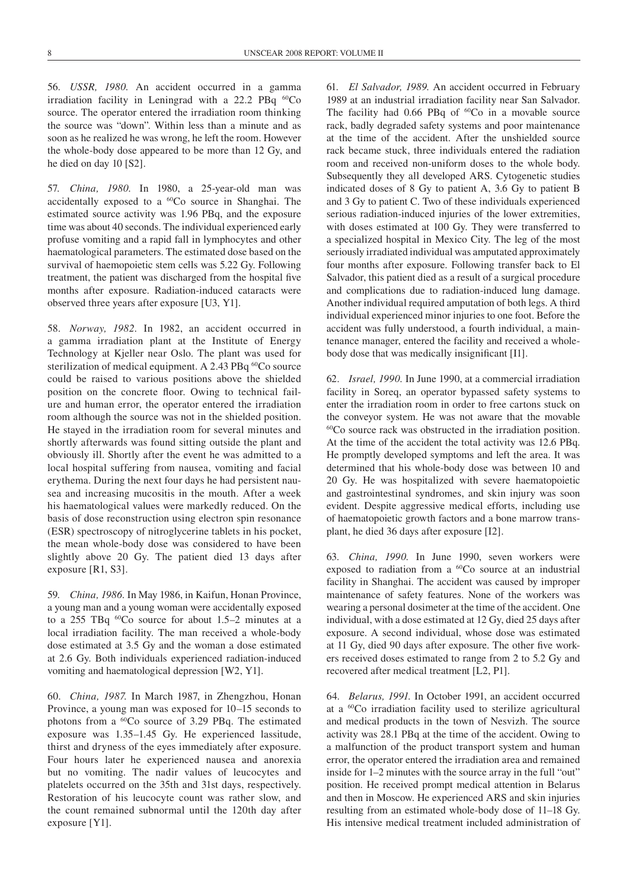56. *USSR, 1980.* An accident occurred in a gamma irradiation facility in Leningrad with a 22.2 PBq $^{60}$Co source. The operator entered the irradiation room thinking the source was "down". Within less than a minute and as soon as he realized he was wrong, he left the room. However the whole-body dose appeared to be more than 12 Gy, and he died on day 10 [S2].

57. *China, 1980.* In 1980, a 25-year-old man was accidentally exposed to a $^{60}$Co source in Shanghai. The estimated source activity was 1.96 PBq, and the exposure time was about 40 seconds. The individual experienced early profuse vomiting and a rapid fall in lymphocytes and other haematological parameters. The estimated dose based on the survival of haemopoietic stem cells was 5.22 Gy. Following treatment, the patient was discharged from the hospital five months after exposure. Radiation-induced cataracts were observed three years after exposure [U3, Y1].

58. *Norway, 1982.* In 1982, an accident occurred in a gamma irradiation plant at the Institute of Energy Technology at Kjeller near Oslo. The plant was used for sterilization of medical equipment. A 2.43 PBq $^{60}$Co source could be raised to various positions above the shielded position on the concrete floor. Owing to technical failure and human error, the operator entered the irradiation room although the source was not in the shielded position. He stayed in the irradiation room for several minutes and shortly afterwards was found sitting outside the plant and obviously ill. Shortly after the event he was admitted to a local hospital suffering from nausea, vomiting and facial erythema. During the next four days he had persistent nausea and increasing mucositis in the mouth. After a week his haematological values were markedly reduced. On the basis of dose reconstruction using electron spin resonance (ESR) spectroscopy of nitroglycerine tablets in his pocket, the mean whole-body dose was considered to have been slightly above 20 Gy. The patient died 13 days after exposure [R1, S3].

59. *China, 1986.* In May 1986, in Kaifun, Honan Province, a young man and a young woman were accidentally exposed to a 255 TBq $^{60}$Co source for about 1.5–2 minutes at a local irradiation facility. The man received a whole-body dose estimated at 3.5 Gy and the woman a dose estimated at 2.6 Gy. Both individuals experienced radiation-induced vomiting and haematological depression [W2, Y1].

60. *China, 1987.* In March 1987, in Zhengzhou, Honan Province, a young man was exposed for 10–15 seconds to photons from a $^{60}$Co source of 3.29 PBq. The estimated exposure was 1.35–1.45 Gy. He experienced lassitude, thirst and dryness of the eyes immediately after exposure. Four hours later he experienced nausea and anorexia but no vomiting. The nadir values of leucocytes and platelets occurred on the 35th and 31st days, respectively. Restoration of his leucocyte count was rather slow, and the count remained subnormal until the 120th day after exposure [Y1].

61. *El Salvador, 1989.* An accident occurred in February 1989 at an industrial irradiation facility near San Salvador. The facility had 0.66 PBq of $^{60}$Co in a movable source rack, badly degraded safety systems and poor maintenance at the time of the accident. After the unshielded source rack became stuck, three individuals entered the radiation room and received non-uniform doses to the whole body. Subsequently they all developed ARS. Cytogenetic studies indicated doses of 8 Gy to patient A, 3.6 Gy to patient B and 3 Gy to patient C. Two of these individuals experienced serious radiation-induced injuries of the lower extremities, with doses estimated at 100 Gy. They were transferred to a specialized hospital in Mexico City. The leg of the most seriously irradiated individual was amputated approximately four months after exposure. Following transfer back to El Salvador, this patient died as a result of a surgical procedure and complications due to radiation-induced lung damage. Another individual required amputation of both legs. A third individual experienced minor injuries to one foot. Before the accident was fully understood, a fourth individual, a maintenance manager, entered the facility and received a whole-body dose that was medically insignificant [I1].

62. *Israel, 1990.* In June 1990, at a commercial irradiation facility in Soreq, an operator bypassed safety systems to enter the irradiation room in order to free cartons stuck on the conveyor system. He was not aware that the movable $^{60}$Co source rack was obstructed in the irradiation position. At the time of the accident the total activity was 12.6 PBq. He promptly developed symptoms and left the area. It was determined that his whole-body dose was between 10 and 20 Gy. He was hospitalized with severe haematopoietic and gastrointestinal syndromes, and skin injury was soon evident. Despite aggressive medical efforts, including use of haematopoietic growth factors and a bone marrow transplant, he died 36 days after exposure [I2].

63. *China, 1990.* In June 1990, seven workers were exposed to radiation from a $^{60}$Co source at an industrial facility in Shanghai. The accident was caused by improper maintenance of safety features. None of the workers was wearing a personal dosimeter at the time of the accident. One individual, with a dose estimated at 12 Gy, died 25 days after exposure. A second individual, whose dose was estimated at 11 Gy, died 90 days after exposure. The other five workers received doses estimated to range from 2 to 5.2 Gy and recovered after medical treatment [L2, P1].

64. *Belarus, 1991.* In October 1991, an accident occurred at a $^{60}$Co irradiation facility used to sterilize agricultural and medical products in the town of Nesvizh. The source activity was 28.1 PBq at the time of the accident. Owing to a malfunction of the product transport system and human error, the operator entered the irradiation area and remained inside for 1–2 minutes with the source array in the full "out" position. He received prompt medical attention in Belarus and then in Moscow. He experienced ARS and skin injuries resulting from an estimated whole-body dose of 11–18 Gy. His intensive medical treatment included administration of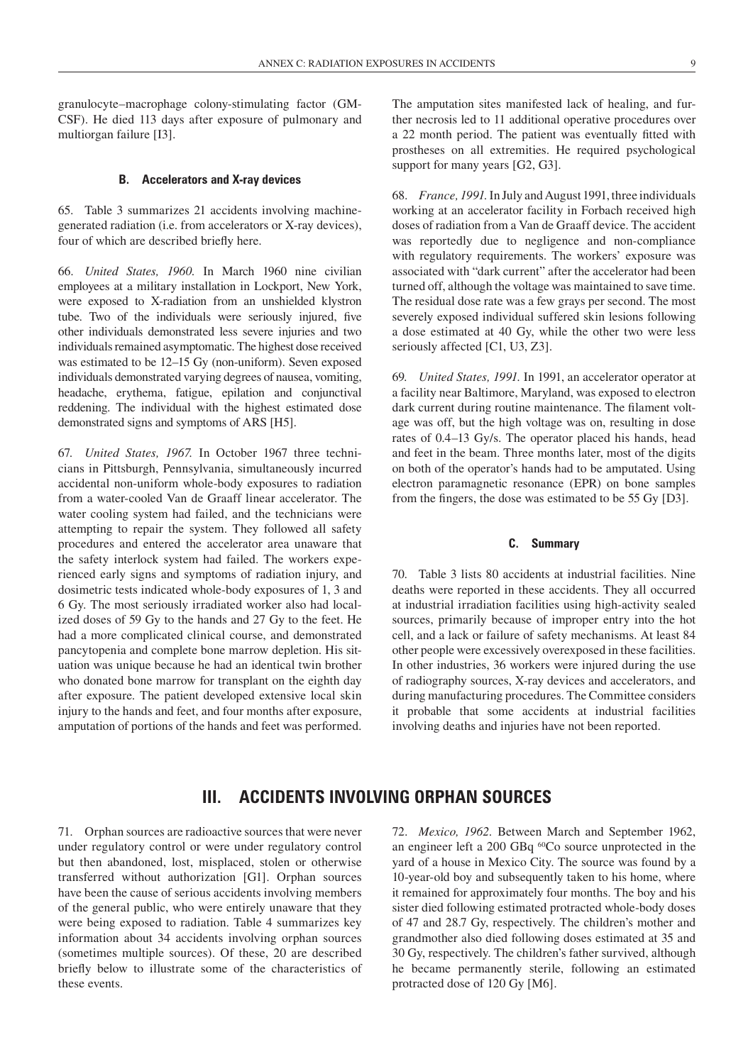granulocyte–macrophage colony-stimulating factor (GM-CSF). He died 113 days after exposure of pulmonary and multiorgan failure [I3].

### B. Accelerators and X-ray devices

65. Table 3 summarizes 21 accidents involving machine-generated radiation (i.e. from accelerators or X-ray devices), four of which are described briefly here.

66. *United States, 1960.* In March 1960 nine civilian employees at a military installation in Lockport, New York, were exposed to X-radiation from an unshielded klystron tube. Two of the individuals were seriously injured, five other individuals demonstrated less severe injuries and two individuals remained asymptomatic. The highest dose received was estimated to be 12–15 Gy (non-uniform). Seven exposed individuals demonstrated varying degrees of nausea, vomiting, headache, erythema, fatigue, epilation and conjunctival reddening. The individual with the highest estimated dose demonstrated signs and symptoms of ARS [H5].

67. *United States, 1967.* In October 1967 three technicians in Pittsburgh, Pennsylvania, simultaneously incurred accidental non-uniform whole-body exposures to radiation from a water-cooled Van de Graaff linear accelerator. The water cooling system had failed, and the technicians were attempting to repair the system. They followed all safety procedures and entered the accelerator area unaware that the safety interlock system had failed. The workers experienced early signs and symptoms of radiation injury, and dosimetric tests indicated whole-body exposures of 1, 3 and 6 Gy. The most seriously irradiated worker also had localized doses of 59 Gy to the hands and 27 Gy to the feet. He had a more complicated clinical course, and demonstrated pancytopenia and complete bone marrow depletion. His situation was unique because he had an identical twin brother who donated bone marrow for transplant on the eighth day after exposure. The patient developed extensive local skin injury to the hands and feet, and four months after exposure, amputation of portions of the hands and feet was performed. The amputation sites manifested lack of healing, and further necrosis led to 11 additional operative procedures over a 22 month period. The patient was eventually fitted with prostheses on all extremities. He required psychological support for many years [G2, G3].

68. *France, 1991.* In July and August 1991, three individuals working at an accelerator facility in Forbach received high doses of radiation from a Van de Graaff device. The accident was reportedly due to negligence and non-compliance with regulatory requirements. The workers' exposure was associated with "dark current" after the accelerator had been turned off, although the voltage was maintained to save time. The residual dose rate was a few grays per second. The most severely exposed individual suffered skin lesions following a dose estimated at 40 Gy, while the other two were less seriously affected [C1, U3, Z3].

69. *United States, 1991.* In 1991, an accelerator operator at a facility near Baltimore, Maryland, was exposed to electron dark current during routine maintenance. The filament voltage was off, but the high voltage was on, resulting in dose rates of 0.4–13 Gy/s. The operator placed his hands, head and feet in the beam. Three months later, most of the digits on both of the operator's hands had to be amputated. Using electron paramagnetic resonance (EPR) on bone samples from the fingers, the dose was estimated to be 55 Gy [D3].

### C. Summary

70. Table 3 lists 80 accidents at industrial facilities. Nine deaths were reported in these accidents. They all occurred at industrial irradiation facilities using high-activity sealed sources, primarily because of improper entry into the hot cell, and a lack or failure of safety mechanisms. At least 84 other people were excessively overexposed in these facilities. In other industries, 36 workers were injured during the use of radiography sources, X-ray devices and accelerators, and during manufacturing procedures. The Committee considers it probable that some accidents at industrial facilities involving deaths and injuries have not been reported.

## III. ACCIDENTS INVOLVING ORPHAN SOURCES

71. Orphan sources are radioactive sources that were never under regulatory control or were under regulatory control but then abandoned, lost, misplaced, stolen or otherwise transferred without authorization [G1]. Orphan sources have been the cause of serious accidents involving members of the general public, who were entirely unaware that they were being exposed to radiation. Table 4 summarizes key information about 34 accidents involving orphan sources (sometimes multiple sources). Of these, 20 are described briefly below to illustrate some of the characteristics of these events.

72. *Mexico, 1962.* Between March and September 1962, an engineer left a 200 GBq $^{60}Co$ source unprotected in the yard of a house in Mexico City. The source was found by a 10-year-old boy and subsequently taken to his home, where it remained for approximately four months. The boy and his sister died following estimated protracted whole-body doses of 47 and 28.7 Gy, respectively. The children's mother and grandmother also died following doses estimated at 35 and 30 Gy, respectively. The children's father survived, although he became permanently sterile, following an estimated protracted dose of 120 Gy [M6].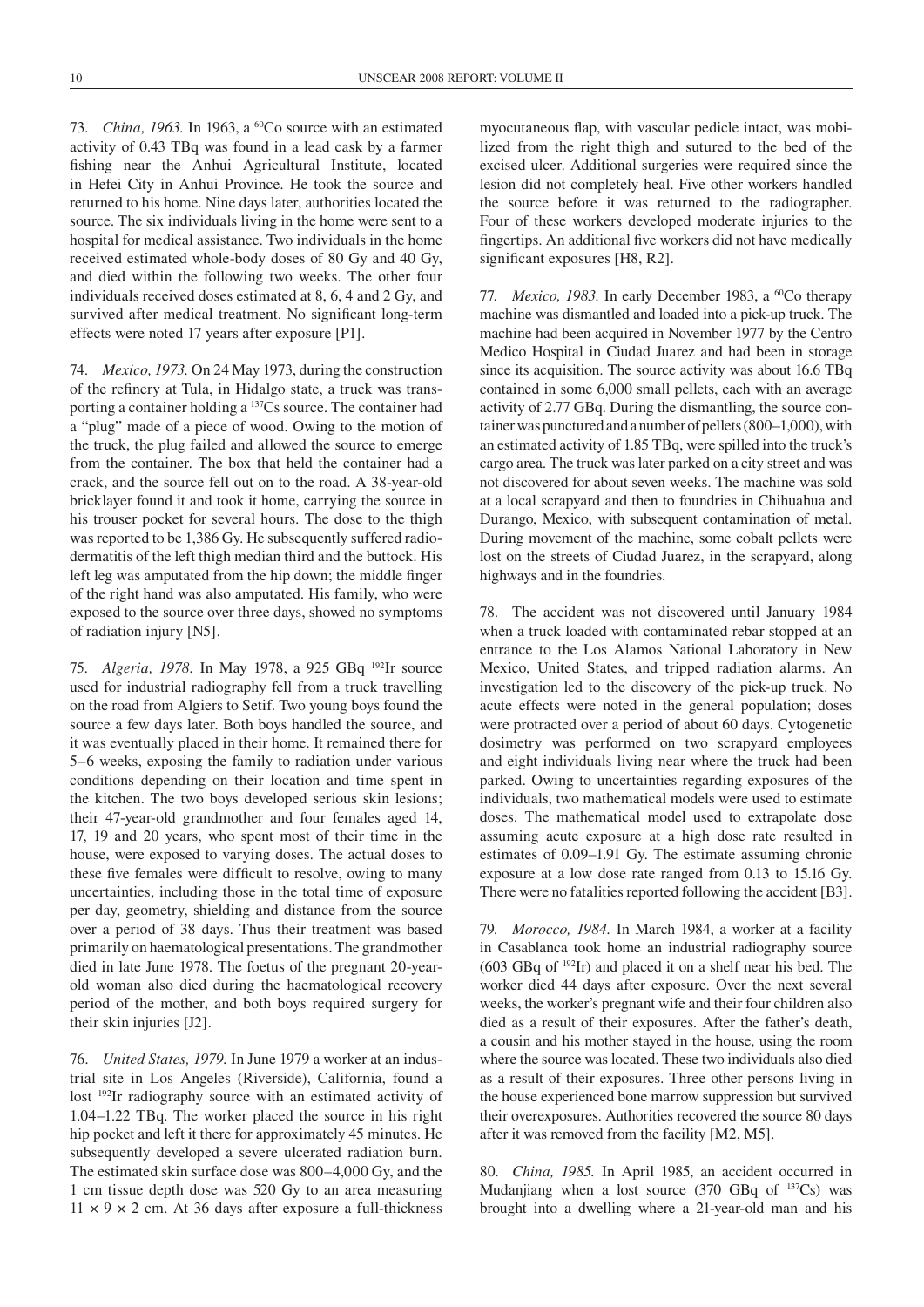73. *China, 1963.* In 1963, a $^{60}$Co source with an estimated activity of 0.43 TBq was found in a lead cask by a farmer fishing near the Anhui Agricultural Institute, located in Hefei City in Anhui Province. He took the source and returned to his home. Nine days later, authorities located the source. The six individuals living in the home were sent to a hospital for medical assistance. Two individuals in the home received estimated whole-body doses of 80 Gy and 40 Gy, and died within the following two weeks. The other four individuals received doses estimated at 8, 6, 4 and 2 Gy, and survived after medical treatment. No significant long-term effects were noted 17 years after exposure [P1].

74. *Mexico, 1973.* On 24 May 1973, during the construction of the refinery at Tula, in Hidalgo state, a truck was transporting a container holding a $^{137}$Cs source. The container had a "plug" made of a piece of wood. Owing to the motion of the truck, the plug failed and allowed the source to emerge from the container. The box that held the container had a crack, and the source fell out on to the road. A 38-year-old bricklayer found it and took it home, carrying the source in his trouser pocket for several hours. The dose to the thigh was reported to be 1,386 Gy. He subsequently suffered radiodermatitis of the left thigh median third and the buttock. His left leg was amputated from the hip down; the middle finger of the right hand was also amputated. His family, who were exposed to the source over three days, showed no symptoms of radiation injury [N5].

75. *Algeria, 1978.* In May 1978, a 925 GBq $^{192}$Ir source used for industrial radiography fell from a truck travelling on the road from Algiers to Setif. Two young boys found the source a few days later. Both boys handled the source, and it was eventually placed in their home. It remained there for 5–6 weeks, exposing the family to radiation under various conditions depending on their location and time spent in the kitchen. The two boys developed serious skin lesions; their 47-year-old grandmother and four females aged 14, 17, 19 and 20 years, who spent most of their time in the house, were exposed to varying doses. The actual doses to these five females were difficult to resolve, owing to many uncertainties, including those in the total time of exposure per day, geometry, shielding and distance from the source over a period of 38 days. Thus their treatment was based primarily on haematological presentations. The grandmother died in late June 1978. The foetus of the pregnant 20-year-old woman also died during the haematological recovery period of the mother, and both boys required surgery for their skin injuries [J2].

76. *United States, 1979.* In June 1979 a worker at an industrial site in Los Angeles (Riverside), California, found a lost $^{192}$Ir radiography source with an estimated activity of 1.04–1.22 TBq. The worker placed the source in his right hip pocket and left it there for approximately 45 minutes. He subsequently developed a severe ulcerated radiation burn. The estimated skin surface dose was 800–4,000 Gy, and the 1 cm tissue depth dose was 520 Gy to an area measuring 11 × 9 × 2 cm. At 36 days after exposure a full-thickness myocutaneous flap, with vascular pedicle intact, was mobilized from the right thigh and sutured to the bed of the excised ulcer. Additional surgeries were required since the lesion did not completely heal. Five other workers handled the source before it was returned to the radiographer. Four of these workers developed moderate injuries to the fingertips. An additional five workers did not have medically significant exposures [H8, R2].

77. *Mexico, 1983.* In early December 1983, a $^{60}$Co therapy machine was dismantled and loaded into a pick-up truck. The machine had been acquired in November 1977 by the Centro Medico Hospital in Ciudad Juarez and had been in storage since its acquisition. The source activity was about 16.6 TBq contained in some 6,000 small pellets, each with an average activity of 2.77 GBq. During the dismantling, the source container was punctured and a number of pellets (800–1,000), with an estimated activity of 1.85 TBq, were spilled into the truck's cargo area. The truck was later parked on a city street and was not discovered for about seven weeks. The machine was sold at a local scrapyard and then to foundries in Chihuahua and Durango, Mexico, with subsequent contamination of metal. During movement of the machine, some cobalt pellets were lost on the streets of Ciudad Juarez, in the scrapyard, along highways and in the foundries.

78. The accident was not discovered until January 1984 when a truck loaded with contaminated rebar stopped at an entrance to the Los Alamos National Laboratory in New Mexico, United States, and tripped radiation alarms. An investigation led to the discovery of the pick-up truck. No acute effects were noted in the general population; doses were protracted over a period of about 60 days. Cytogenetic dosimetry was performed on two scrapyard employees and eight individuals living near where the truck had been parked. Owing to uncertainties regarding exposures of the individuals, two mathematical models were used to estimate doses. The mathematical model used to extrapolate dose assuming acute exposure at a high dose rate resulted in estimates of 0.09–1.91 Gy. The estimate assuming chronic exposure at a low dose rate ranged from 0.13 to 15.16 Gy. There were no fatalities reported following the accident [B3].

79. *Morocco, 1984.* In March 1984, a worker at a facility in Casablanca took home an industrial radiography source (603 GBq of $^{192}$Ir) and placed it on a shelf near his bed. The worker died 44 days after exposure. Over the next several weeks, the worker's pregnant wife and their four children also died as a result of their exposures. After the father's death, a cousin and his mother stayed in the house, using the room where the source was located. These two individuals also died as a result of their exposures. Three other persons living in the house experienced bone marrow suppression but survived their overexposures. Authorities recovered the source 80 days after it was removed from the facility [M2, M5].

80. *China, 1985.* In April 1985, an accident occurred in Mudanjiang when a lost source (370 GBq of $^{137}$Cs) was brought into a dwelling where a 21-year-old man and his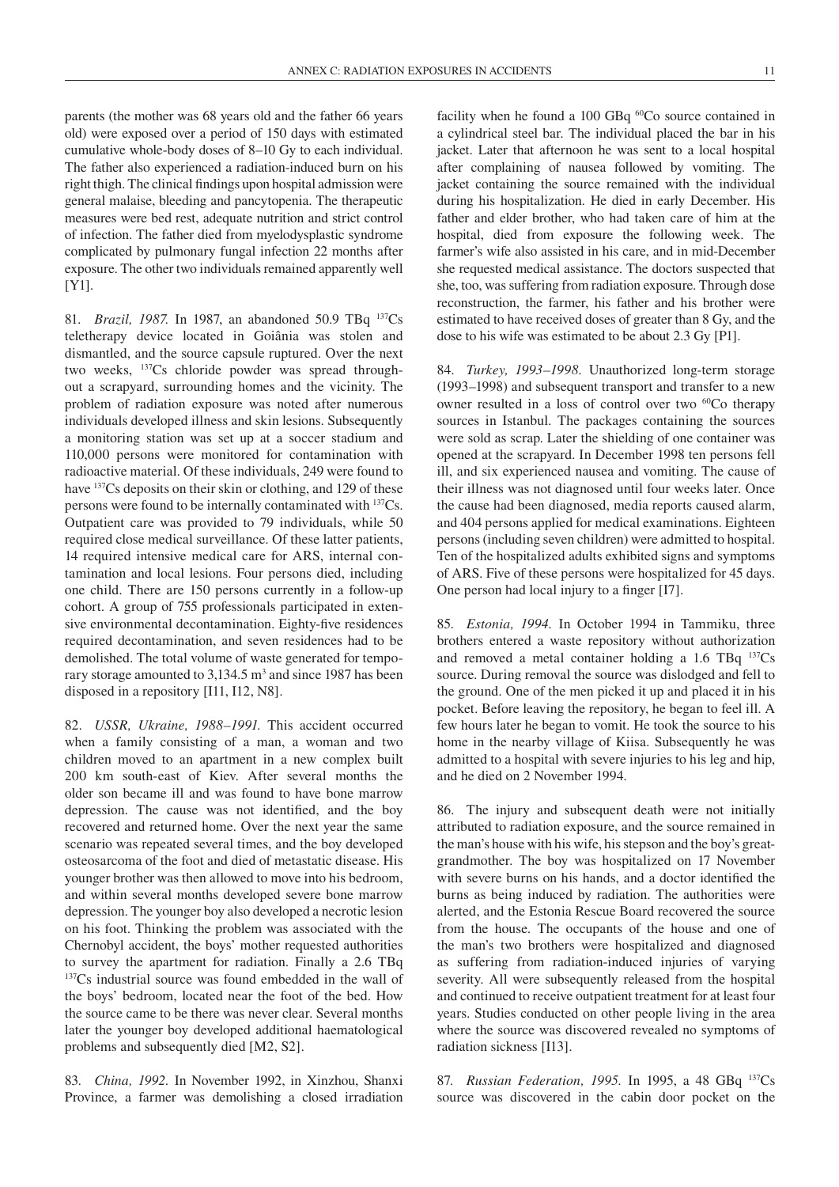parents (the mother was 68 years old and the father 66 years old) were exposed over a period of 150 days with estimated cumulative whole-body doses of 8–10 Gy to each individual. The father also experienced a radiation-induced burn on his right thigh. The clinical findings upon hospital admission were general malaise, bleeding and pancytopenia. The therapeutic measures were bed rest, adequate nutrition and strict control of infection. The father died from myelodysplastic syndrome complicated by pulmonary fungal infection 22 months after exposure. The other two individuals remained apparently well [Y1].

81. *Brazil, 1987.* In 1987, an abandoned 50.9 TBq $^{137}$Cs teletherapy device located in Goiânia was stolen and dismantled, and the source capsule ruptured. Over the next two weeks, $^{137}$Cs chloride powder was spread throughout a scrapyard, surrounding homes and the vicinity. The problem of radiation exposure was noted after numerous individuals developed illness and skin lesions. Subsequently a monitoring station was set up at a soccer stadium and 110,000 persons were monitored for contamination with radioactive material. Of these individuals, 249 were found to have $^{137}$Cs deposits on their skin or clothing, and 129 of these persons were found to be internally contaminated with $^{137}$Cs. Outpatient care was provided to 79 individuals, while 50 required close medical surveillance. Of these latter patients, 14 required intensive medical care for ARS, internal contamination and local lesions. Four persons died, including one child. There are 150 persons currently in a follow-up cohort. A group of 755 professionals participated in extensive environmental decontamination. Eighty-five residences required decontamination, and seven residences had to be demolished. The total volume of waste generated for temporary storage amounted to 3,134.5 m$^3$ and since 1987 has been disposed in a repository [I11, I12, N8].

82. *USSR, Ukraine, 1988–1991.* This accident occurred when a family consisting of a man, a woman and two children moved to an apartment in a new complex built 200 km south-east of Kiev. After several months the older son became ill and was found to have bone marrow depression. The cause was not identified, and the boy recovered and returned home. Over the next year the same scenario was repeated several times, and the boy developed osteosarcoma of the foot and died of metastatic disease. His younger brother was then allowed to move into his bedroom, and within several months developed severe bone marrow depression. The younger boy also developed a necrotic lesion on his foot. Thinking the problem was associated with the Chernobyl accident, the boys' mother requested authorities to survey the apartment for radiation. Finally a 2.6 TBq $^{137}$Cs industrial source was found embedded in the wall of the boys' bedroom, located near the foot of the bed. How the source came to be there was never clear. Several months later the younger boy developed additional haematological problems and subsequently died [M2, S2].

83. *China, 1992.* In November 1992, in Xinzhou, Shanxi Province, a farmer was demolishing a closed irradiation facility when he found a 100 GBq $^{60}$Co source contained in a cylindrical steel bar. The individual placed the bar in his jacket. Later that afternoon he was sent to a local hospital after complaining of nausea followed by vomiting. The jacket containing the source remained with the individual during his hospitalization. He died in early December. His father and elder brother, who had taken care of him at the hospital, died from exposure the following week. The farmer's wife also assisted in his care, and in mid-December she requested medical assistance. The doctors suspected that she, too, was suffering from radiation exposure. Through dose reconstruction, the farmer, his father and his brother were estimated to have received doses of greater than 8 Gy, and the dose to his wife was estimated to be about 2.3 Gy [P1].

84. *Turkey, 1993–1998.* Unauthorized long-term storage (1993–1998) and subsequent transport and transfer to a new owner resulted in a loss of control over two $^{60}$Co therapy sources in Istanbul. The packages containing the sources were sold as scrap. Later the shielding of one container was opened at the scrapyard. In December 1998 ten persons fell ill, and six experienced nausea and vomiting. The cause of their illness was not diagnosed until four weeks later. Once the cause had been diagnosed, media reports caused alarm, and 404 persons applied for medical examinations. Eighteen persons (including seven children) were admitted to hospital. Ten of the hospitalized adults exhibited signs and symptoms of ARS. Five of these persons were hospitalized for 45 days. One person had local injury to a finger [I7].

85. *Estonia, 1994.* In October 1994 in Tammiku, three brothers entered a waste repository without authorization and removed a metal container holding a 1.6 TBq $^{137}$Cs source. During removal the source was dislodged and fell to the ground. One of the men picked it up and placed it in his pocket. Before leaving the repository, he began to feel ill. A few hours later he began to vomit. He took the source to his home in the nearby village of Kiisa. Subsequently he was admitted to a hospital with severe injuries to his leg and hip, and he died on 2 November 1994.

86. The injury and subsequent death were not initially attributed to radiation exposure, and the source remained in the man's house with his wife, his stepson and the boy's great-grandmother. The boy was hospitalized on 17 November with severe burns on his hands, and a doctor identified the burns as being induced by radiation. The authorities were alerted, and the Estonia Rescue Board recovered the source from the house. The occupants of the house and one of the man's two brothers were hospitalized and diagnosed as suffering from radiation-induced injuries of varying severity. All were subsequently released from the hospital and continued to receive outpatient treatment for at least four years. Studies conducted on other people living in the area where the source was discovered revealed no symptoms of radiation sickness [I13].

87. *Russian Federation, 1995.* In 1995, a 48 GBq $^{137}$Cs source was discovered in the cabin door pocket on the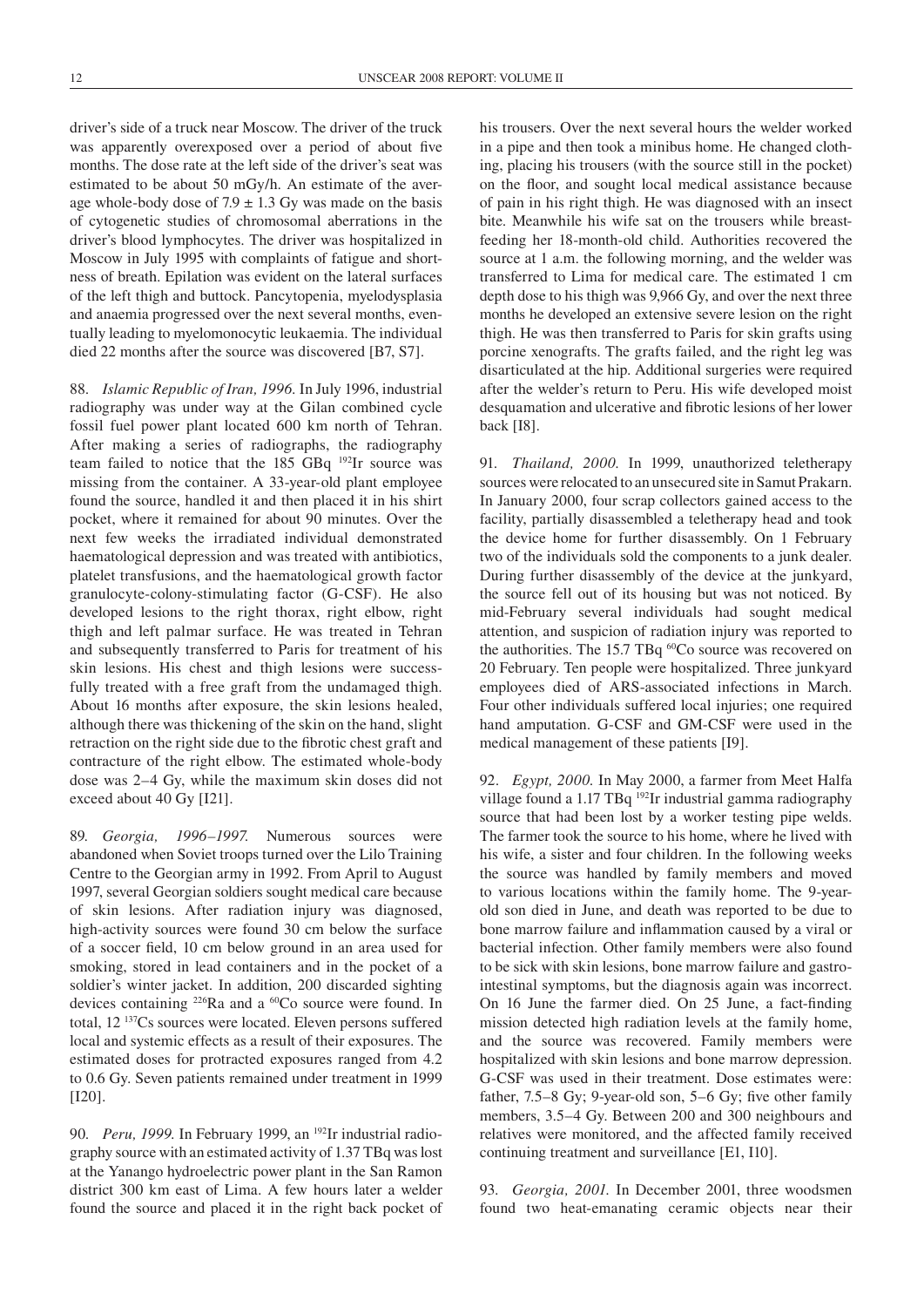driver's side of a truck near Moscow. The driver of the truck was apparently overexposed over a period of about five months. The dose rate at the left side of the driver's seat was estimated to be about 50 mGy/h. An estimate of the average whole-body dose of $7.9 \pm 1.3$ Gy was made on the basis of cytogenetic studies of chromosomal aberrations in the driver's blood lymphocytes. The driver was hospitalized in Moscow in July 1995 with complaints of fatigue and shortness of breath. Epilation was evident on the lateral surfaces of the left thigh and buttock. Pancytopenia, myelodysplasia and anaemia progressed over the next several months, eventually leading to myelomonocytic leukaemia. The individual died 22 months after the source was discovered [B7, S7].

88. *Islamic Republic of Iran, 1996.* In July 1996, industrial radiography was under way at the Gilan combined cycle fossil fuel power plant located 600 km north of Tehran. After making a series of radiographs, the radiography team failed to notice that the 185 GBq $^{192}$Ir source was missing from the container. A 33-year-old plant employee found the source, handled it and then placed it in his shirt pocket, where it remained for about 90 minutes. Over the next few weeks the irradiated individual demonstrated haematological depression and was treated with antibiotics, platelet transfusions, and the haematological growth factor granulocyte-colony-stimulating factor (G-CSF). He also developed lesions to the right thorax, right elbow, right thigh and left palmar surface. He was treated in Tehran and subsequently transferred to Paris for treatment of his skin lesions. His chest and thigh lesions were successfully treated with a free graft from the undamaged thigh. About 16 months after exposure, the skin lesions healed, although there was thickening of the skin on the hand, slight retraction on the right side due to the fibrotic chest graft and contracture of the right elbow. The estimated whole-body dose was 2–4 Gy, while the maximum skin doses did not exceed about 40 Gy [I21].

89. *Georgia, 1996–1997.* Numerous sources were abandoned when Soviet troops turned over the Lilo Training Centre to the Georgian army in 1992. From April to August 1997, several Georgian soldiers sought medical care because of skin lesions. After radiation injury was diagnosed, high-activity sources were found 30 cm below the surface of a soccer field, 10 cm below ground in an area used for smoking, stored in lead containers and in the pocket of a soldier's winter jacket. In addition, 200 discarded sighting devices containing $^{226}$Ra and a $^{60}$Co source were found. In total, 12 $^{137}$Cs sources were located. Eleven persons suffered local and systemic effects as a result of their exposures. The estimated doses for protracted exposures ranged from 4.2 to 0.6 Gy. Seven patients remained under treatment in 1999 [I20].

90. *Peru, 1999.* In February 1999, an $^{192}$Ir industrial radiography source with an estimated activity of 1.37 TBq was lost at the Yanango hydroelectric power plant in the San Ramon district 300 km east of Lima. A few hours later a welder found the source and placed it in the right back pocket of his trousers. Over the next several hours the welder worked in a pipe and then took a minibus home. He changed clothing, placing his trousers (with the source still in the pocket) on the floor, and sought local medical assistance because of pain in his right thigh. He was diagnosed with an insect bite. Meanwhile his wife sat on the trousers while breastfeeding her 18-month-old child. Authorities recovered the source at 1 a.m. the following morning, and the welder was transferred to Lima for medical care. The estimated 1 cm depth dose to his thigh was 9,966 Gy, and over the next three months he developed an extensive severe lesion on the right thigh. He was then transferred to Paris for skin grafts using porcine xenografts. The grafts failed, and the right leg was disarticulated at the hip. Additional surgeries were required after the welder's return to Peru. His wife developed moist desquamation and ulcerative and fibrotic lesions of her lower back [I8].

91. *Thailand, 2000.* In 1999, unauthorized teletherapy sources were relocated to an unsecured site in Samut Prakarn. In January 2000, four scrap collectors gained access to the facility, partially disassembled a teletherapy head and took the device home for further disassembly. On 1 February two of the individuals sold the components to a junk dealer. During further disassembly of the device at the junkyard, the source fell out of its housing but was not noticed. By mid-February several individuals had sought medical attention, and suspicion of radiation injury was reported to the authorities. The 15.7 TBq $^{60}$Co source was recovered on 20 February. Ten people were hospitalized. Three junkyard employees died of ARS-associated infections in March. Four other individuals suffered local injuries; one required hand amputation. G-CSF and GM-CSF were used in the medical management of these patients [I9].

92. *Egypt, 2000.* In May 2000, a farmer from Meet Halfa village found a 1.17 TBq $^{192}$Ir industrial gamma radiography source that had been lost by a worker testing pipe welds. The farmer took the source to his home, where he lived with his wife, a sister and four children. In the following weeks the source was handled by family members and moved to various locations within the family home. The 9-year-old son died in June, and death was reported to be due to bone marrow failure and inflammation caused by a viral or bacterial infection. Other family members were also found to be sick with skin lesions, bone marrow failure and gastrointestinal symptoms, but the diagnosis again was incorrect. On 16 June the farmer died. On 25 June, a fact-finding mission detected high radiation levels at the family home, and the source was recovered. Family members were hospitalized with skin lesions and bone marrow depression. G-CSF was used in their treatment. Dose estimates were: father, 7.5–8 Gy; 9-year-old son, 5–6 Gy; five other family members, 3.5–4 Gy. Between 200 and 300 neighbours and relatives were monitored, and the affected family received continuing treatment and surveillance [E1, I10].

93. *Georgia, 2001.* In December 2001, three woodsmen found two heat-emanating ceramic objects near their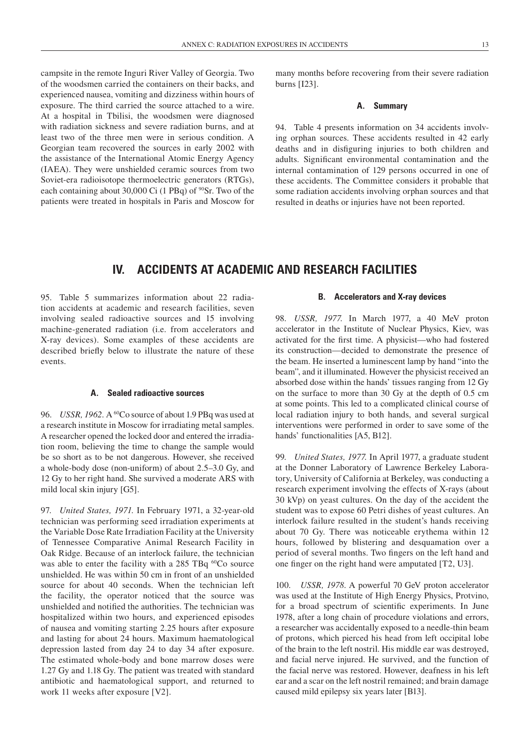campsite in the remote Inguri River Valley of Georgia. Two of the woodsmen carried the containers on their backs, and experienced nausea, vomiting and dizziness within hours of exposure. The third carried the source attached to a wire. At a hospital in Tbilisi, the woodsmen were diagnosed with radiation sickness and severe radiation burns, and at least two of the three men were in serious condition. A Georgian team recovered the sources in early 2002 with the assistance of the International Atomic Energy Agency (IAEA). They were unshielded ceramic sources from two Soviet-era radioisotope thermoelectric generators (RTGs), each containing about 30,000 Ci (1 PBq) of $^{90}$Sr. Two of the patients were treated in hospitals in Paris and Moscow for many months before recovering from their severe radiation burns [I23].

### A. Summary

94. Table 4 presents information on 34 accidents involving orphan sources. These accidents resulted in 42 early deaths and in disfiguring injuries to both children and adults. Significant environmental contamination and the internal contamination of 129 persons occurred in one of these accidents. The Committee considers it probable that some radiation accidents involving orphan sources and that resulted in deaths or injuries have not been reported.

## IV. ACCIDENTS AT ACADEMIC AND RESEARCH FACILITIES

95. Table 5 summarizes information about 22 radiation accidents at academic and research facilities, seven involving sealed radioactive sources and 15 involving machine-generated radiation (i.e. from accelerators and X-ray devices). Some examples of these accidents are described briefly below to illustrate the nature of these events.

### A. Sealed radioactive sources

96. *USSR, 1962*. A $^{60}$Co source of about 1.9 PBq was used at a research institute in Moscow for irradiating metal samples. A researcher opened the locked door and entered the irradiation room, believing the time to change the sample would be so short as to be not dangerous. However, she received a whole-body dose (non-uniform) of about 2.5–3.0 Gy, and 12 Gy to her right hand. She survived a moderate ARS with mild local skin injury [G5].

97. *United States, 1971.* In February 1971, a 32-year-old technician was performing seed irradiation experiments at the Variable Dose Rate Irradiation Facility at the University of Tennessee Comparative Animal Research Facility in Oak Ridge. Because of an interlock failure, the technician was able to enter the facility with a 285 TBq $^{60}$Co source unshielded. He was within 50 cm in front of an unshielded source for about 40 seconds. When the technician left the facility, the operator noticed that the source was unshielded and notified the authorities. The technician was hospitalized within two hours, and experienced episodes of nausea and vomiting starting 2.25 hours after exposure and lasting for about 24 hours. Maximum haematological depression lasted from day 24 to day 34 after exposure. The estimated whole-body and bone marrow doses were 1.27 Gy and 1.18 Gy. The patient was treated with standard antibiotic and haematological support, and returned to work 11 weeks after exposure [V2].

### B. Accelerators and X-ray devices

98. *USSR, 1977.* In March 1977, a 40 MeV proton accelerator in the Institute of Nuclear Physics, Kiev, was activated for the first time. A physicist—who had fostered its construction—decided to demonstrate the presence of the beam. He inserted a luminescent lamp by hand "into the beam", and it illuminated. However the physicist received an absorbed dose within the hands' tissues ranging from 12 Gy on the surface to more than 30 Gy at the depth of 0.5 cm at some points. This led to a complicated clinical course of local radiation injury to both hands, and several surgical interventions were performed in order to save some of the hands' functionalities [A5, B12].

99. *United States, 1977.* In April 1977, a graduate student at the Donner Laboratory of Lawrence Berkeley Laboratory, University of California at Berkeley, was conducting a research experiment involving the effects of X-rays (about 30 kVp) on yeast cultures. On the day of the accident the student was to expose 60 Petri dishes of yeast cultures. An interlock failure resulted in the student's hands receiving about 70 Gy. There was noticeable erythema within 12 hours, followed by blistering and desquamation over a period of several months. Two fingers on the left hand and one finger on the right hand were amputated [T2, U3].

100. *USSR, 1978.* A powerful 70 GeV proton accelerator was used at the Institute of High Energy Physics, Protvino, for a broad spectrum of scientific experiments. In June 1978, after a long chain of procedure violations and errors, a researcher was accidentally exposed to a needle-thin beam of protons, which pierced his head from left occipital lobe of the brain to the left nostril. His middle ear was destroyed, and facial nerve injured. He survived, and the function of the facial nerve was restored. However, deafness in his left ear and a scar on the left nostril remained; and brain damage caused mild epilepsy six years later [B13].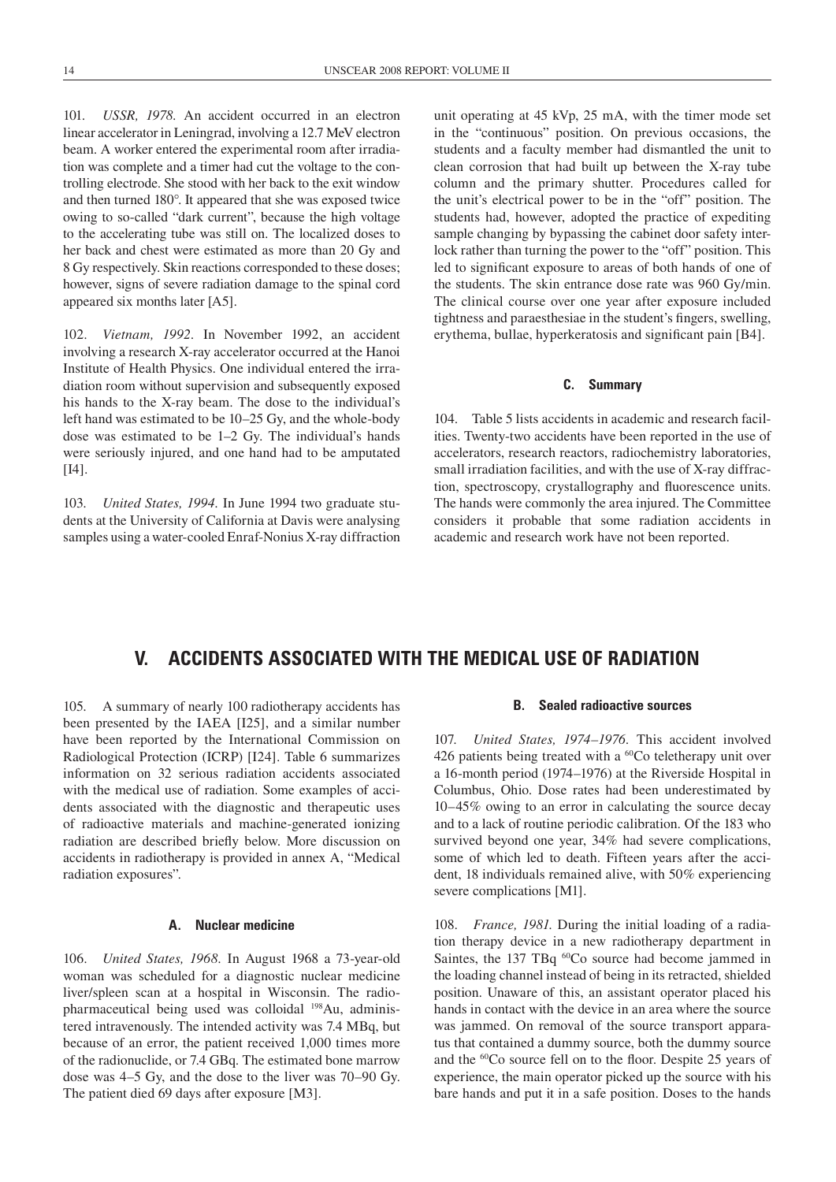101. *USSR, 1978*. An accident occurred in an electron linear accelerator in Leningrad, involving a 12.7 MeV electron beam. A worker entered the experimental room after irradiation was complete and a timer had cut the voltage to the controlling electrode. She stood with her back to the exit window and then turned 180°. It appeared that she was exposed twice owing to so-called "dark current", because the high voltage to the accelerating tube was still on. The localized doses to her back and chest were estimated as more than 20 Gy and 8 Gy respectively. Skin reactions corresponded to these doses; however, signs of severe radiation damage to the spinal cord appeared six months later [A5].

102. *Vietnam, 1992*. In November 1992, an accident involving a research X-ray accelerator occurred at the Hanoi Institute of Health Physics. One individual entered the irradiation room without supervision and subsequently exposed his hands to the X-ray beam. The dose to the individual's left hand was estimated to be 10–25 Gy, and the whole-body dose was estimated to be 1–2 Gy. The individual's hands were seriously injured, and one hand had to be amputated [I4].

103. *United States, 1994*. In June 1994 two graduate students at the University of California at Davis were analysing samples using a water-cooled Enraf-Nonius X-ray diffraction unit operating at 45 kVp, 25 mA, with the timer mode set in the "continuous" position. On previous occasions, the students and a faculty member had dismantled the unit to clean corrosion that had built up between the X-ray tube column and the primary shutter. Procedures called for the unit's electrical power to be in the "off" position. The students had, however, adopted the practice of expediting sample changing by bypassing the cabinet door safety interlock rather than turning the power to the "off" position. This led to significant exposure to areas of both hands of one of the students. The skin entrance dose rate was 960 Gy/min. The clinical course over one year after exposure included tightness and paraesthesiae in the student's fingers, swelling, erythema, bullae, hyperkeratosis and significant pain [B4].

### C. Summary

104. Table 5 lists accidents in academic and research facilities. Twenty-two accidents have been reported in the use of accelerators, research reactors, radiochemistry laboratories, small irradiation facilities, and with the use of X-ray diffraction, spectroscopy, crystallography and fluorescence units. The hands were commonly the area injured. The Committee considers it probable that some radiation accidents in academic and research work have not been reported.

## V. ACCIDENTS ASSOCIATED WITH THE MEDICAL USE OF RADIATION

105. A summary of nearly 100 radiotherapy accidents has been presented by the IAEA [I25], and a similar number have been reported by the International Commission on Radiological Protection (ICRP) [I24]. Table 6 summarizes information on 32 serious radiation accidents associated with the medical use of radiation. Some examples of accidents associated with the diagnostic and therapeutic uses of radioactive materials and machine-generated ionizing radiation are described briefly below. More discussion on accidents in radiotherapy is provided in annex A, "Medical radiation exposures".

### A. Nuclear medicine

106. *United States, 1968*. In August 1968 a 73-year-old woman was scheduled for a diagnostic nuclear medicine liver/spleen scan at a hospital in Wisconsin. The radiopharmaceutical being used was colloidal $^{198}$Au, administered intravenously. The intended activity was 7.4 MBq, but because of an error, the patient received 1,000 times more of the radionuclide, or 7.4 GBq. The estimated bone marrow dose was 4–5 Gy, and the dose to the liver was 70–90 Gy. The patient died 69 days after exposure [M3].

### B. Sealed radioactive sources

107. *United States, 1974–1976*. This accident involved 426 patients being treated with a $^{60}$Co teletherapy unit over a 16-month period (1974–1976) at the Riverside Hospital in Columbus, Ohio. Dose rates had been underestimated by 10–45% owing to an error in calculating the source decay and to a lack of routine periodic calibration. Of the 183 who survived beyond one year, 34% had severe complications, some of which led to death. Fifteen years after the accident, 18 individuals remained alive, with 50% experiencing severe complications [M1].

108. *France, 1981*. During the initial loading of a radiation therapy device in a new radiotherapy department in Saintes, the 137 TBq $^{60}$Co source had become jammed in the loading channel instead of being in its retracted, shielded position. Unaware of this, an assistant operator placed his hands in contact with the device in an area where the source was jammed. On removal of the source transport apparatus that contained a dummy source, both the dummy source and the $^{60}$Co source fell on to the floor. Despite 25 years of experience, the main operator picked up the source with his bare hands and put it in a safe position. Doses to the hands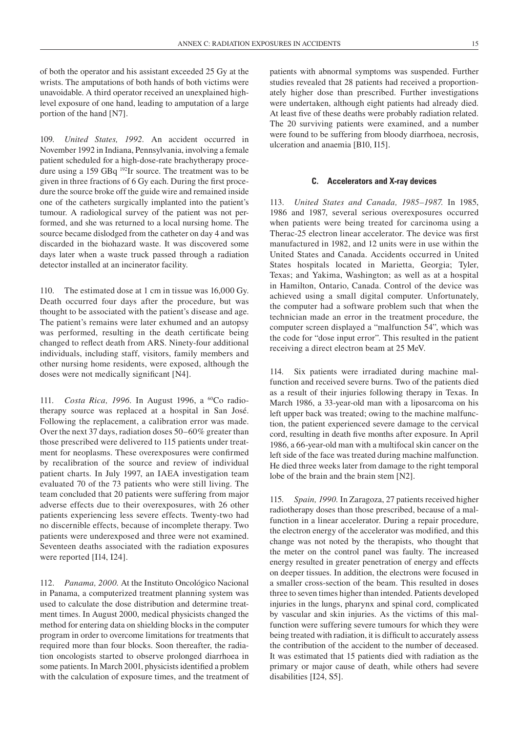of both the operator and his assistant exceeded 25 Gy at the wrists. The amputations of both hands of both victims were unavoidable. A third operator received an unexplained high-level exposure of one hand, leading to amputation of a large portion of the hand [N7].

109. *United States, 1992*. An accident occurred in November 1992 in Indiana, Pennsylvania, involving a female patient scheduled for a high-dose-rate brachytherapy procedure using a 159 GBq $^{192}$Ir source. The treatment was to be given in three fractions of 6 Gy each. During the first procedure the source broke off the guide wire and remained inside one of the catheters surgically implanted into the patient's tumour. A radiological survey of the patient was not performed, and she was returned to a local nursing home. The source became dislodged from the catheter on day 4 and was discarded in the biohazard waste. It was discovered some days later when a waste truck passed through a radiation detector installed at an incinerator facility.

110. The estimated dose at 1 cm in tissue was 16,000 Gy. Death occurred four days after the procedure, but was thought to be associated with the patient's disease and age. The patient's remains were later exhumed and an autopsy was performed, resulting in the death certificate being changed to reflect death from ARS. Ninety-four additional individuals, including staff, visitors, family members and other nursing home residents, were exposed, although the doses were not medically significant [N4].

111. *Costa Rica, 1996*. In August 1996, a $^{60}$Co radiotherapy source was replaced at a hospital in San José. Following the replacement, a calibration error was made. Over the next 37 days, radiation doses 50–60% greater than those prescribed were delivered to 115 patients under treatment for neoplasms. These overexposures were confirmed by recalibration of the source and review of individual patient charts. In July 1997, an IAEA investigation team evaluated 70 of the 73 patients who were still living. The team concluded that 20 patients were suffering from major adverse effects due to their overexposures, with 26 other patients experiencing less severe effects. Twenty-two had no discernible effects, because of incomplete therapy. Two patients were underexposed and three were not examined. Seventeen deaths associated with the radiation exposures were reported [I14, I24].

112. *Panama, 2000*. At the Instituto Oncológico Nacional in Panama, a computerized treatment planning system was used to calculate the dose distribution and determine treatment times. In August 2000, medical physicists changed the method for entering data on shielding blocks in the computer program in order to overcome limitations for treatments that required more than four blocks. Soon thereafter, the radiation oncologists started to observe prolonged diarrhoea in some patients. In March 2001, physicists identified a problem with the calculation of exposure times, and the treatment of patients with abnormal symptoms was suspended. Further studies revealed that 28 patients had received a proportionately higher dose than prescribed. Further investigations were undertaken, although eight patients had already died. At least five of these deaths were probably radiation related. The 20 surviving patients were examined, and a number were found to be suffering from bloody diarrhoea, necrosis, ulceration and anaemia [B10, I15].

### C. Accelerators and X-ray devices

113. *United States and Canada, 1985–1987*. In 1985, 1986 and 1987, several serious overexposures occurred when patients were being treated for carcinoma using a Therac-25 electron linear accelerator. The device was first manufactured in 1982, and 12 units were in use within the United States and Canada. Accidents occurred in United States hospitals located in Marietta, Georgia; Tyler, Texas; and Yakima, Washington; as well as at a hospital in Hamilton, Ontario, Canada. Control of the device was achieved using a small digital computer. Unfortunately, the computer had a software problem such that when the technician made an error in the treatment procedure, the computer screen displayed a "malfunction 54", which was the code for "dose input error". This resulted in the patient receiving a direct electron beam at 25 MeV.

114. Six patients were irradiated during machine malfunction and received severe burns. Two of the patients died as a result of their injuries following therapy in Texas. In March 1986, a 33-year-old man with a liposarcoma on his left upper back was treated; owing to the machine malfunction, the patient experienced severe damage to the cervical cord, resulting in death five months after exposure. In April 1986, a 66-year-old man with a multifocal skin cancer on the left side of the face was treated during machine malfunction. He died three weeks later from damage to the right temporal lobe of the brain and the brain stem [N2].

115. *Spain, 1990*. In Zaragoza, 27 patients received higher radiotherapy doses than those prescribed, because of a malfunction in a linear accelerator. During a repair procedure, the electron energy of the accelerator was modified, and this change was not noted by the therapists, who thought that the meter on the control panel was faulty. The increased energy resulted in greater penetration of energy and effects on deeper tissues. In addition, the electrons were focused in a smaller cross-section of the beam. This resulted in doses three to seven times higher than intended. Patients developed injuries in the lungs, pharynx and spinal cord, complicated by vascular and skin injuries. As the victims of this malfunction were suffering severe tumours for which they were being treated with radiation, it is difficult to accurately assess the contribution of the accident to the number of deceased. It was estimated that 15 patients died with radiation as the primary or major cause of death, while others had severe disabilities [I24, S5].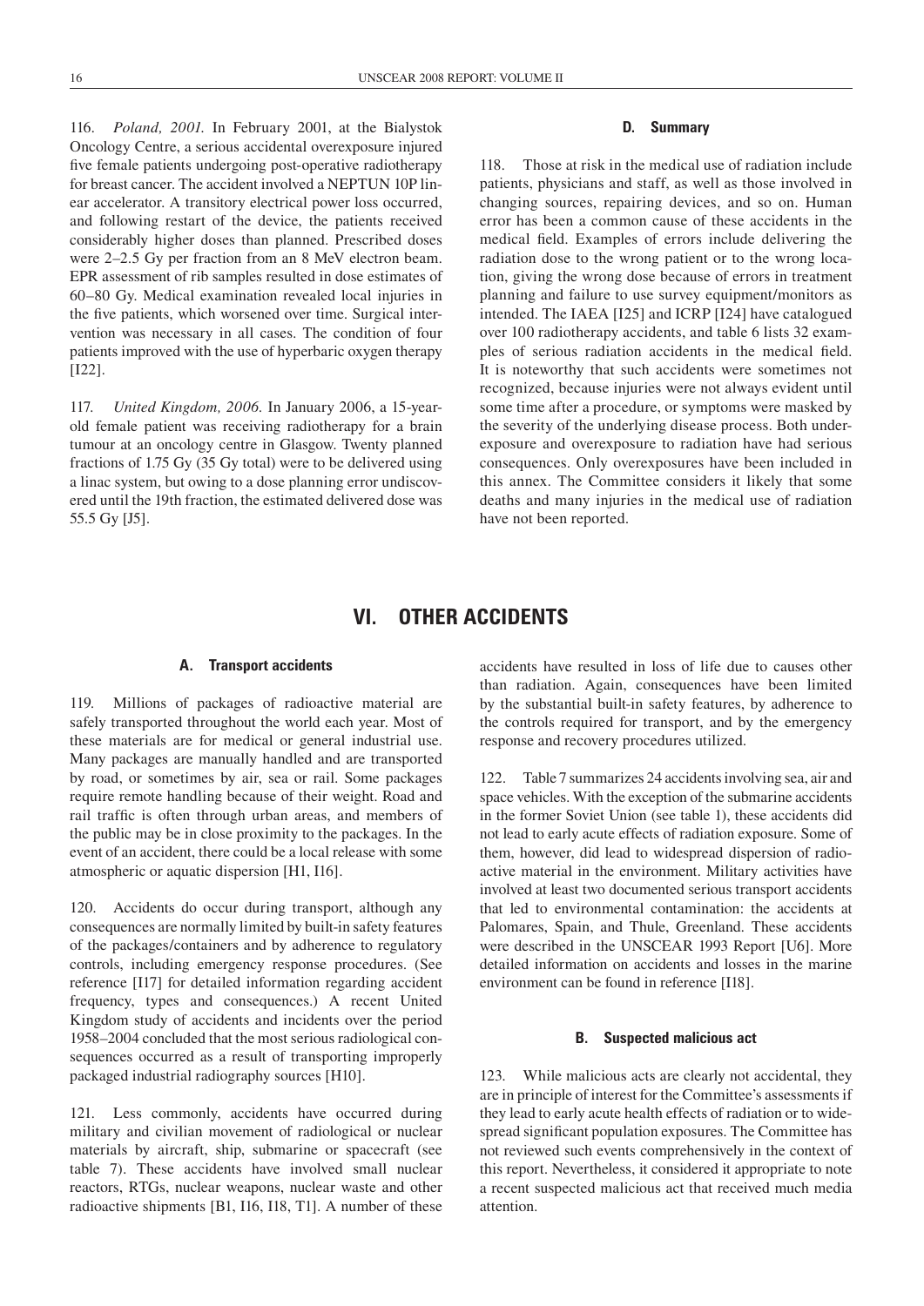116. *Poland, 2001.* In February 2001, at the Bialystok Oncology Centre, a serious accidental overexposure injured five female patients undergoing post-operative radiotherapy for breast cancer. The accident involved a NEPTUN 10P linear accelerator. A transitory electrical power loss occurred, and following restart of the device, the patients received considerably higher doses than planned. Prescribed doses were 2–2.5 Gy per fraction from an 8 MeV electron beam. EPR assessment of rib samples resulted in dose estimates of 60–80 Gy. Medical examination revealed local injuries in the five patients, which worsened over time. Surgical intervention was necessary in all cases. The condition of four patients improved with the use of hyperbaric oxygen therapy [I22].

117. *United Kingdom, 2006.* In January 2006, a 15-year-old female patient was receiving radiotherapy for a brain tumour at an oncology centre in Glasgow. Twenty planned fractions of 1.75 Gy (35 Gy total) were to be delivered using a linac system, but owing to a dose planning error undiscovered until the 19th fraction, the estimated delivered dose was 55.5 Gy [J5].

### D. Summary

118. Those at risk in the medical use of radiation include patients, physicians and staff, as well as those involved in changing sources, repairing devices, and so on. Human error has been a common cause of these accidents in the medical field. Examples of errors include delivering the radiation dose to the wrong patient or to the wrong location, giving the wrong dose because of errors in treatment planning and failure to use survey equipment/monitors as intended. The IAEA [I25] and ICRP [I24] have catalogued over 100 radiotherapy accidents, and table 6 lists 32 examples of serious radiation accidents in the medical field. It is noteworthy that such accidents were sometimes not recognized, because injuries were not always evident until some time after a procedure, or symptoms were masked by the severity of the underlying disease process. Both underexposure and overexposure to radiation have had serious consequences. Only overexposures have been included in this annex. The Committee considers it likely that some deaths and many injuries in the medical use of radiation have not been reported.

## VI. OTHER ACCIDENTS

### A. Transport accidents

119. Millions of packages of radioactive material are safely transported throughout the world each year. Most of these materials are for medical or general industrial use. Many packages are manually handled and are transported by road, or sometimes by air, sea or rail. Some packages require remote handling because of their weight. Road and rail traffic is often through urban areas, and members of the public may be in close proximity to the packages. In the event of an accident, there could be a local release with some atmospheric or aquatic dispersion [H1, I16].

120. Accidents do occur during transport, although any consequences are normally limited by built-in safety features of the packages/containers and by adherence to regulatory controls, including emergency response procedures. (See reference [I17] for detailed information regarding accident frequency, types and consequences.) A recent United Kingdom study of accidents and incidents over the period 1958–2004 concluded that the most serious radiological consequences occurred as a result of transporting improperly packaged industrial radiography sources [H10].

121. Less commonly, accidents have occurred during military and civilian movement of radiological or nuclear materials by aircraft, ship, submarine or spacecraft (see table 7). These accidents have involved small nuclear reactors, RTGs, nuclear weapons, nuclear waste and other radioactive shipments [B1, I16, I18, T1]. A number of these accidents have resulted in loss of life due to causes other than radiation. Again, consequences have been limited by the substantial built-in safety features, by adherence to the controls required for transport, and by the emergency response and recovery procedures utilized.

122. Table 7 summarizes 24 accidents involving sea, air and space vehicles. With the exception of the submarine accidents in the former Soviet Union (see table 1), these accidents did not lead to early acute effects of radiation exposure. Some of them, however, did lead to widespread dispersion of radioactive material in the environment. Military activities have involved at least two documented serious transport accidents that led to environmental contamination: the accidents at Palomares, Spain, and Thule, Greenland. These accidents were described in the UNSCEAR 1993 Report [U6]. More detailed information on accidents and losses in the marine environment can be found in reference [I18].

### B. Suspected malicious act

123. While malicious acts are clearly not accidental, they are in principle of interest for the Committee's assessments if they lead to early acute health effects of radiation or to widespread significant population exposures. The Committee has not reviewed such events comprehensively in the context of this report. Nevertheless, it considered it appropriate to note a recent suspected malicious act that received much media attention.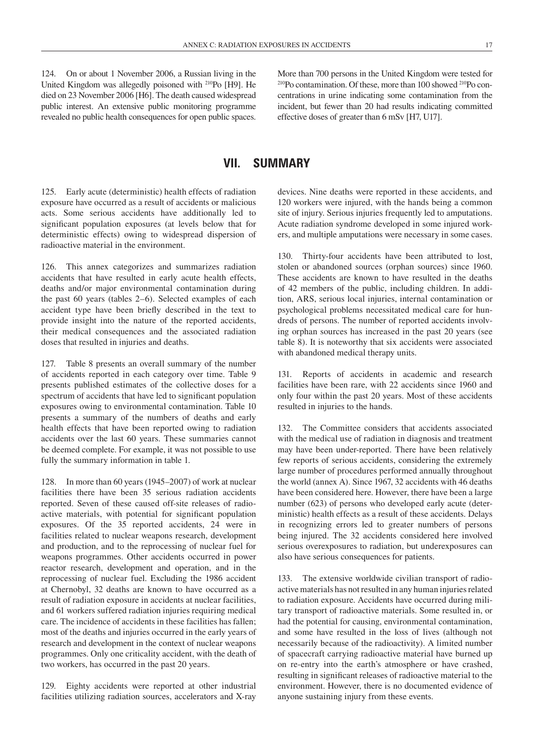124. On or about 1 November 2006, a Russian living in the United Kingdom was allegedly poisoned with $^{210}$Po [H9]. He died on 23 November 2006 [H6]. The death caused widespread public interest. An extensive public monitoring programme revealed no public health consequences for open public spaces. More than 700 persons in the United Kingdom were tested for $^{210}$Po contamination. Of these, more than 100 showed $^{210}$Po concentrations in urine indicating some contamination from the incident, but fewer than 20 had results indicating committed effective doses of greater than 6 mSv [H7, U17].

# VII. SUMMARY

125. Early acute (deterministic) health effects of radiation exposure have occurred as a result of accidents or malicious acts. Some serious accidents have additionally led to significant population exposures (at levels below that for deterministic effects) owing to widespread dispersion of radioactive material in the environment.

126. This annex categorizes and summarizes radiation accidents that have resulted in early acute health effects, deaths and/or major environmental contamination during the past 60 years (tables 2–6). Selected examples of each accident type have been briefly described in the text to provide insight into the nature of the reported accidents, their medical consequences and the associated radiation doses that resulted in injuries and deaths.

127. Table 8 presents an overall summary of the number of accidents reported in each category over time. Table 9 presents published estimates of the collective doses for a spectrum of accidents that have led to significant population exposures owing to environmental contamination. Table 10 presents a summary of the numbers of deaths and early health effects that have been reported owing to radiation accidents over the last 60 years. These summaries cannot be deemed complete. For example, it was not possible to use fully the summary information in table 1.

128. In more than 60 years (1945–2007) of work at nuclear facilities there have been 35 serious radiation accidents reported. Seven of these caused off-site releases of radioactive materials, with potential for significant population exposures. Of the 35 reported accidents, 24 were in facilities related to nuclear weapons research, development and production, and to the reprocessing of nuclear fuel for weapons programmes. Other accidents occurred in power reactor research, development and operation, and in the reprocessing of nuclear fuel. Excluding the 1986 accident at Chernobyl, 32 deaths are known to have occurred as a result of radiation exposure in accidents at nuclear facilities, and 61 workers suffered radiation injuries requiring medical care. The incidence of accidents in these facilities has fallen; most of the deaths and injuries occurred in the early years of research and development in the context of nuclear weapons programmes. Only one criticality accident, with the death of two workers, has occurred in the past 20 years.

129. Eighty accidents were reported at other industrial facilities utilizing radiation sources, accelerators and X-ray devices. Nine deaths were reported in these accidents, and 120 workers were injured, with the hands being a common site of injury. Serious injuries frequently led to amputations. Acute radiation syndrome developed in some injured workers, and multiple amputations were necessary in some cases.

130. Thirty-four accidents have been attributed to lost, stolen or abandoned sources (orphan sources) since 1960. These accidents are known to have resulted in the deaths of 42 members of the public, including children. In addition, ARS, serious local injuries, internal contamination or psychological problems necessitated medical care for hundreds of persons. The number of reported accidents involving orphan sources has increased in the past 20 years (see table 8). It is noteworthy that six accidents were associated with abandoned medical therapy units.

131. Reports of accidents in academic and research facilities have been rare, with 22 accidents since 1960 and only four within the past 20 years. Most of these accidents resulted in injuries to the hands.

132. The Committee considers that accidents associated with the medical use of radiation in diagnosis and treatment may have been under-reported. There have been relatively few reports of serious accidents, considering the extremely large number of procedures performed annually throughout the world (annex A). Since 1967, 32 accidents with 46 deaths have been considered here. However, there have been a large number (623) of persons who developed early acute (deterministic) health effects as a result of these accidents. Delays in recognizing errors led to greater numbers of persons being injured. The 32 accidents considered here involved serious overexposures to radiation, but underexposures can also have serious consequences for patients.

133. The extensive worldwide civilian transport of radioactive materials has not resulted in any human injuries related to radiation exposure. Accidents have occurred during military transport of radioactive materials. Some resulted in, or had the potential for causing, environmental contamination, and some have resulted in the loss of lives (although not necessarily because of the radioactivity). A limited number of spacecraft carrying radioactive material have burned up on re-entry into the earth's atmosphere or have crashed, resulting in significant releases of radioactive material to the environment. However, there is no documented evidence of anyone sustaining injury from these events.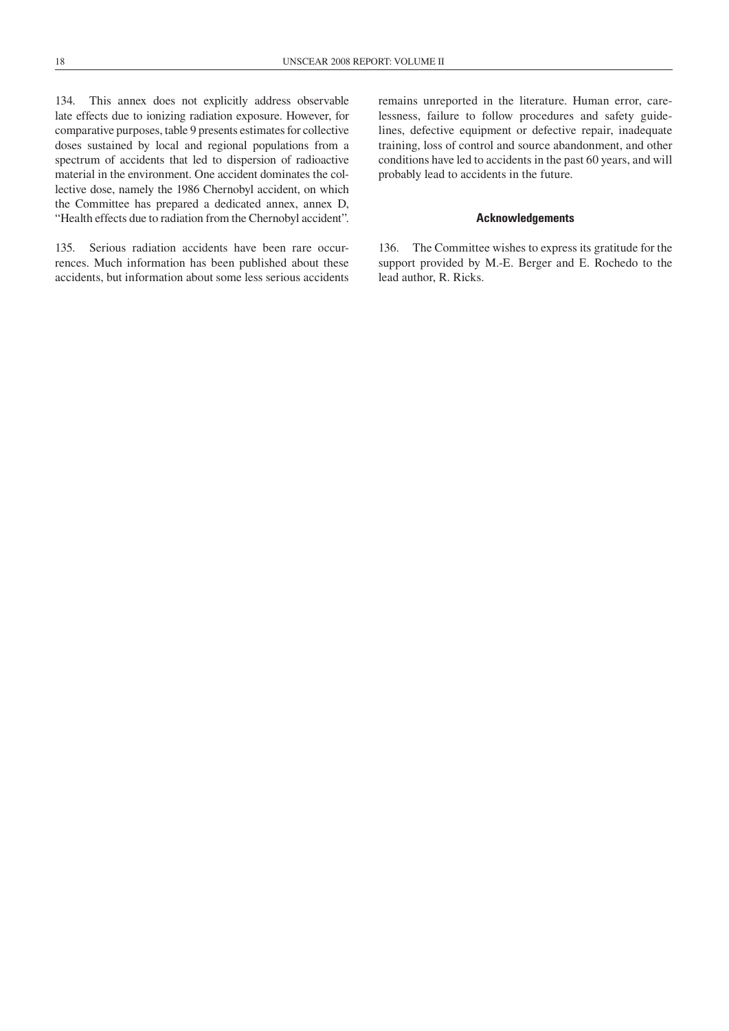134. This annex does not explicitly address observable late effects due to ionizing radiation exposure. However, for comparative purposes, table 9 presents estimates for collective doses sustained by local and regional populations from a spectrum of accidents that led to dispersion of radioactive material in the environment. One accident dominates the collective dose, namely the 1986 Chernobyl accident, on which the Committee has prepared a dedicated annex, annex D, "Health effects due to radiation from the Chernobyl accident".

135. Serious radiation accidents have been rare occurrences. Much information has been published about these accidents, but information about some less serious accidents remains unreported in the literature. Human error, carelessness, failure to follow procedures and safety guidelines, defective equipment or defective repair, inadequate training, loss of control and source abandonment, and other conditions have led to accidents in the past 60 years, and will probably lead to accidents in the future.

### Acknowledgements

136. The Committee wishes to express its gratitude for the support provided by M.-E. Berger and E. Rochedo to the lead author, R. Ricks.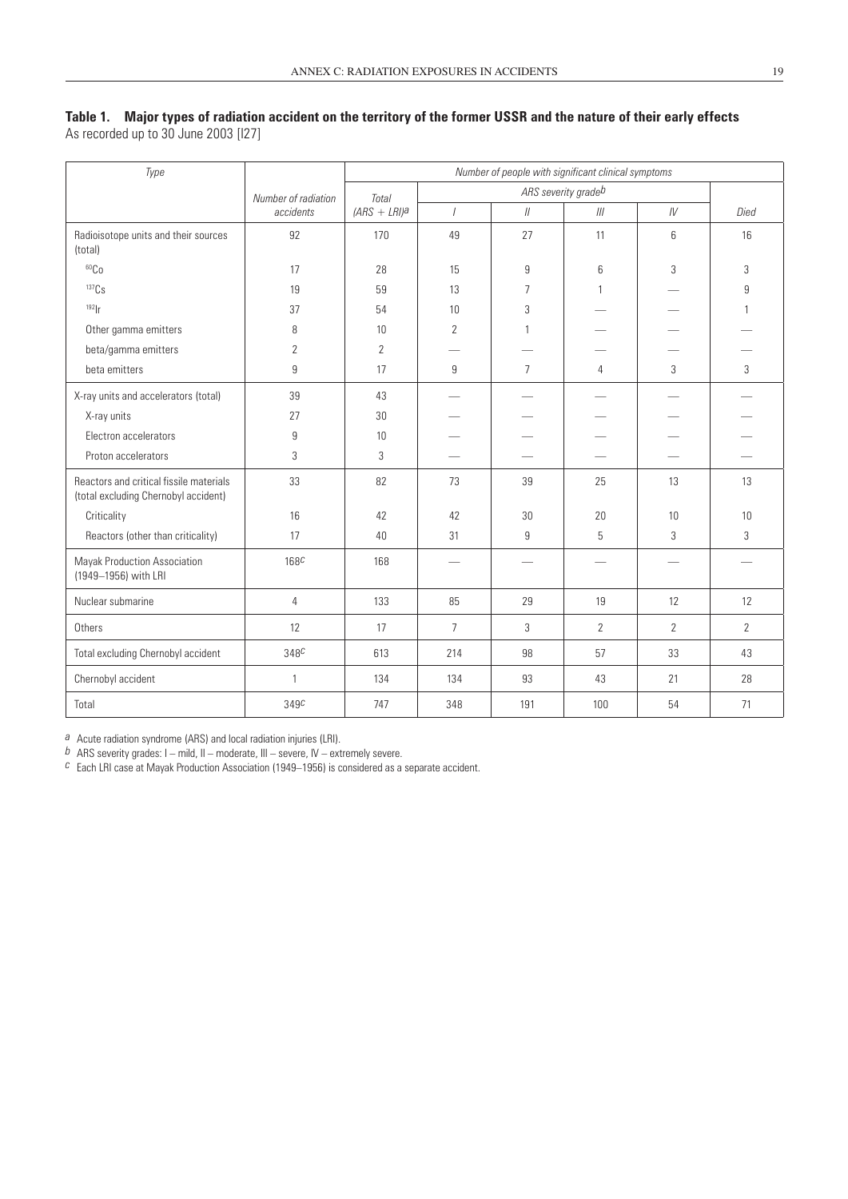**Table 1. Major types of radiation accident on the territory of the former USSR and the nature of their early effects**
As recorded up to 30 June 2003 [I27]

| *Type* | Number of radiation accidents | *Number of people with significant clinical symptoms* | | | | | |
|---|---|---|---|---|---|---|---|
| | | Total (ARS + LRI)[a] | ARS severity grade[b] | | | | |
| | | | *I* | *II* | *III* | *IV* | *Died* |
| Radioisotope units and their sources (total) | 92 | 170 | 49 | 27 | 11 | 6 | 16 |
| $^{60}Co$ | 17 | 28 | 15 | 9 | 6 | 3 | 3 |
| $^{137}Cs$ | 19 | 59 | 13 | 7 | 1 | — | 9 |
| $^{192}Ir$ | 37 | 54 | 10 | 3 | — | — | 1 |
| Other gamma emitters | 8 | 10 | 2 | 1 | — | — | — |
| beta/gamma emitters | 2 | 2 | — | — | — | — | — |
| beta emitters | 9 | 17 | 9 | 7 | 4 | 3 | 3 |
| X-ray units and accelerators (total) | 39 | 43 | — | — | — | — | — |
| X-ray units | 27 | 30 | — | — | — | — | — |
| Electron accelerators | 9 | 10 | — | — | — | — | — |
| Proton accelerators | 3 | 3 | — | — | — | — | — |
| Reactors and critical fissile materials (total excluding Chernobyl accident) | 33 | 82 | 73 | 39 | 25 | 13 | 13 |
| Criticality | 16 | 42 | 42 | 30 | 20 | 10 | 10 |
| Reactors (other than criticality) | 17 | 40 | 31 | 9 | 5 | 3 | 3 |
| Mayak Production Association (1949–1956) with LRI | 168[c] | 168 | — | — | — | — | — |
| Nuclear submarine | 4 | 133 | 85 | 29 | 19 | 12 | 12 |
| Others | 12 | 17 | 7 | 3 | 2 | 2 | 2 |
| Total excluding Chernobyl accident | 348[c] | 613 | 214 | 98 | 57 | 33 | 43 |
| Chernobyl accident | 1 | 134 | 134 | 93 | 43 | 21 | 28 |
| Total | 349[c] | 747 | 348 | 191 | 100 | 54 | 71 |

[a] Acute radiation syndrome (ARS) and local radiation injuries (LRI).
[b] ARS severity grades: I – mild, II – moderate, III – severe, IV – extremely severe.
[c] Each LRI case at Mayak Production Association (1949–1956) is considered as a separate accident.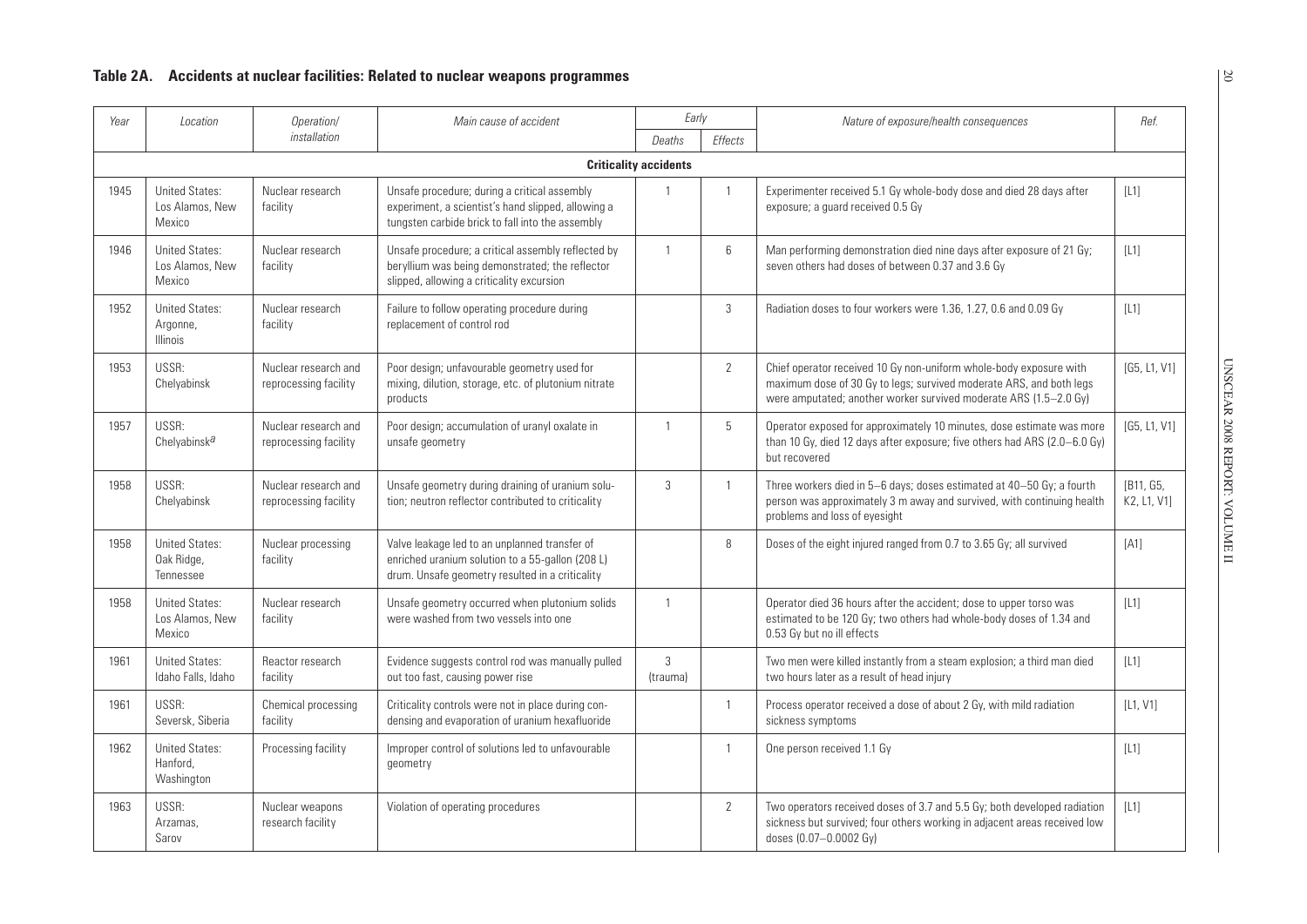## Table 2A. Accidents at nuclear facilities: Related to nuclear weapons programmes

| Year | Location | Operation/ installation | Main cause of accident | Early | | Nature of exposure/health consequences | Ref. |
|---|---|---|---|---|---|---|---|
| | | | | Deaths | Effects | | |
| **Criticality accidents** | | | | | | | |
| 1945 | United States: Los Alamos, New Mexico | Nuclear research facility | Unsafe procedure; during a critical assembly experiment, a scientist's hand slipped, allowing a tungsten carbide brick to fall into the assembly | 1 | 1 | Experimenter received 5.1 Gy whole-body dose and died 28 days after exposure; a guard received 0.5 Gy | [L1] |
| 1946 | United States: Los Alamos, New Mexico | Nuclear research facility | Unsafe procedure; a critical assembly reflected by beryllium was being demonstrated; the reflector slipped, allowing a criticality excursion | 1 | 6 | Man performing demonstration died nine days after exposure of 21 Gy; seven others had doses of between 0.37 and 3.6 Gy | [L1] |
| 1952 | United States: Argonne, Illinois | Nuclear research facility | Failure to follow operating procedure during replacement of control rod | | 3 | Radiation doses to four workers were 1.36, 1.27, 0.6 and 0.09 Gy | [L1] |
| 1953 | USSR: Chelyabinsk | Nuclear research and reprocessing facility | Poor design; unfavourable geometry used for mixing, dilution, storage, etc. of plutonium nitrate products | | 2 | Chief operator received 10 Gy non-uniform whole-body exposure with maximum dose of 30 Gy to legs; survived moderate ARS, and both legs were amputated; another worker survived moderate ARS (1.5–2.0 Gy) | [G5, L1, V1] |
| 1957 | USSR: Chelyabinsk[a] | Nuclear research and reprocessing facility | Poor design; accumulation of uranyl oxalate in unsafe geometry | 1 | 5 | Operator exposed for approximately 10 minutes, dose estimate was more than 10 Gy, died 12 days after exposure; five others had ARS (2.0–6.0 Gy) but recovered | [G5, L1, V1] |
| 1958 | USSR: Chelyabinsk | Nuclear research and reprocessing facility | Unsafe geometry during draining of uranium solution; neutron reflector contributed to criticality | 3 | 1 | Three workers died in 5–6 days; doses estimated at 40–50 Gy; a fourth person was approximately 3 m away and survived, with continuing health problems and loss of eyesight | [B11, G5, K2, L1, V1] |
| 1958 | United States: Oak Ridge, Tennessee | Nuclear processing facility | Valve leakage led to an unplanned transfer of enriched uranium solution to a 55-gallon (208 L) drum. Unsafe geometry resulted in a criticality | | 8 | Doses of the eight injured ranged from 0.7 to 3.65 Gy; all survived | [A1] |
| 1958 | United States: Los Alamos, New Mexico | Nuclear research facility | Unsafe geometry occurred when plutonium solids were washed from two vessels into one | 1 | | Operator died 36 hours after the accident; dose to upper torso was estimated to be 120 Gy; two others had whole-body doses of 1.34 and 0.53 Gy but no ill effects | [L1] |
| 1961 | United States: Idaho Falls, Idaho | Reactor research facility | Evidence suggests control rod was manually pulled out too fast, causing power rise | 3 (trauma) | | Two men were killed instantly from a steam explosion; a third man died two hours later as a result of head injury | [L1] |
| 1961 | USSR: Seversk, Siberia | Chemical processing facility | Criticality controls were not in place during condensing and evaporation of uranium hexafluoride | | 1 | Process operator received a dose of about 2 Gy, with mild radiation sickness symptoms | [L1, V1] |
| 1962 | United States: Hanford, Washington | Processing facility | Improper control of solutions led to unfavourable geometry | | 1 | One person received 1.1 Gy | [L1] |
| 1963 | USSR: Arzamas, Sarov | Nuclear weapons research facility | Violation of operating procedures | | 2 | Two operators received doses of 3.7 and 5.5 Gy; both developed radiation sickness but survived; four others working in adjacent areas received low doses (0.07–0.0002 Gy) | [L1] |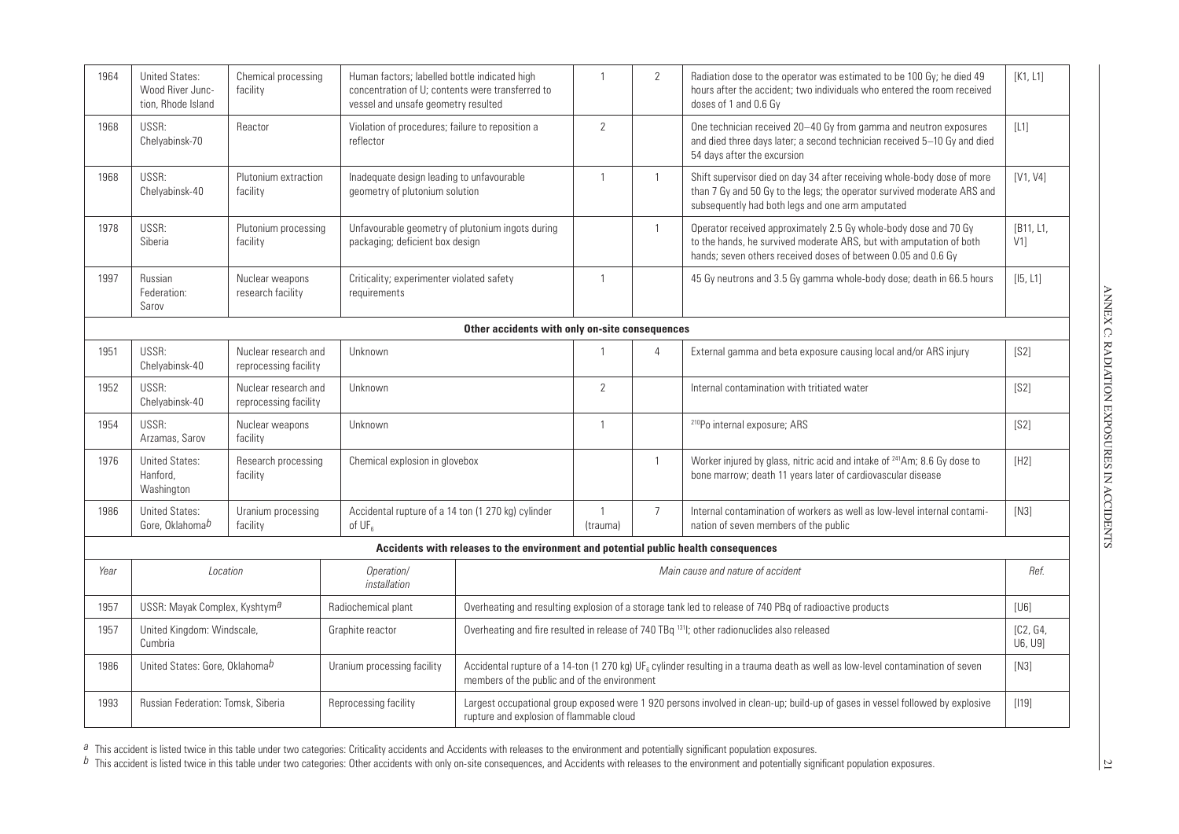| 1964 | United States: Wood River Junction, Rhode Island | Chemical processing facility | Human factors; labelled bottle indicated high concentration of U; contents were transferred to vessel and unsafe geometry resulted | 1 | 2 | Radiation dose to the operator was estimated to be 100 Gy; he died 49 hours after the accident; two individuals who entered the room received doses of 1 and 0.6 Gy | [K1, L1] |
|---|---|---|---|---|---|---|---|
| 1968 | USSR: Chelyabinsk-70 | Reactor | Violation of procedures; failure to reposition a reflector | 2 | | One technician received 20–40 Gy from gamma and neutron exposures and died three days later; a second technician received 5–10 Gy and died 54 days after the excursion | [L1] |
| 1968 | USSR: Chelyabinsk-40 | Plutonium extraction facility | Inadequate design leading to unfavourable geometry of plutonium solution | 1 | 1 | Shift supervisor died on day 34 after receiving whole-body dose of more than 7 Gy and 50 Gy to the legs; the operator survived moderate ARS and subsequently had both legs and one arm amputated | [V1, V4] |
| 1978 | USSR: Siberia | Plutonium processing facility | Unfavourable geometry of plutonium ingots during packaging; deficient box design | | 1 | Operator received approximately 2.5 Gy whole-body dose and 70 Gy to the hands, he survived moderate ARS, but with amputation of both hands; seven others received doses of between 0.05 and 0.6 Gy | [B11, L1, V1] |
| 1997 | Russian Federation: Sarov | Nuclear weapons research facility | Criticality; experimenter violated safety requirements | 1 | | 45 Gy neutrons and 3.5 Gy gamma whole-body dose; death in 66.5 hours | [I5, L1] |
| **Other accidents with only on-site consequences** | | | | | | | |
| 1951 | USSR: Chelyabinsk-40 | Nuclear research and reprocessing facility | Unknown | 1 | 4 | External gamma and beta exposure causing local and/or ARS injury | [S2] |
| 1952 | USSR: Chelyabinsk-40 | Nuclear research and reprocessing facility | Unknown | 2 | | Internal contamination with tritiated water | [S2] |
| 1954 | USSR: Arzamas, Sarov | Nuclear weapons facility | Unknown | 1 | | $^{210}Po$ internal exposure; ARS | [S2] |
| 1976 | United States: Hanford, Washington | Research processing facility | Chemical explosion in glovebox | | 1 | Worker injured by glass, nitric acid and intake of $^{241}Am$; 8.6 Gy dose to bone marrow; death 11 years later of cardiovascular disease | [H2] |
| 1986 | United States: Gore, Oklahoma[b] | Uranium processing facility | Accidental rupture of a 14 ton (1 270 kg) cylinder of $UF_6$ | 1 (trauma) | 7 | Internal contamination of workers as well as low-level internal contamination of seven members of the public | [N3] |

**Accidents with releases to the environment and potential public health consequences**

| *Year* | *Location* | *Operation/ installation* | *Main cause and nature of accident* | *Ref.* |
|---|---|---|---|---|
| 1957 | USSR: Mayak Complex, Kyshtym[a] | Radiochemical plant | Overheating and resulting explosion of a storage tank led to release of 740 PBq of radioactive products | [U6] |
| 1957 | United Kingdom: Windscale, Cumbria | Graphite reactor | Overheating and fire resulted in release of 740 TBq $^{131}I$; other radionuclides also released | [C2, G4, U6, U9] |
| 1986 | United States: Gore, Oklahoma[b] | Uranium processing facility | Accidental rupture of a 14-ton (1 270 kg) $UF_6$ cylinder resulting in a trauma death as well as low-level contamination of seven members of the public and of the environment | [N3] |
| 1993 | Russian Federation: Tomsk, Siberia | Reprocessing facility | Largest occupational group exposed were 1 920 persons involved in clean-up; build-up of gases in vessel followed by explosive rupture and explosion of flammable cloud | [I19] |

[a] This accident is listed twice in this table under two categories: Criticality accidents and Accidents with releases to the environment and potentially significant population exposures.

[b] This accident is listed twice in this table under two categories: Other accidents with only on-site consequences, and Accidents with releases to the environment and potentially significant population exposures.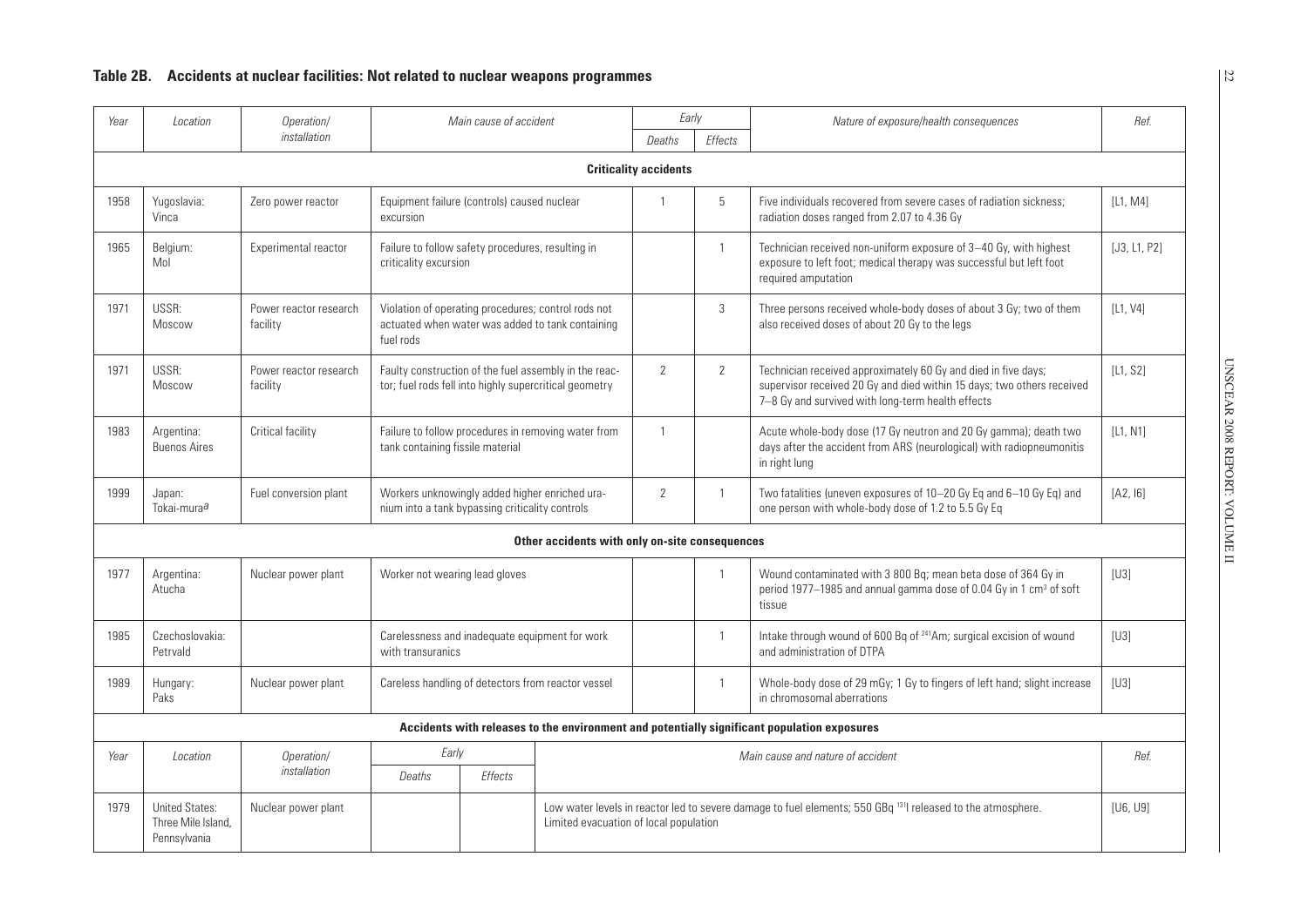## Table 2B. Accidents at nuclear facilities: Not related to nuclear weapons programmes

| Year | Location | Operation/ installation | Main cause of accident | Early Deaths | Early Effects | Nature of exposure/health consequences | Ref. |
|---|---|---|---|---|---|---|---|
| **Criticality accidents** | | | | | | | |
| 1958 | Yugoslavia: Vinca | Zero power reactor | Equipment failure (controls) caused nuclear excursion | 1 | 5 | Five individuals recovered from severe cases of radiation sickness; radiation doses ranged from 2.07 to 4.36 Gy | [L1, M4] |
| 1965 | Belgium: Mol | Experimental reactor | Failure to follow safety procedures, resulting in criticality excursion | | 1 | Technician received non-uniform exposure of 3–40 Gy, with highest exposure to left foot; medical therapy was successful but left foot required amputation | [J3, L1, P2] |
| 1971 | USSR: Moscow | Power reactor research facility | Violation of operating procedures; control rods not actuated when water was added to tank containing fuel rods | | 3 | Three persons received whole-body doses of about 3 Gy; two of them also received doses of about 20 Gy to the legs | [L1, V4] |
| 1971 | USSR: Moscow | Power reactor research facility | Faulty construction of the fuel assembly in the reactor; fuel rods fell into highly supercritical geometry | 2 | 2 | Technician received approximately 60 Gy and died in five days; supervisor received 20 Gy and died within 15 days; two others received 7–8 Gy and survived with long-term health effects | [L1, S2] |
| 1983 | Argentina: Buenos Aires | Critical facility | Failure to follow procedures in removing water from tank containing fissile material | 1 | | Acute whole-body dose (17 Gy neutron and 20 Gy gamma); death two days after the accident from ARS (neurological) with radiopneumonitis in right lung | [L1, N1] |
| 1999 | Japan: Tokai-mura[a] | Fuel conversion plant | Workers unknowingly added higher enriched uranium into a tank bypassing criticality controls | 2 | 1 | Two fatalities (uneven exposures of 10–20 Gy Eq and 6–10 Gy Eq) and one person with whole-body dose of 1.2 to 5.5 Gy Eq | [A2, I6] |
| **Other accidents with only on-site consequences** | | | | | | | |
| 1977 | Argentina: Atucha | Nuclear power plant | Worker not wearing lead gloves | | 1 | Wound contaminated with 3 800 Bq; mean beta dose of 364 Gy in period 1977–1985 and annual gamma dose of 0.04 Gy in 1 cm$^3$ of soft tissue | [U3] |
| 1985 | Czechoslovakia: Petrvald | | Carelessness and inadequate equipment for work with transuranics | | 1 | Intake through wound of 600 Bq of $^{241}$Am; surgical excision of wound and administration of DTPA | [U3] |
| 1989 | Hungary: Paks | Nuclear power plant | Careless handling of detectors from reactor vessel | | 1 | Whole-body dose of 29 mGy; 1 Gy to fingers of left hand; slight increase in chromosomal aberrations | [U3] |

**Accidents with releases to the environment and potentially significant population exposures**

| Year | Location | Operation/ installation | Early Deaths | Early Effects | Main cause and nature of accident | Ref. |
|---|---|---|---|---|---|---|
| 1979 | United States: Three Mile Island, Pennsylvania | Nuclear power plant | | | Low water levels in reactor led to severe damage to fuel elements; 550 GBq $^{131}$I released to the atmosphere. Limited evacuation of local population | [U6, U9] |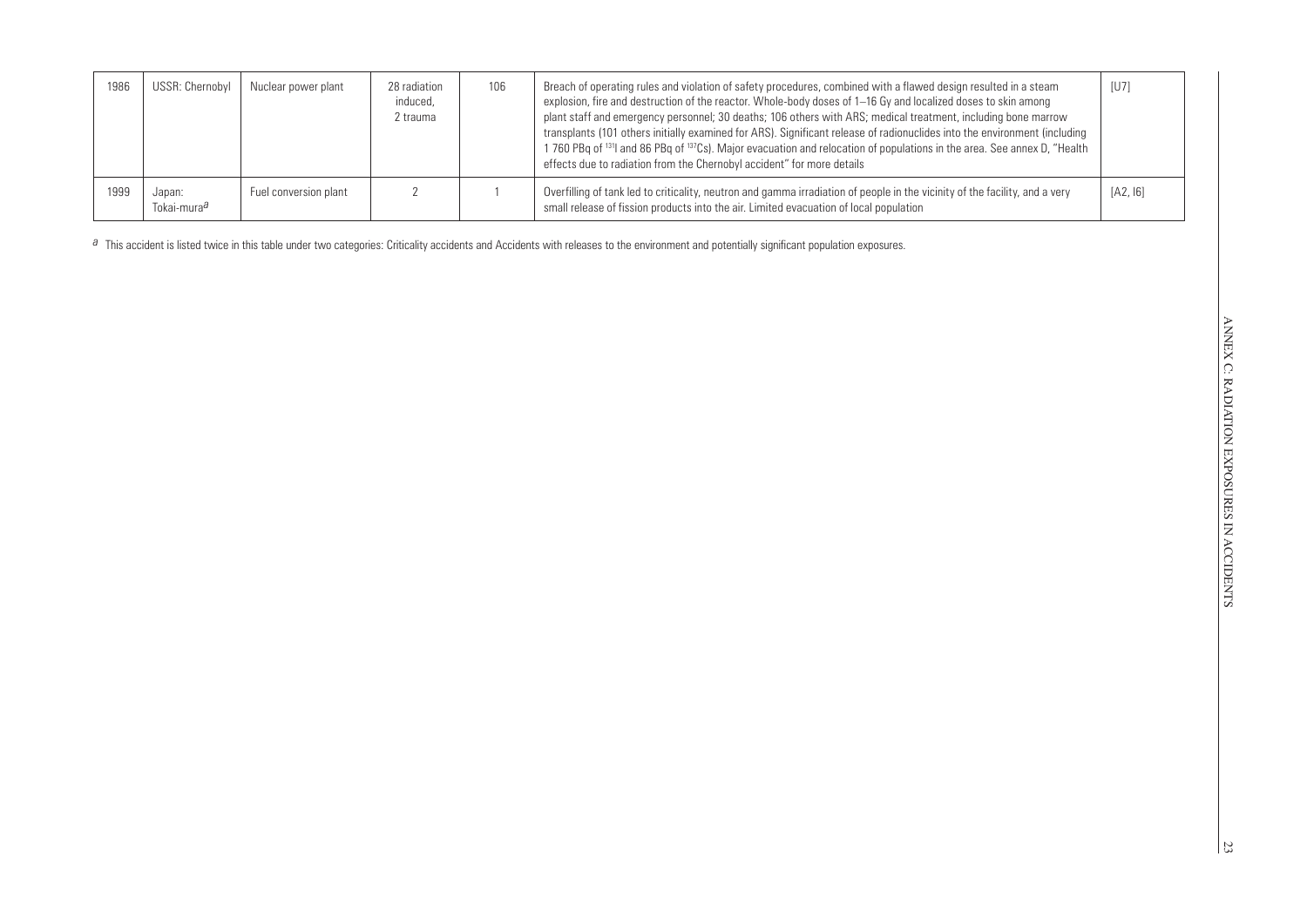| | | | | | | |
|---|---|---|---|---|---|---|
| 1986 | USSR: Chernobyl | Nuclear power plant | 28 radiation induced, 2 trauma | 106 | Breach of operating rules and violation of safety procedures, combined with a flawed design resulted in a steam explosion, fire and destruction of the reactor. Whole-body doses of 1–16 Gy and localized doses to skin among plant staff and emergency personnel; 30 deaths; 106 others with ARS; medical treatment, including bone marrow transplants (101 others initially examined for ARS). Significant release of radionuclides into the environment (including 1 760 PBq of $^{131}$I and 86 PBq of $^{137}$Cs). Major evacuation and relocation of populations in the area. See annex D, "Health effects due to radiation from the Chernobyl accident" for more details | [U7] |
| 1999 | Japan: Tokai-mura[a] | Fuel conversion plant | 2 | 1 | Overfilling of tank led to criticality, neutron and gamma irradiation of people in the vicinity of the facility, and a very small release of fission products into the air. Limited evacuation of local population | [A2, I6] |

[a] This accident is listed twice in this table under two categories: Criticality accidents and Accidents with releases to the environment and potentially significant population exposures.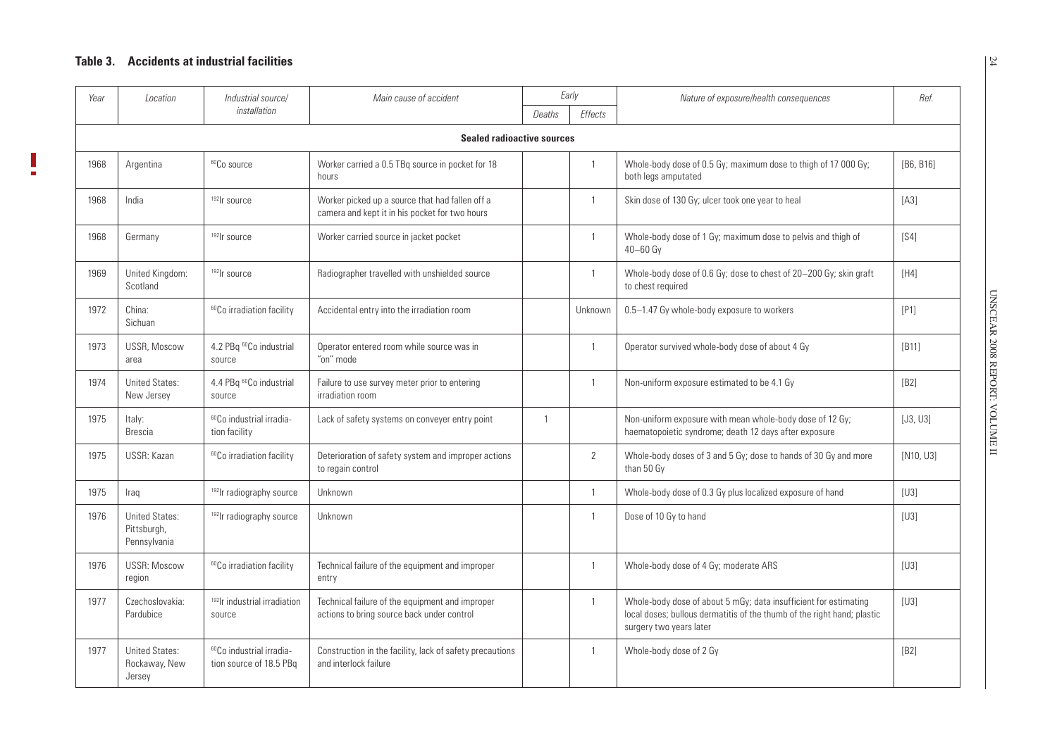## Table 3. Accidents at industrial facilities

| Year | Location | Industrial source/ installation | Main cause of accident | Early | | Nature of exposure/health consequences | Ref. |
|---|---|---|---|---|---|---|---|
| | | | | Deaths | Effects | | |
| **Sealed radioactive sources** | | | | | | | |
| 1968 | Argentina | $^{60}Co$ source | Worker carried a 0.5 TBq source in pocket for 18 hours | | 1 | Whole-body dose of 0.5 Gy; maximum dose to thigh of 17 000 Gy; both legs amputated | [B6, B16] |
| 1968 | India | $^{192}Ir$ source | Worker picked up a source that had fallen off a camera and kept it in his pocket for two hours | | 1 | Skin dose of 130 Gy; ulcer took one year to heal | [A3] |
| 1968 | Germany | $^{192}Ir$ source | Worker carried source in jacket pocket | | 1 | Whole-body dose of 1 Gy; maximum dose to pelvis and thigh of 40–60 Gy | [S4] |
| 1969 | United Kingdom: Scotland | $^{192}Ir$ source | Radiographer travelled with unshielded source | | 1 | Whole-body dose of 0.6 Gy; dose to chest of 20–200 Gy; skin graft to chest required | [H4] |
| 1972 | China: Sichuan | $^{60}Co$ irradiation facility | Accidental entry into the irradiation room | | Unknown | 0.5–1.47 Gy whole-body exposure to workers | [P1] |
| 1973 | USSR, Moscow area | 4.2 PBq $^{60}Co$ industrial source | Operator entered room while source was in "on" mode | | 1 | Operator survived whole-body dose of about 4 Gy | [B11] |
| 1974 | United States: New Jersey | 4.4 PBq $^{60}Co$ industrial source | Failure to use survey meter prior to entering irradiation room | | 1 | Non-uniform exposure estimated to be 4.1 Gy | [B2] |
| 1975 | Italy: Brescia | $^{60}Co$ industrial irradiation facility | Lack of safety systems on conveyer entry point | 1 | | Non-uniform exposure with mean whole-body dose of 12 Gy; haematopoietic syndrome; death 12 days after exposure | [J3, U3] |
| 1975 | USSR: Kazan | $^{60}Co$ irradiation facility | Deterioration of safety system and improper actions to regain control | | 2 | Whole-body doses of 3 and 5 Gy; dose to hands of 30 Gy and more than 50 Gy | [N10, U3] |
| 1975 | Iraq | $^{192}Ir$ radiography source | Unknown | | 1 | Whole-body dose of 0.3 Gy plus localized exposure of hand | [U3] |
| 1976 | United States: Pittsburgh, Pennsylvania | $^{192}Ir$ radiography source | Unknown | | 1 | Dose of 10 Gy to hand | [U3] |
| 1976 | USSR: Moscow region | $^{60}Co$ irradiation facility | Technical failure of the equipment and improper entry | | 1 | Whole-body dose of 4 Gy; moderate ARS | [U3] |
| 1977 | Czechoslovakia: Pardubice | $^{192}Ir$ industrial irradiation source | Technical failure of the equipment and improper actions to bring source back under control | | 1 | Whole-body dose of about 5 mGy; data insufficient for estimating local doses; bullous dermatitis of the thumb of the right hand; plastic surgery two years later | [U3] |
| 1977 | United States: Rockaway, New Jersey | $^{60}Co$ industrial irradiation source of 18.5 PBq | Construction in the facility, lack of safety precautions and interlock failure | | 1 | Whole-body dose of 2 Gy | [B2] |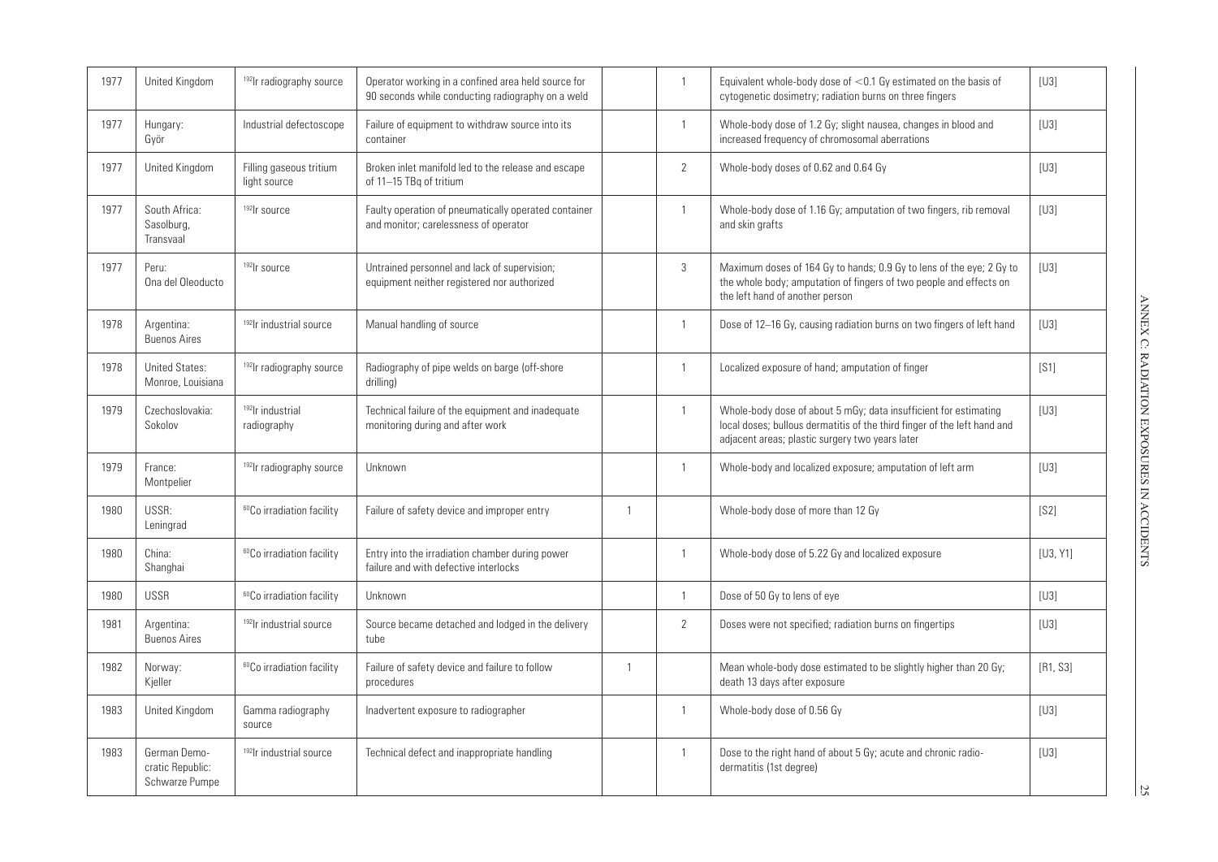| | | | | | | | |
|---|---|---|---|---|---|---|---|
| 1977 | United Kingdom | $^{192}$Ir radiography source | Operator working in a confined area held source for 90 seconds while conducting radiography on a weld | | 1 | Equivalent whole-body dose of <0.1 Gy estimated on the basis of cytogenetic dosimetry; radiation burns on three fingers | [U3] |
| 1977 | Hungary: Györ | Industrial defectoscope | Failure of equipment to withdraw source into its container | | 1 | Whole-body dose of 1.2 Gy; slight nausea, changes in blood and increased frequency of chromosomal aberrations | [U3] |
| 1977 | United Kingdom | Filling gaseous tritium light source | Broken inlet manifold led to the release and escape of 11–15 TBq of tritium | | 2 | Whole-body doses of 0.62 and 0.64 Gy | [U3] |
| 1977 | South Africa: Sasolburg, Transvaal | $^{192}$Ir source | Faulty operation of pneumatically operated container and monitor; carelessness of operator | | 1 | Whole-body dose of 1.16 Gy; amputation of two fingers, rib removal and skin grafts | [U3] |
| 1977 | Peru: Ona del Oleoducto | $^{192}$Ir source | Untrained personnel and lack of supervision; equipment neither registered nor authorized | | 3 | Maximum doses of 164 Gy to hands; 0.9 Gy to lens of the eye; 2 Gy to the whole body; amputation of fingers of two people and effects on the left hand of another person | [U3] |
| 1978 | Argentina: Buenos Aires | $^{192}$Ir industrial source | Manual handling of source | | 1 | Dose of 12–16 Gy, causing radiation burns on two fingers of left hand | [U3] |
| 1978 | United States: Monroe, Louisiana | $^{192}$Ir radiography source | Radiography of pipe welds on barge (off-shore drilling) | | 1 | Localized exposure of hand; amputation of finger | [S1] |
| 1979 | Czechoslovakia: Sokolov | $^{192}$Ir industrial radiography | Technical failure of the equipment and inadequate monitoring during and after work | | 1 | Whole-body dose of about 5 mGy; data insufficient for estimating local doses; bullous dermatitis of the third finger of the left hand and adjacent areas; plastic surgery two years later | [U3] |
| 1979 | France: Montpelier | $^{192}$Ir radiography source | Unknown | | 1 | Whole-body and localized exposure; amputation of left arm | [U3] |
| 1980 | USSR: Leningrad | $^{60}$Co irradiation facility | Failure of safety device and improper entry | 1 | | Whole-body dose of more than 12 Gy | [S2] |
| 1980 | China: Shanghai | $^{60}$Co irradiation facility | Entry into the irradiation chamber during power failure and with defective interlocks | | 1 | Whole-body dose of 5.22 Gy and localized exposure | [U3, Y1] |
| 1980 | USSR | $^{60}$Co irradiation facility | Unknown | | 1 | Dose of 50 Gy to lens of eye | [U3] |
| 1981 | Argentina: Buenos Aires | $^{192}$Ir industrial source | Source became detached and lodged in the delivery tube | | 2 | Doses were not specified; radiation burns on fingertips | [U3] |
| 1982 | Norway: Kjeller | $^{60}$Co irradiation facility | Failure of safety device and failure to follow procedures | 1 | | Mean whole-body dose estimated to be slightly higher than 20 Gy; death 13 days after exposure | [R1, S3] |
| 1983 | United Kingdom | Gamma radiography source | Inadvertent exposure to radiographer | | 1 | Whole-body dose of 0.56 Gy | [U3] |
| 1983 | German Democratic Republic: Schwarze Pumpe | $^{192}$Ir industrial source | Technical defect and inappropriate handling | | 1 | Dose to the right hand of about 5 Gy; acute and chronic radio-dermatitis (1st degree) | [U3] |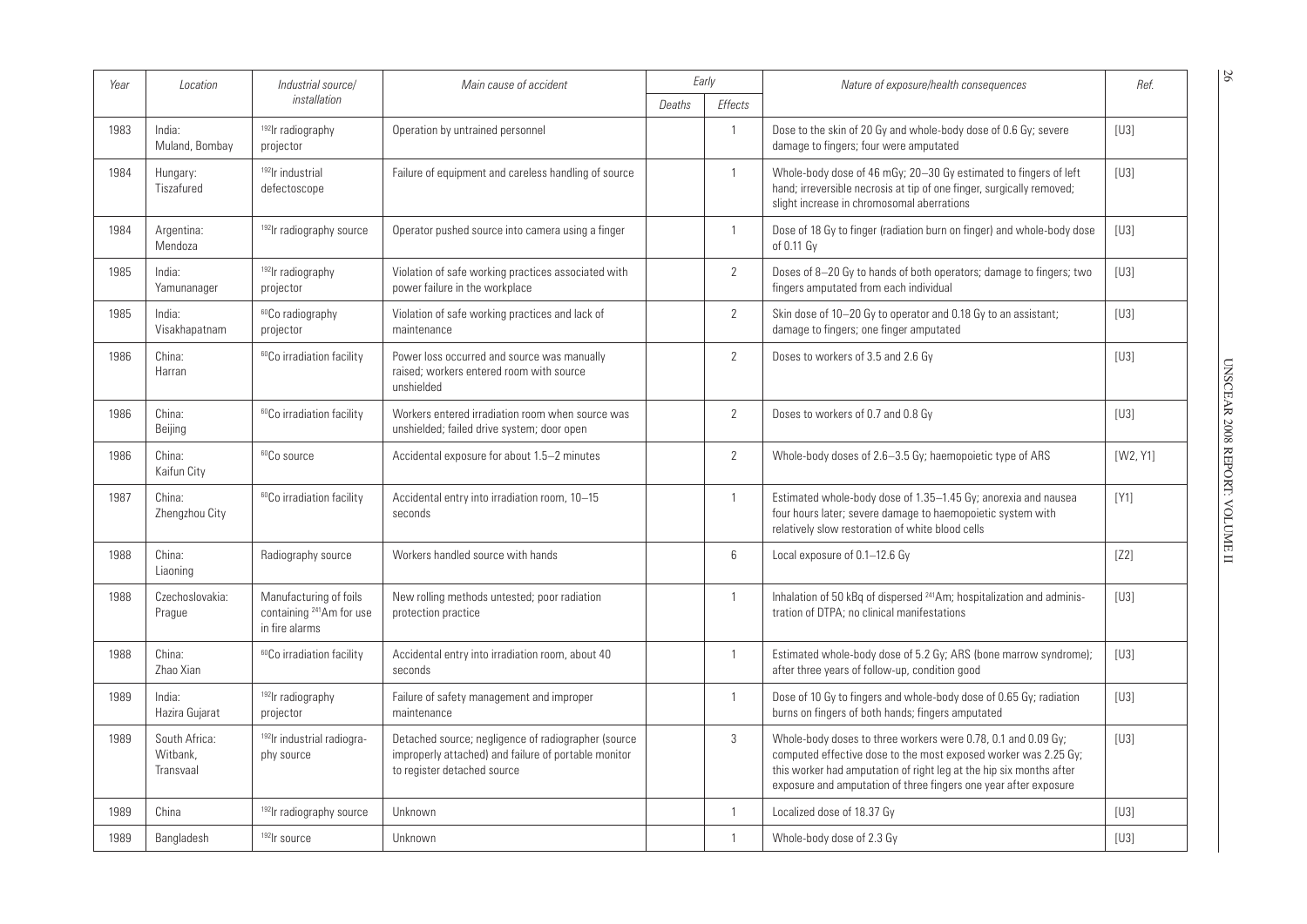| Year | Location | Industrial source/ installation | Main cause of accident | Early | | Nature of exposure/health consequences | Ref. |
|---|---|---|---|---|---|---|---|
| | | | | Deaths | Effects | | |
| 1983 | India: Muland, Bombay | $^{192}$Ir radiography projector | Operation by untrained personnel | | 1 | Dose to the skin of 20 Gy and whole-body dose of 0.6 Gy; severe damage to fingers; four were amputated | [U3] |
| 1984 | Hungary: Tiszafured | $^{192}$Ir industrial defectoscope | Failure of equipment and careless handling of source | | 1 | Whole-body dose of 46 mGy; 20–30 Gy estimated to fingers of left hand; irreversible necrosis at tip of one finger, surgically removed; slight increase in chromosomal aberrations | [U3] |
| 1984 | Argentina: Mendoza | $^{192}$Ir radiography source | Operator pushed source into camera using a finger | | 1 | Dose of 18 Gy to finger (radiation burn on finger) and whole-body dose of 0.11 Gy | [U3] |
| 1985 | India: Yamunanager | $^{192}$Ir radiography projector | Violation of safe working practices associated with power failure in the workplace | | 2 | Doses of 8–20 Gy to hands of both operators; damage to fingers; two fingers amputated from each individual | [U3] |
| 1985 | India: Visakhapatnam | $^{60}$Co radiography projector | Violation of safe working practices and lack of maintenance | | 2 | Skin dose of 10–20 Gy to operator and 0.18 Gy to an assistant; damage to fingers; one finger amputated | [U3] |
| 1986 | China: Harran | $^{60}$Co irradiation facility | Power loss occurred and source was manually raised; workers entered room with source unshielded | | 2 | Doses to workers of 3.5 and 2.6 Gy | [U3] |
| 1986 | China: Beijing | $^{60}$Co irradiation facility | Workers entered irradiation room when source was unshielded; failed drive system; door open | | 2 | Doses to workers of 0.7 and 0.8 Gy | [U3] |
| 1986 | China: Kaifun City | $^{60}$Co source | Accidental exposure for about 1.5–2 minutes | | 2 | Whole-body doses of 2.6–3.5 Gy; haemopoietic type of ARS | [W2, Y1] |
| 1987 | China: Zhengzhou City | $^{60}$Co irradiation facility | Accidental entry into irradiation room, 10–15 seconds | | 1 | Estimated whole-body dose of 1.35–1.45 Gy; anorexia and nausea four hours later; severe damage to haemopoietic system with relatively slow restoration of white blood cells | [Y1] |
| 1988 | China: Liaoning | Radiography source | Workers handled source with hands | | 6 | Local exposure of 0.1–12.6 Gy | [Z2] |
| 1988 | Czechoslovakia: Prague | Manufacturing of foils containing $^{241}$Am for use in fire alarms | New rolling methods untested; poor radiation protection practice | | 1 | Inhalation of 50 kBq of dispersed $^{241}$Am; hospitalization and administration of DTPA; no clinical manifestations | [U3] |
| 1988 | China: Zhao Xian | $^{60}$Co irradiation facility | Accidental entry into irradiation room, about 40 seconds | | 1 | Estimated whole-body dose of 5.2 Gy; ARS (bone marrow syndrome); after three years of follow-up, condition good | [U3] |
| 1989 | India: Hazira Gujarat | $^{192}$Ir radiography projector | Failure of safety management and improper maintenance | | 1 | Dose of 10 Gy to fingers and whole-body dose of 0.65 Gy; radiation burns on fingers of both hands; fingers amputated | [U3] |
| 1989 | South Africa: Witbank, Transvaal | $^{192}$Ir industrial radiography source | Detached source; negligence of radiographer (source improperly attached) and failure of portable monitor to register detached source | | 3 | Whole-body doses to three workers were 0.78, 0.1 and 0.09 Gy; computed effective dose to the most exposed worker was 2.25 Gy; this worker had amputation of right leg at the hip six months after exposure and amputation of three fingers one year after exposure | [U3] |
| 1989 | China | $^{192}$Ir radiography source | Unknown | | 1 | Localized dose of 18.37 Gy | [U3] |
| 1989 | Bangladesh | $^{192}$Ir source | Unknown | | 1 | Whole-body dose of 2.3 Gy | [U3] |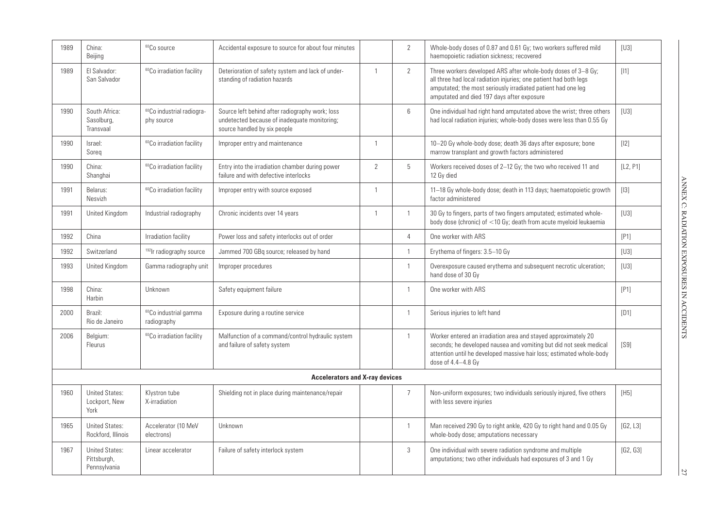| | | | | | | | |
|---|---|---|---|---|---|---|---|
| 1989 | China: Beijing | $^{60}$Co source | Accidental exposure to source for about four minutes | | 2 | Whole-body doses of 0.87 and 0.61 Gy; two workers suffered mild haemopoietic radiation sickness; recovered | [U3] |
| 1989 | El Salvador: San Salvador | $^{60}$Co irradiation facility | Deterioration of safety system and lack of understanding of radiation hazards | 1 | 2 | Three workers developed ARS after whole-body doses of 3–8 Gy; all three had local radiation injuries; one patient had both legs amputated; the most seriously irradiated patient had one leg amputated and died 197 days after exposure | [I1] |
| 1990 | South Africa: Sasolburg, Transvaal | $^{60}$Co industrial radiography source | Source left behind after radiography work; loss undetected because of inadequate monitoring; source handled by six people | | 6 | One individual had right hand amputated above the wrist; three others had local radiation injuries; whole-body doses were less than 0.55 Gy | [U3] |
| 1990 | Israel: Soreq | $^{60}$Co irradiation facility | Improper entry and maintenance | 1 | | 10–20 Gy whole-body dose; death 36 days after exposure; bone marrow transplant and growth factors administered | [I2] |
| 1990 | China: Shanghai | $^{60}$Co irradiation facility | Entry into the irradiation chamber during power failure and with defective interlocks | 2 | 5 | Workers received doses of 2–12 Gy; the two who received 11 and 12 Gy died | [L2, P1] |
| 1991 | Belarus: Nesvizh | $^{60}$Co irradiation facility | Improper entry with source exposed | 1 | | 11–18 Gy whole-body dose; death in 113 days; haematopoietic growth factor administered | [I3] |
| 1991 | United Kingdom | Industrial radiography | Chronic incidents over 14 years | 1 | 1 | 30 Gy to fingers, parts of two fingers amputated; estimated whole-body dose (chronic) of <10 Gy; death from acute myeloid leukaemia | [U3] |
| 1992 | China | Irradiation facility | Power loss and safety interlocks out of order | | 4 | One worker with ARS | [P1] |
| 1992 | Switzerland | $^{192}$Ir radiography source | Jammed 700 GBq source; released by hand | | 1 | Erythema of fingers: 3.5–10 Gy | [U3] |
| 1993 | United Kingdom | Gamma radiography unit | Improper procedures | | 1 | Overexposure caused erythema and subsequent necrotic ulceration; hand dose of 30 Gy | [U3] |
| 1998 | China: Harbin | Unknown | Safety equipment failure | | 1 | One worker with ARS | [P1] |
| 2000 | Brazil: Rio de Janeiro | $^{60}$Co industrial gamma radiography | Exposure during a routine service | | 1 | Serious injuries to left hand | [D1] |
| 2006 | Belgium: Fleurus | $^{60}$Co irradiation facility | Malfunction of a command/control hydraulic system and failure of safety system | | 1 | Worker entered an irradiation area and stayed approximately 20 seconds; he developed nausea and vomiting but did not seek medical attention until he developed massive hair loss; estimated whole-body dose of 4.4–4.8 Gy | [S9] |
| | | | **Accelerators and X-ray devices** | | | | |
| 1960 | United States: Lockport, New York | Klystron tube X-irradiation | Shielding not in place during maintenance/repair | | 7 | Non-uniform exposures; two individuals seriously injured, five others with less severe injuries | [H5] |
| 1965 | United States: Rockford, Illinois | Accelerator (10 MeV electrons) | Unknown | | 1 | Man received 290 Gy to right ankle, 420 Gy to right hand and 0.05 Gy whole-body dose; amputations necessary | [G2, L3] |
| 1967 | United States: Pittsburgh, Pennsylvania | Linear accelerator | Failure of safety interlock system | | 3 | One individual with severe radiation syndrome and multiple amputations; two other individuals had exposures of 3 and 1 Gy | [G2, G3] |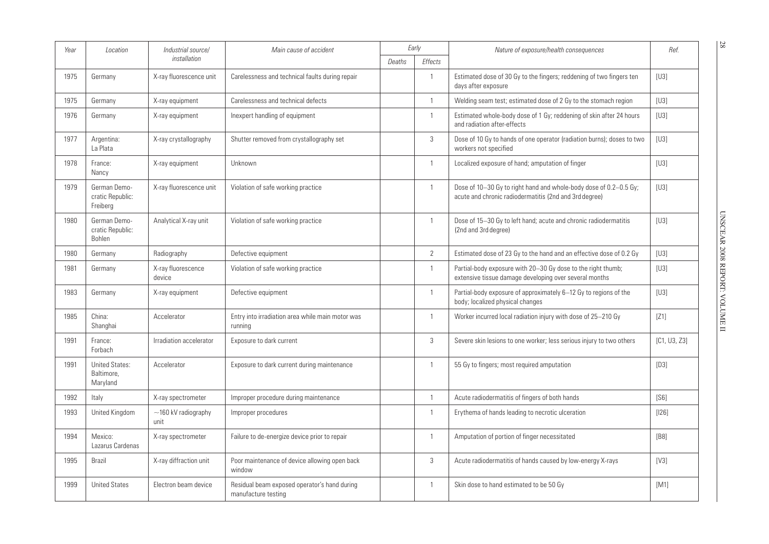| Year | Location | Industrial source/ installation | Main cause of accident | Early | | Nature of exposure/health consequences | Ref. |
|---|---|---|---|---|---|---|---|
| | | | | Deaths | Effects | | |
| 1975 | Germany | X-ray fluorescence unit | Carelessness and technical faults during repair | | 1 | Estimated dose of 30 Gy to the fingers; reddening of two fingers ten days after exposure | [U3] |
| 1975 | Germany | X-ray equipment | Carelessness and technical defects | | 1 | Welding seam test; estimated dose of 2 Gy to the stomach region | [U3] |
| 1976 | Germany | X-ray equipment | Inexpert handling of equipment | | 1 | Estimated whole-body dose of 1 Gy; reddening of skin after 24 hours and radiation after-effects | [U3] |
| 1977 | Argentina: La Plata | X-ray crystallography | Shutter removed from crystallography set | | 3 | Dose of 10 Gy to hands of one operator (radiation burns); doses to two workers not specified | [U3] |
| 1978 | France: Nancy | X-ray equipment | Unknown | | 1 | Localized exposure of hand; amputation of finger | [U3] |
| 1979 | German Democratic Republic: Freiberg | X-ray fluorescence unit | Violation of safe working practice | | 1 | Dose of 10–30 Gy to right hand and whole-body dose of 0.2–0.5 Gy; acute and chronic radiodermatitis (2nd and 3rd degree) | [U3] |
| 1980 | German Democratic Republic: Bohlen | Analytical X-ray unit | Violation of safe working practice | | 1 | Dose of 15–30 Gy to left hand; acute and chronic radiodermatitis (2nd and 3rd degree) | [U3] |
| 1980 | Germany | Radiography | Defective equipment | | 2 | Estimated dose of 23 Gy to the hand and an effective dose of 0.2 Gy | [U3] |
| 1981 | Germany | X-ray fluorescence device | Violation of safe working practice | | 1 | Partial-body exposure with 20–30 Gy dose to the right thumb; extensive tissue damage developing over several months | [U3] |
| 1983 | Germany | X-ray equipment | Defective equipment | | 1 | Partial-body exposure of approximately 6–12 Gy to regions of the body; localized physical changes | [U3] |
| 1985 | China: Shanghai | Accelerator | Entry into irradiation area while main motor was running | | 1 | Worker incurred local radiation injury with dose of 25–210 Gy | [Z1] |
| 1991 | France: Forbach | Irradiation accelerator | Exposure to dark current | | 3 | Severe skin lesions to one worker; less serious injury to two others | [C1, U3, Z3] |
| 1991 | United States: Baltimore, Maryland | Accelerator | Exposure to dark current during maintenance | | 1 | 55 Gy to fingers; most required amputation | [D3] |
| 1992 | Italy | X-ray spectrometer | Improper procedure during maintenance | | 1 | Acute radiodermatitis of fingers of both hands | [S6] |
| 1993 | United Kingdom | ~160 kV radiography unit | Improper procedures | | 1 | Erythema of hands leading to necrotic ulceration | [I26] |
| 1994 | Mexico: Lazarus Cardenas | X-ray spectrometer | Failure to de-energize device prior to repair | | 1 | Amputation of portion of finger necessitated | [B8] |
| 1995 | Brazil | X-ray diffraction unit | Poor maintenance of device allowing open back window | | 3 | Acute radiodermatitis of hands caused by low-energy X-rays | [V3] |
| 1999 | United States | Electron beam device | Residual beam exposed operator's hand during manufacture testing | | 1 | Skin dose to hand estimated to be 50 Gy | [M1] |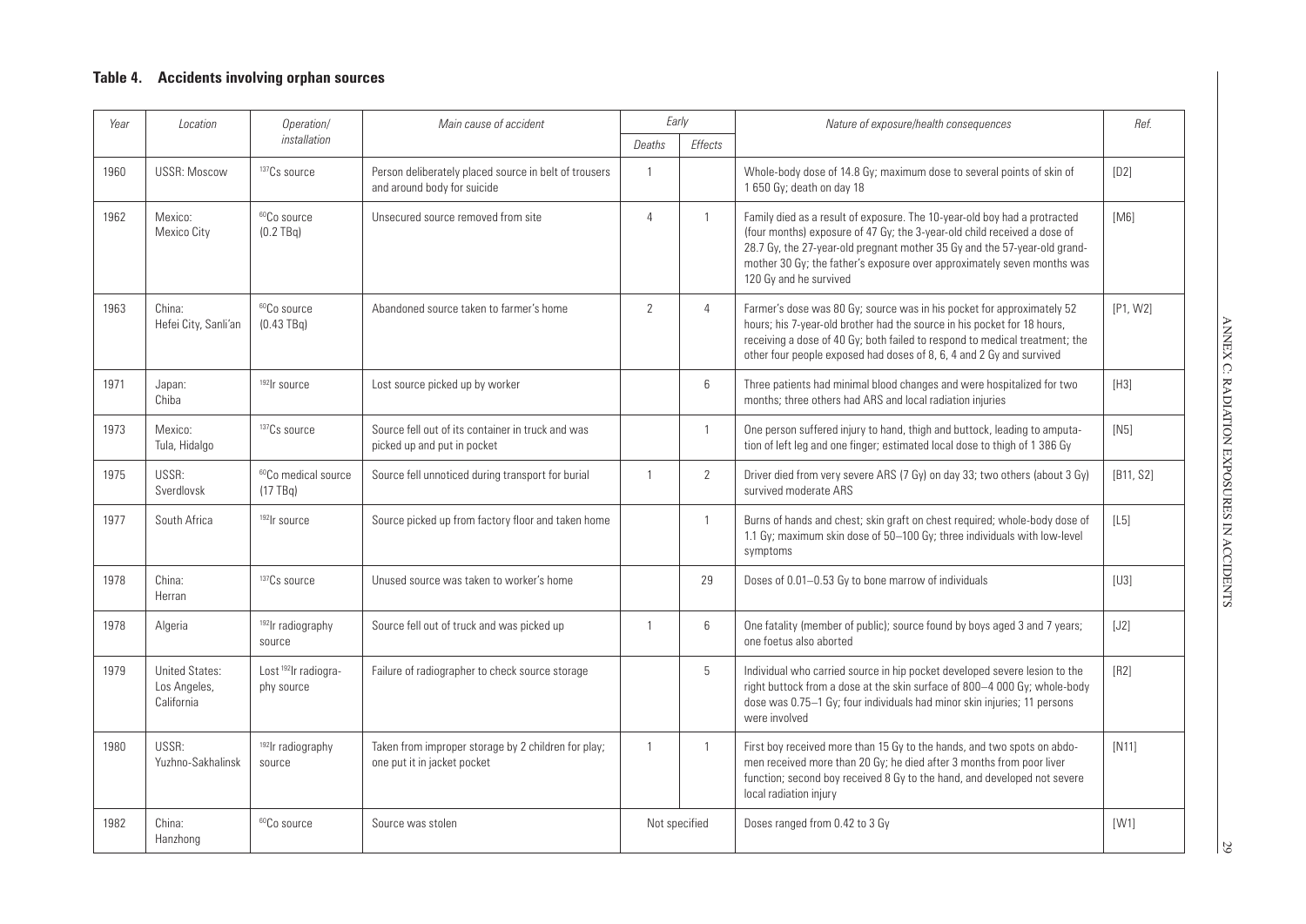## Table 4. Accidents involving orphan sources

| Year | Location | Operation/ installation | Main cause of accident | Early | | Nature of exposure/health consequences | Ref. |
|---|---|---|---|---|---|---|---|
| | | | | Deaths | Effects | | |
| 1960 | USSR: Moscow | $^{137}$Cs source | Person deliberately placed source in belt of trousers and around body for suicide | 1 | | Whole-body dose of 14.8 Gy; maximum dose to several points of skin of 1 650 Gy; death on day 18 | [D2] |
| 1962 | Mexico: Mexico City | $^{60}$Co source (0.2 TBq) | Unsecured source removed from site | 4 | 1 | Family died as a result of exposure. The 10-year-old boy had a protracted (four months) exposure of 47 Gy; the 3-year-old child received a dose of 28.7 Gy, the 27-year-old pregnant mother 35 Gy and the 57-year-old grandmother 30 Gy; the father's exposure over approximately seven months was 120 Gy and he survived | [M6] |
| 1963 | China: Hefei City, Sanli'an | $^{60}$Co source (0.43 TBq) | Abandoned source taken to farmer's home | 2 | 4 | Farmer's dose was 80 Gy; source was in his pocket for approximately 52 hours; his 7-year-old brother had the source in his pocket for 18 hours, receiving a dose of 40 Gy; both failed to respond to medical treatment; the other four people exposed had doses of 8, 6, 4 and 2 Gy and survived | [P1, W2] |
| 1971 | Japan: Chiba | $^{192}$Ir source | Lost source picked up by worker | | 6 | Three patients had minimal blood changes and were hospitalized for two months; three others had ARS and local radiation injuries | [H3] |
| 1973 | Mexico: Tula, Hidalgo | $^{137}$Cs source | Source fell out of its container in truck and was picked up and put in pocket | | 1 | One person suffered injury to hand, thigh and buttock, leading to amputation of left leg and one finger; estimated local dose to thigh of 1 386 Gy | [N5] |
| 1975 | USSR: Sverdlovsk | $^{60}$Co medical source (17 TBq) | Source fell unnoticed during transport for burial | 1 | 2 | Driver died from very severe ARS (7 Gy) on day 33; two others (about 3 Gy) survived moderate ARS | [B11, S2] |
| 1977 | South Africa | $^{192}$Ir source | Source picked up from factory floor and taken home | | 1 | Burns of hands and chest; skin graft on chest required; whole-body dose of 1.1 Gy; maximum skin dose of 50–100 Gy; three individuals with low-level symptoms | [L5] |
| 1978 | China: Herran | $^{137}$Cs source | Unused source was taken to worker's home | | 29 | Doses of 0.01–0.53 Gy to bone marrow of individuals | [U3] |
| 1978 | Algeria | $^{192}$Ir radiography source | Source fell out of truck and was picked up | 1 | 6 | One fatality (member of public); source found by boys aged 3 and 7 years; one foetus also aborted | [J2] |
| 1979 | United States: Los Angeles, California | Lost $^{192}$Ir radiography source | Failure of radiographer to check source storage | | 5 | Individual who carried source in hip pocket developed severe lesion to the right buttock from a dose at the skin surface of 800–4 000 Gy; whole-body dose was 0.75–1 Gy; four individuals had minor skin injuries; 11 persons were involved | [R2] |
| 1980 | USSR: Yuzhno-Sakhalinsk | $^{192}$Ir radiography source | Taken from improper storage by 2 children for play; one put it in jacket pocket | 1 | 1 | First boy received more than 15 Gy to the hands, and two spots on abdomen received more than 20 Gy; he died after 3 months from poor liver function; second boy received 8 Gy to the hand, and developed not severe local radiation injury | [N11] |
| 1982 | China: Hanzhong | $^{60}$Co source | Source was stolen | Not specified | | Doses ranged from 0.42 to 3 Gy | [W1] |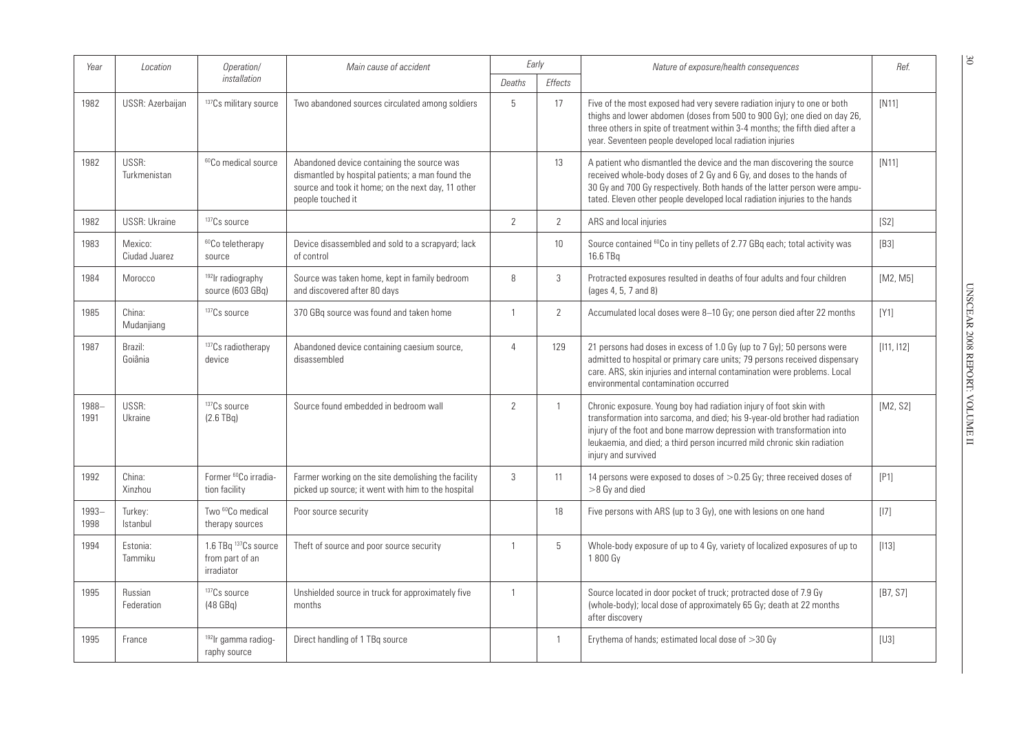| Year | Location | Operation/ installation | Main cause of accident | Early | | Nature of exposure/health consequences | Ref. |
|---|---|---|---|---|---|---|---|
| | | | | Deaths | Effects | | |
| 1982 | USSR: Azerbaijan | $^{137}Cs$ military source | Two abandoned sources circulated among soldiers | 5 | 17 | Five of the most exposed had very severe radiation injury to one or both thighs and lower abdomen (doses from 500 to 900 Gy); one died on day 26, three others in spite of treatment within 3-4 months; the fifth died after a year. Seventeen people developed local radiation injuries | [N11] |
| 1982 | USSR: Turkmenistan | $^{60}Co$ medical source | Abandoned device containing the source was dismantled by hospital patients; a man found the source and took it home; on the next day, 11 other people touched it | | 13 | A patient who dismantled the device and the man discovering the source received whole-body doses of 2 Gy and 6 Gy, and doses to the hands of 30 Gy and 700 Gy respectively. Both hands of the latter person were amputated. Eleven other people developed local radiation injuries to the hands | [N11] |
| 1982 | USSR: Ukraine | $^{137}Cs$ source | | 2 | 2 | ARS and local injuries | [S2] |
| 1983 | Mexico: Ciudad Juarez | $^{60}Co$ teletherapy source | Device disassembled and sold to a scrapyard; lack of control | | 10 | Source contained $^{60}Co$ in tiny pellets of 2.77 GBq each; total activity was 16.6 TBq | [B3] |
| 1984 | Morocco | $^{192}Ir$ radiography source (603 GBq) | Source was taken home, kept in family bedroom and discovered after 80 days | 8 | 3 | Protracted exposures resulted in deaths of four adults and four children (ages 4, 5, 7 and 8) | [M2, M5] |
| 1985 | China: Mudanjiang | $^{137}Cs$ source | 370 GBq source was found and taken home | 1 | 2 | Accumulated local doses were 8–10 Gy; one person died after 22 months | [Y1] |
| 1987 | Brazil: Goiânia | $^{137}Cs$ radiotherapy device | Abandoned device containing caesium source, disassembled | 4 | 129 | 21 persons had doses in excess of 1.0 Gy (up to 7 Gy); 50 persons were admitted to hospital or primary care units; 79 persons received dispensary care. ARS, skin injuries and internal contamination were problems. Local environmental contamination occurred | [I11, I12] |
| 1988–1991 | USSR: Ukraine | $^{137}Cs$ source (2.6 TBq) | Source found embedded in bedroom wall | 2 | 1 | Chronic exposure. Young boy had radiation injury of foot skin with transformation into sarcoma, and died; his 9-year-old brother had radiation injury of the foot and bone marrow depression with transformation into leukaemia, and died; a third person incurred mild chronic skin radiation injury and survived | [M2, S2] |
| 1992 | China: Xinzhou | Former $^{60}Co$ irradiation facility | Farmer working on the site demolishing the facility picked up source; it went with him to the hospital | 3 | 11 | 14 persons were exposed to doses of >0.25 Gy; three received doses of >8 Gy and died | [P1] |
| 1993–1998 | Turkey: Istanbul | Two $^{60}Co$ medical therapy sources | Poor source security | | 18 | Five persons with ARS (up to 3 Gy), one with lesions on one hand | [I7] |
| 1994 | Estonia: Tammiku | 1.6 TBq $^{137}Cs$ source from part of an irradiator | Theft of source and poor source security | 1 | 5 | Whole-body exposure of up to 4 Gy, variety of localized exposures of up to 1 800 Gy | [I13] |
| 1995 | Russian Federation | $^{137}Cs$ source (48 GBq) | Unshielded source in truck for approximately five months | 1 | | Source located in door pocket of truck; protracted dose of 7.9 Gy (whole-body); local dose of approximately 65 Gy; death at 22 months after discovery | [B7, S7] |
| 1995 | France | $^{192}Ir$ gamma radiography source | Direct handling of 1 TBq source | | 1 | Erythema of hands; estimated local dose of >30 Gy | [U3] |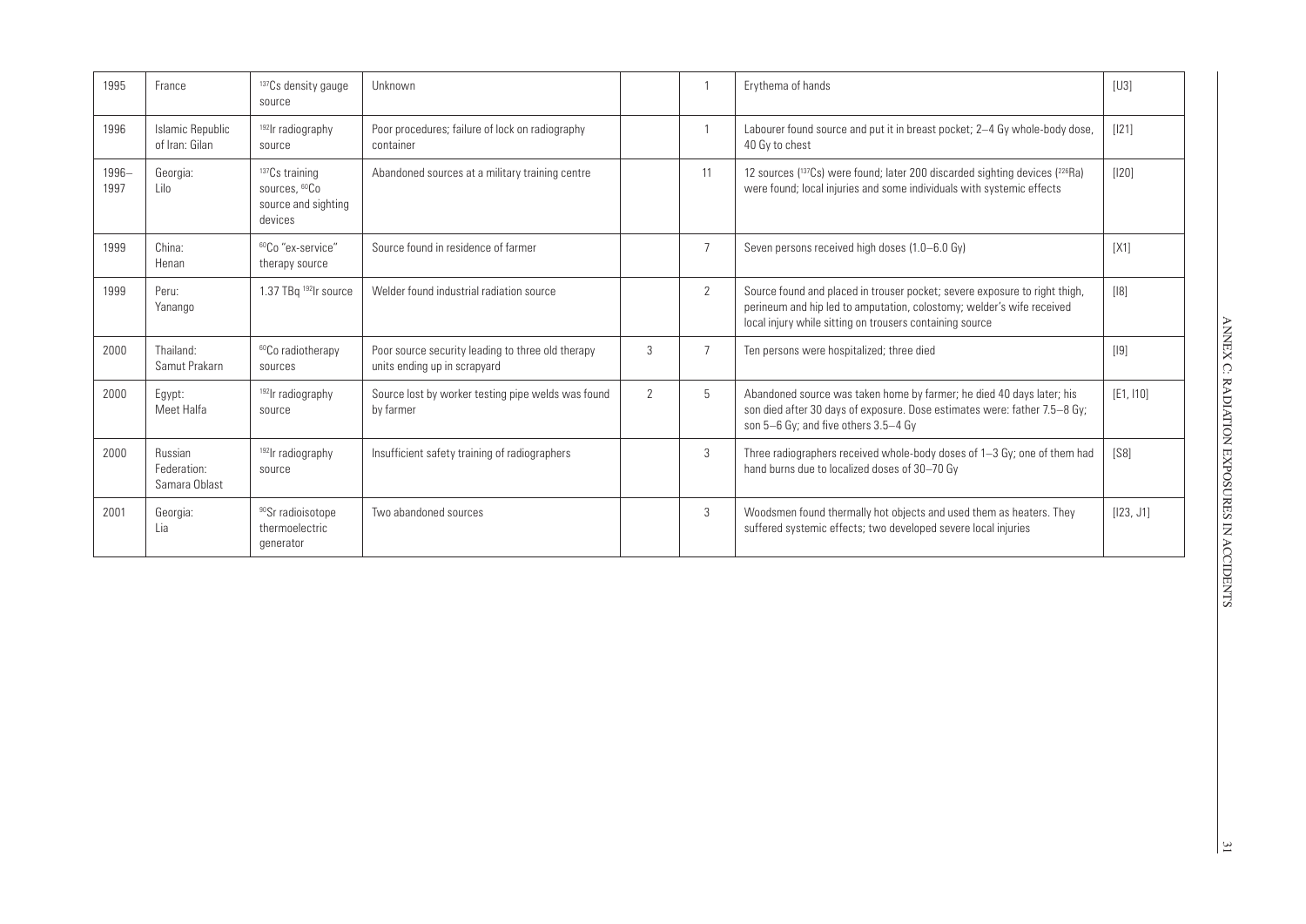| 1995 | France | $^{137}Cs$ density gauge source | Unknown | | 1 | Erythema of hands | [U3] |
|---|---|---|---|---|---|---|---|
| 1996 | Islamic Republic of Iran: Gilan | $^{192}Ir$ radiography source | Poor procedures; failure of lock on radiography container | | 1 | Labourer found source and put it in breast pocket; 2–4 Gy whole-body dose, 40 Gy to chest | [I21] |
| 1996–1997 | Georgia: Lilo | $^{137}Cs$ training sources, $^{60}Co$ source and sighting devices | Abandoned sources at a military training centre | | 11 | 12 sources ($^{137}Cs$) were found; later 200 discarded sighting devices ($^{226}Ra$) were found; local injuries and some individuals with systemic effects | [I20] |
| 1999 | China: Henan | $^{60}Co$ "ex-service" therapy source | Source found in residence of farmer | | 7 | Seven persons received high doses (1.0–6.0 Gy) | [X1] |
| 1999 | Peru: Yanango | 1.37 TBq $^{192}Ir$ source | Welder found industrial radiation source | | 2 | Source found and placed in trouser pocket; severe exposure to right thigh, perineum and hip led to amputation, colostomy; welder's wife received local injury while sitting on trousers containing source | [I8] |
| 2000 | Thailand: Samut Prakarn | $^{60}Co$ radiotherapy sources | Poor source security leading to three old therapy units ending up in scrapyard | 3 | 7 | Ten persons were hospitalized; three died | [I9] |
| 2000 | Egypt: Meet Halfa | $^{192}Ir$ radiography source | Source lost by worker testing pipe welds was found by farmer | 2 | 5 | Abandoned source was taken home by farmer; he died 40 days later; his son died after 30 days of exposure. Dose estimates were: father 7.5–8 Gy; son 5–6 Gy; and five others 3.5–4 Gy | [E1, I10] |
| 2000 | Russian Federation: Samara Oblast | $^{192}Ir$ radiography source | Insufficient safety training of radiographers | | 3 | Three radiographers received whole-body doses of 1–3 Gy; one of them had hand burns due to localized doses of 30–70 Gy | [S8] |
| 2001 | Georgia: Lia | $^{90}Sr$ radioisotope thermoelectric generator | Two abandoned sources | | 3 | Woodsmen found thermally hot objects and used them as heaters. They suffered systemic effects; two developed severe local injuries | [I23, J1] |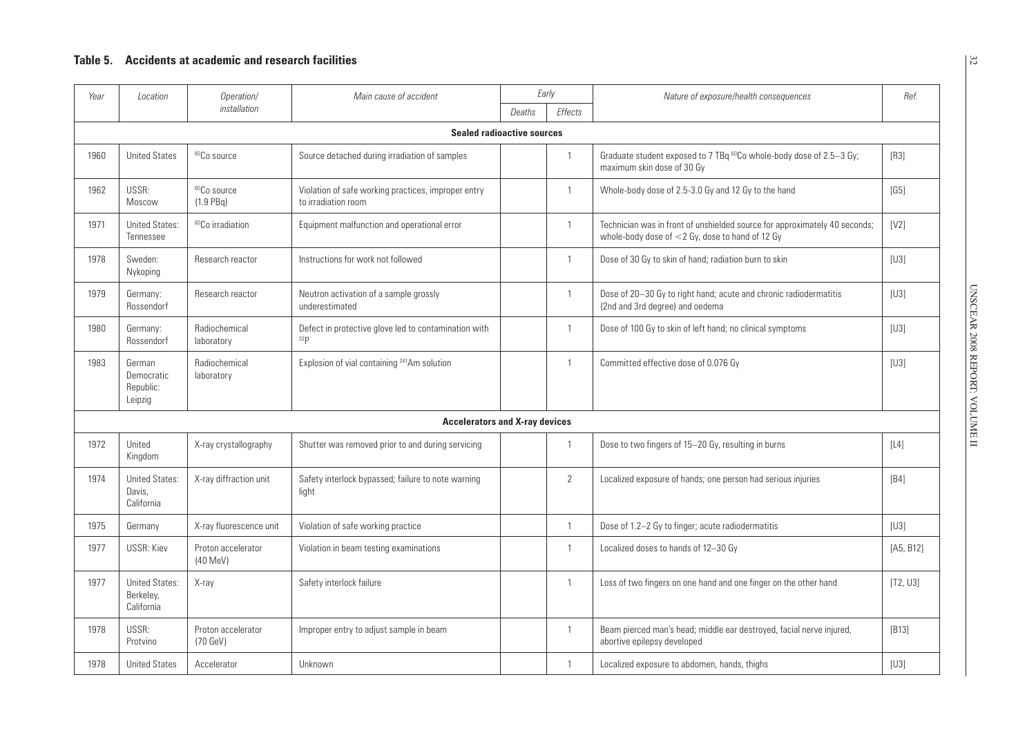## Table 5. Accidents at academic and research facilities

| Year | Location | Operation/ installation | Main cause of accident | Early | | Nature of exposure/health consequences | Ref. |
|---|---|---|---|---|---|---|---|
| | | | | Deaths | Effects | | |
| **Sealed radioactive sources** | | | | | | | |
| 1960 | United States | $^{60}$Co source | Source detached during irradiation of samples | | 1 | Graduate student exposed to 7 TBq $^{60}$Co whole-body dose of 2.5–3 Gy; maximum skin dose of 30 Gy | [R3] |
| 1962 | USSR: Moscow | $^{60}$Co source (1.9 PBq) | Violation of safe working practices, improper entry to irradiation room | | 1 | Whole-body dose of 2.5-3.0 Gy and 12 Gy to the hand | [G5] |
| 1971 | United States: Tennessee | $^{60}$Co irradiation | Equipment malfunction and operational error | | 1 | Technician was in front of unshielded source for approximately 40 seconds; whole-body dose of $<$2 Gy, dose to hand of 12 Gy | [V2] |
| 1978 | Sweden: Nykoping | Research reactor | Instructions for work not followed | | 1 | Dose of 30 Gy to skin of hand; radiation burn to skin | [U3] |
| 1979 | Germany: Rossendorf | Research reactor | Neutron activation of a sample grossly underestimated | | 1 | Dose of 20–30 Gy to right hand; acute and chronic radiodermatitis (2nd and 3rd degree) and oedema | [U3] |
| 1980 | Germany: Rossendorf | Radiochemical laboratory | Defect in protective glove led to contamination with $^{32}$P | | 1 | Dose of 100 Gy to skin of left hand; no clinical symptoms | [U3] |
| 1983 | German Democratic Republic: Leipzig | Radiochemical laboratory | Explosion of vial containing $^{241}$Am solution | | 1 | Committed effective dose of 0.076 Gy | [U3] |
| **Accelerators and X-ray devices** | | | | | | | |
| 1972 | United Kingdom | X-ray crystallography | Shutter was removed prior to and during servicing | | 1 | Dose to two fingers of 15–20 Gy, resulting in burns | [L4] |
| 1974 | United States: Davis, California | X-ray diffraction unit | Safety interlock bypassed; failure to note warning light | | 2 | Localized exposure of hands; one person had serious injuries | [B4] |
| 1975 | Germany | X-ray fluorescence unit | Violation of safe working practice | | 1 | Dose of 1.2–2 Gy to finger; acute radiodermatitis | [U3] |
| 1977 | USSR: Kiev | Proton accelerator (40 MeV) | Violation in beam testing examinations | | 1 | Localized doses to hands of 12–30 Gy | [A5, B12] |
| 1977 | United States: Berkeley, California | X-ray | Safety interlock failure | | 1 | Loss of two fingers on one hand and one finger on the other hand | [T2, U3] |
| 1978 | USSR: Protvino | Proton accelerator (70 GeV) | Improper entry to adjust sample in beam | | 1 | Beam pierced man's head; middle ear destroyed, facial nerve injured, abortive epilepsy developed | [B13] |
| 1978 | United States | Accelerator | Unknown | | 1 | Localized exposure to abdomen, hands, thighs | [U3] |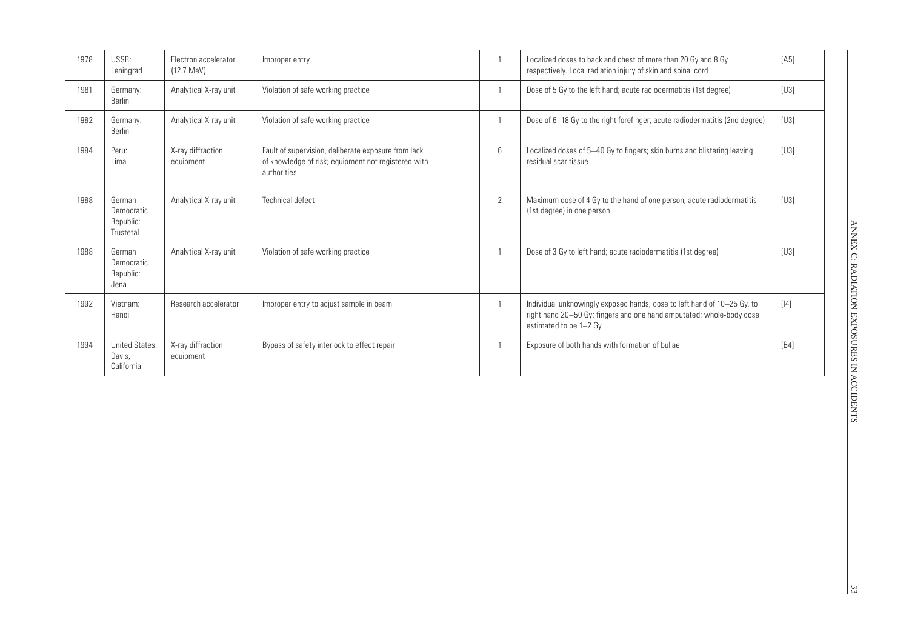| 1978 | USSR: Leningrad | Electron accelerator (12.7 MeV) | Improper entry | | 1 | Localized doses to back and chest of more than 20 Gy and 8 Gy respectively. Local radiation injury of skin and spinal cord | [A5] |
|---|---|---|---|---|---|---|---|
| 1981 | Germany: Berlin | Analytical X-ray unit | Violation of safe working practice | | 1 | Dose of 5 Gy to the left hand; acute radiodermatitis (1st degree) | [U3] |
| 1982 | Germany: Berlin | Analytical X-ray unit | Violation of safe working practice | | 1 | Dose of 6–18 Gy to the right forefinger; acute radiodermatitis (2nd degree) | [U3] |
| 1984 | Peru: Lima | X-ray diffraction equipment | Fault of supervision, deliberate exposure from lack of knowledge of risk; equipment not registered with authorities | | 6 | Localized doses of 5–40 Gy to fingers; skin burns and blistering leaving residual scar tissue | [U3] |
| 1988 | German Democratic Republic: Trustetal | Analytical X-ray unit | Technical defect | | 2 | Maximum dose of 4 Gy to the hand of one person; acute radiodermatitis (1st degree) in one person | [U3] |
| 1988 | German Democratic Republic: Jena | Analytical X-ray unit | Violation of safe working practice | | 1 | Dose of 3 Gy to left hand; acute radiodermatitis (1st degree) | [U3] |
| 1992 | Vietnam: Hanoi | Research accelerator | Improper entry to adjust sample in beam | | 1 | Individual unknowingly exposed hands; dose to left hand of 10–25 Gy, to right hand 20–50 Gy; fingers and one hand amputated; whole-body dose estimated to be 1–2 Gy | [I4] |
| 1994 | United States: Davis, California | X-ray diffraction equipment | Bypass of safety interlock to effect repair | | 1 | Exposure of both hands with formation of bullae | [B4] |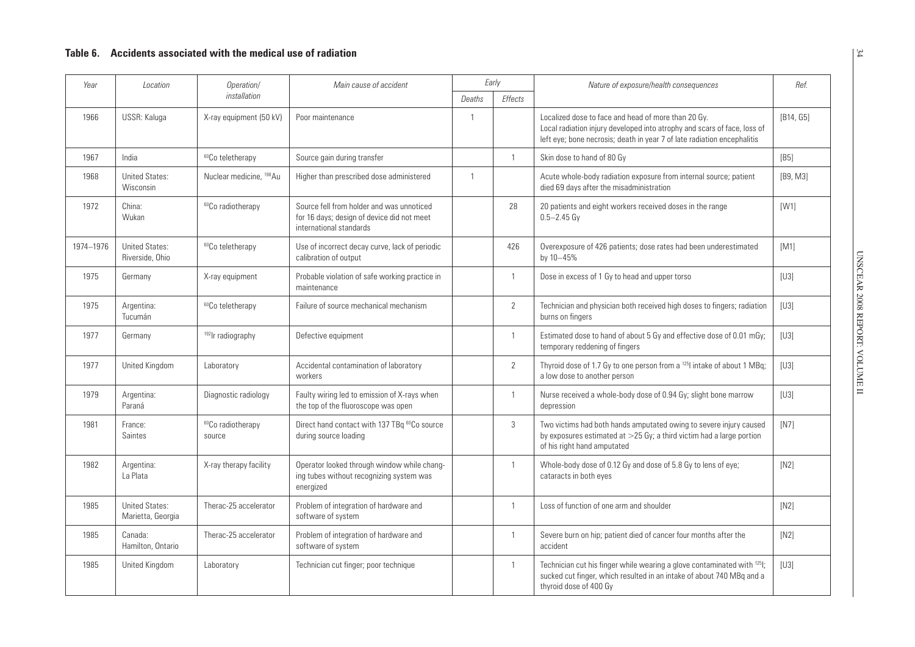**Table 6. Accidents associated with the medical use of radiation**

| Year | Location | Operation/ installation | Main cause of accident | Early | | Nature of exposure/health consequences | Ref. |
|---|---|---|---|---|---|---|---|
| | | | | Deaths | Effects | | |
| 1966 | USSR: Kaluga | X-ray equipment (50 kV) | Poor maintenance | 1 | | Localized dose to face and head of more than 20 Gy. Local radiation injury developed into atrophy and scars of face, loss of left eye; bone necrosis; death in year 7 of late radiation encephalitis | [B14, G5] |
| 1967 | India | $^{60}$Co teletherapy | Source gain during transfer | | 1 | Skin dose to hand of 80 Gy | [B5] |
| 1968 | United States: Wisconsin | Nuclear medicine, $^{198}$Au | Higher than prescribed dose administered | 1 | | Acute whole-body radiation exposure from internal source; patient died 69 days after the misadministration | [B9, M3] |
| 1972 | China: Wukan | $^{60}$Co radiotherapy | Source fell from holder and was unnoticed for 16 days; design of device did not meet international standards | | 28 | 20 patients and eight workers received doses in the range 0.5–2.45 Gy | [W1] |
| 1974–1976 | United States: Riverside, Ohio | $^{60}$Co teletherapy | Use of incorrect decay curve, lack of periodic calibration of output | | 426 | Overexposure of 426 patients; dose rates had been underestimated by 10–45% | [M1] |
| 1975 | Germany | X-ray equipment | Probable violation of safe working practice in maintenance | | 1 | Dose in excess of 1 Gy to head and upper torso | [U3] |
| 1975 | Argentina: Tucumán | $^{60}$Co teletherapy | Failure of source mechanical mechanism | | 2 | Technician and physician both received high doses to fingers; radiation burns on fingers | [U3] |
| 1977 | Germany | $^{192}$Ir radiography | Defective equipment | | 1 | Estimated dose to hand of about 5 Gy and effective dose of 0.01 mGy; temporary reddening of fingers | [U3] |
| 1977 | United Kingdom | Laboratory | Accidental contamination of laboratory workers | | 2 | Thyroid dose of 1.7 Gy to one person from a $^{125}$I intake of about 1 MBq; a low dose to another person | [U3] |
| 1979 | Argentina: Paraná | Diagnostic radiology | Faulty wiring led to emission of X-rays when the top of the fluoroscope was open | | 1 | Nurse received a whole-body dose of 0.94 Gy; slight bone marrow depression | [U3] |
| 1981 | France: Saintes | $^{60}$Co radiotherapy source | Direct hand contact with 137 TBq $^{60}$Co source during source loading | | 3 | Two victims had both hands amputated owing to severe injury caused by exposures estimated at >25 Gy; a third victim had a large portion of his right hand amputated | [N7] |
| 1982 | Argentina: La Plata | X-ray therapy facility | Operator looked through window while changing tubes without recognizing system was energized | | 1 | Whole-body dose of 0.12 Gy and dose of 5.8 Gy to lens of eye; cataracts in both eyes | [N2] |
| 1985 | United States: Marietta, Georgia | Therac-25 accelerator | Problem of integration of hardware and software of system | | 1 | Loss of function of one arm and shoulder | [N2] |
| 1985 | Canada: Hamilton, Ontario | Therac-25 accelerator | Problem of integration of hardware and software of system | | 1 | Severe burn on hip; patient died of cancer four months after the accident | [N2] |
| 1985 | United Kingdom | Laboratory | Technician cut finger; poor technique | | 1 | Technician cut his finger while wearing a glove contaminated with $^{125}$I; sucked cut finger, which resulted in an intake of about 740 MBq and a thyroid dose of 400 Gy | [U3] |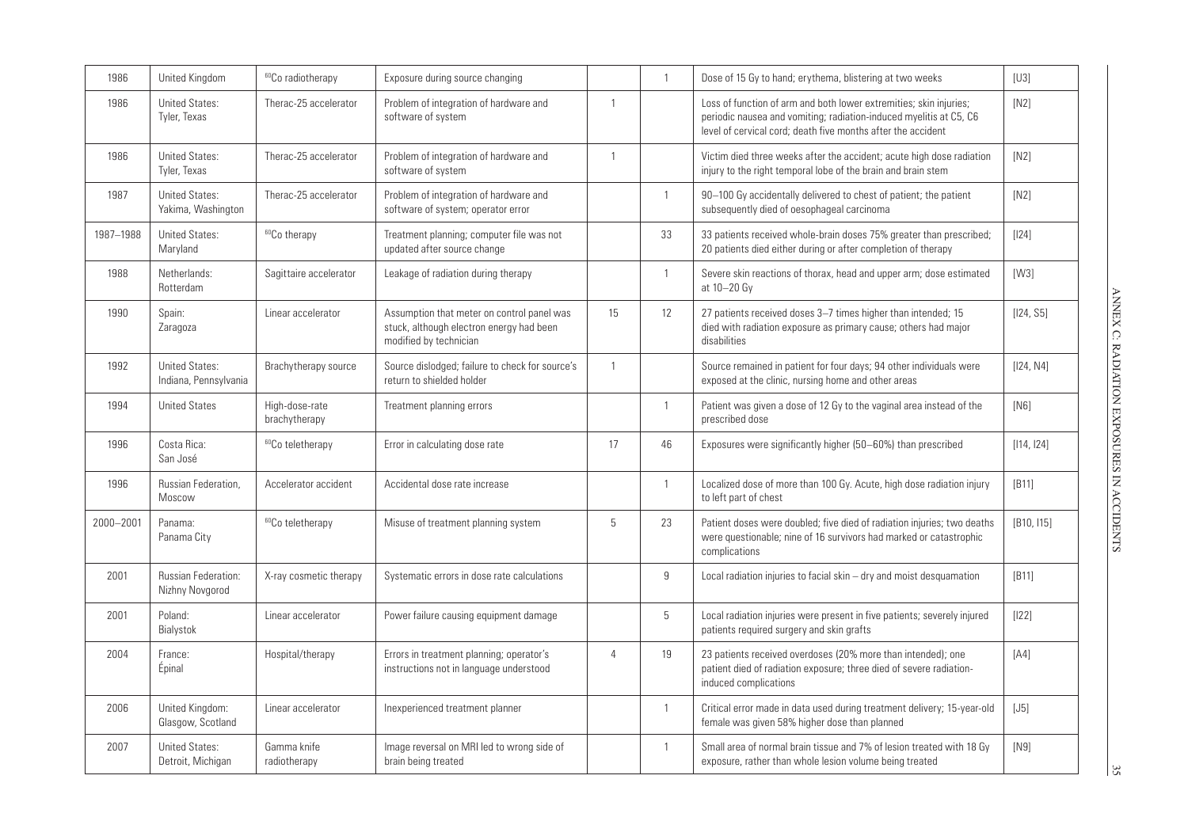| 1986 | United Kingdom | $^{60}Co$ radiotherapy | Exposure during source changing | | 1 | Dose of 15 Gy to hand; erythema, blistering at two weeks | [U3] |
|---|---|---|---|---|---|---|---|
| 1986 | United States: Tyler, Texas | Therac-25 accelerator | Problem of integration of hardware and software of system | 1 | | Loss of function of arm and both lower extremities; skin injuries; periodic nausea and vomiting; radiation-induced myelitis at C5, C6 level of cervical cord; death five months after the accident | [N2] |
| 1986 | United States: Tyler, Texas | Therac-25 accelerator | Problem of integration of hardware and software of system | 1 | | Victim died three weeks after the accident; acute high dose radiation injury to the right temporal lobe of the brain and brain stem | [N2] |
| 1987 | United States: Yakima, Washington | Therac-25 accelerator | Problem of integration of hardware and software of system; operator error | | 1 | 90–100 Gy accidentally delivered to chest of patient; the patient subsequently died of oesophageal carcinoma | [N2] |
| 1987–1988 | United States: Maryland | $^{60}Co$ therapy | Treatment planning; computer file was not updated after source change | | 33 | 33 patients received whole-brain doses 75% greater than prescribed; 20 patients died either during or after completion of therapy | [I24] |
| 1988 | Netherlands: Rotterdam | Sagittaire accelerator | Leakage of radiation during therapy | | 1 | Severe skin reactions of thorax, head and upper arm; dose estimated at 10–20 Gy | [W3] |
| 1990 | Spain: Zaragoza | Linear accelerator | Assumption that meter on control panel was stuck, although electron energy had been modified by technician | 15 | 12 | 27 patients received doses 3–7 times higher than intended; 15 died with radiation exposure as primary cause; others had major disabilities | [I24, S5] |
| 1992 | United States: Indiana, Pennsylvania | Brachytherapy source | Source dislodged; failure to check for source's return to shielded holder | 1 | | Source remained in patient for four days; 94 other individuals were exposed at the clinic, nursing home and other areas | [I24, N4] |
| 1994 | United States | High-dose-rate brachytherapy | Treatment planning errors | | 1 | Patient was given a dose of 12 Gy to the vaginal area instead of the prescribed dose | [N6] |
| 1996 | Costa Rica: San José | $^{60}Co$ teletherapy | Error in calculating dose rate | 17 | 46 | Exposures were significantly higher (50–60%) than prescribed | [I14, I24] |
| 1996 | Russian Federation, Moscow | Accelerator accident | Accidental dose rate increase | | 1 | Localized dose of more than 100 Gy. Acute, high dose radiation injury to left part of chest | [B11] |
| 2000–2001 | Panama: Panama City | $^{60}Co$ teletherapy | Misuse of treatment planning system | 5 | 23 | Patient doses were doubled; five died of radiation injuries; two deaths were questionable; nine of 16 survivors had marked or catastrophic complications | [B10, I15] |
| 2001 | Russian Federation: Nizhny Novgorod | X-ray cosmetic therapy | Systematic errors in dose rate calculations | | 9 | Local radiation injuries to facial skin – dry and moist desquamation | [B11] |
| 2001 | Poland: Bialystok | Linear accelerator | Power failure causing equipment damage | | 5 | Local radiation injuries were present in five patients; severely injured patients required surgery and skin grafts | [I22] |
| 2004 | France: Épinal | Hospital/therapy | Errors in treatment planning; operator's instructions not in language understood | 4 | 19 | 23 patients received overdoses (20% more than intended); one patient died of radiation exposure; three died of severe radiation-induced complications | [A4] |
| 2006 | United Kingdom: Glasgow, Scotland | Linear accelerator | Inexperienced treatment planner | | 1 | Critical error made in data used during treatment delivery; 15-year-old female was given 58% higher dose than planned | [J5] |
| 2007 | United States: Detroit, Michigan | Gamma knife radiotherapy | Image reversal on MRI led to wrong side of brain being treated | | 1 | Small area of normal brain tissue and 7% of lesion treated with 18 Gy exposure, rather than whole lesion volume being treated | [N9] |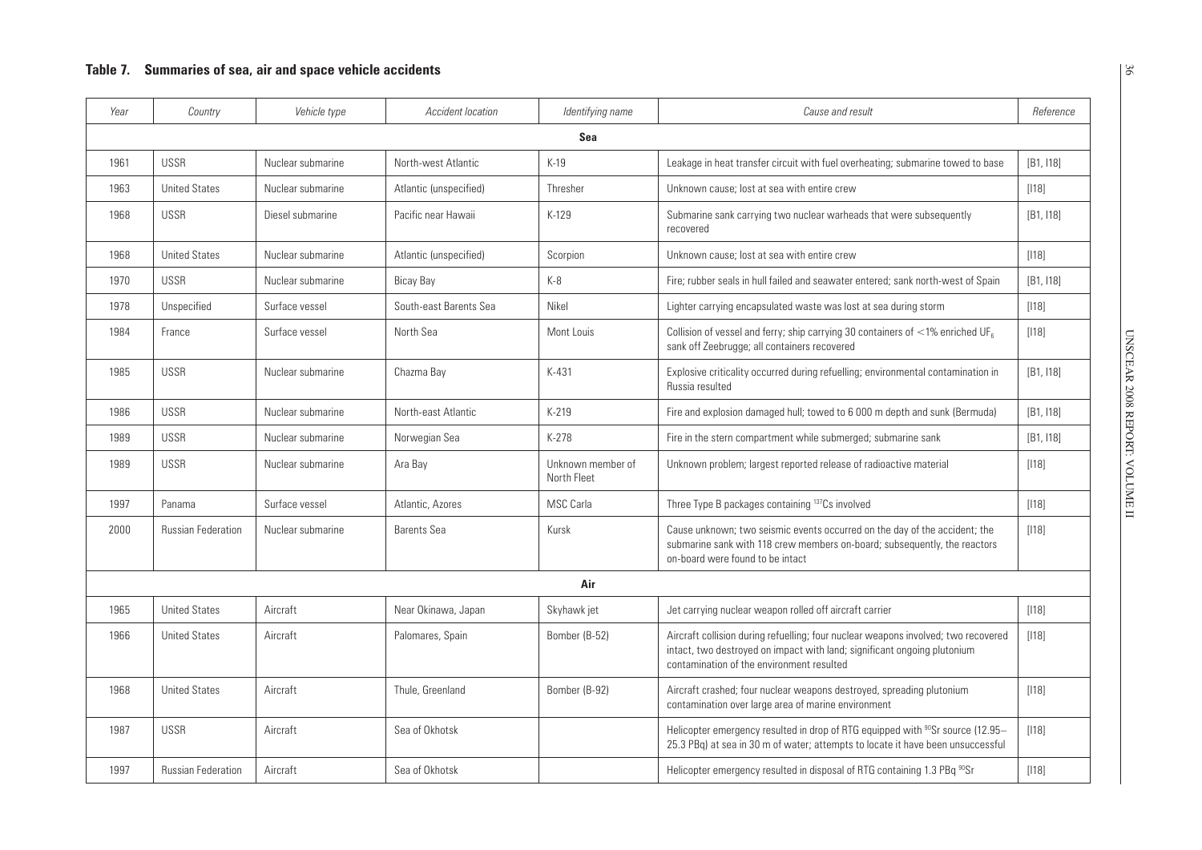**Table 7. Summaries of sea, air and space vehicle accidents**

| *Year* | *Country* | *Vehicle type* | *Accident location* | *Identifying name* | *Cause and result* | *Reference* |
|---|---|---|---|---|---|---|
| | | | | **Sea** | | |
| 1961 | USSR | Nuclear submarine | North-west Atlantic | K-19 | Leakage in heat transfer circuit with fuel overheating; submarine towed to base | [B1, I18] |
| 1963 | United States | Nuclear submarine | Atlantic (unspecified) | Thresher | Unknown cause; lost at sea with entire crew | [I18] |
| 1968 | USSR | Diesel submarine | Pacific near Hawaii | K-129 | Submarine sank carrying two nuclear warheads that were subsequently recovered | [B1, I18] |
| 1968 | United States | Nuclear submarine | Atlantic (unspecified) | Scorpion | Unknown cause; lost at sea with entire crew | [I18] |
| 1970 | USSR | Nuclear submarine | Bicay Bay | K-8 | Fire; rubber seals in hull failed and seawater entered; sank north-west of Spain | [B1, I18] |
| 1978 | Unspecified | Surface vessel | South-east Barents Sea | Nikel | Lighter carrying encapsulated waste was lost at sea during storm | [I18] |
| 1984 | France | Surface vessel | North Sea | Mont Louis | Collision of vessel and ferry; ship carrying 30 containers of <1% enriched $UF_6$ sank off Zeebrugge; all containers recovered | [I18] |
| 1985 | USSR | Nuclear submarine | Chazma Bay | K-431 | Explosive criticality occurred during refuelling; environmental contamination in Russia resulted | [B1, I18] |
| 1986 | USSR | Nuclear submarine | North-east Atlantic | K-219 | Fire and explosion damaged hull; towed to 6 000 m depth and sunk (Bermuda) | [B1, I18] |
| 1989 | USSR | Nuclear submarine | Norwegian Sea | K-278 | Fire in the stern compartment while submerged; submarine sank | [B1, I18] |
| 1989 | USSR | Nuclear submarine | Ara Bay | Unknown member of North Fleet | Unknown problem; largest reported release of radioactive material | [I18] |
| 1997 | Panama | Surface vessel | Atlantic, Azores | MSC Carla | Three Type B packages containing $^{137}Cs$ involved | [I18] |
| 2000 | Russian Federation | Nuclear submarine | Barents Sea | Kursk | Cause unknown; two seismic events occurred on the day of the accident; the submarine sank with 118 crew members on-board; subsequently, the reactors on-board were found to be intact | [I18] |
| | | | | **Air** | | |
| 1965 | United States | Aircraft | Near Okinawa, Japan | Skyhawk jet | Jet carrying nuclear weapon rolled off aircraft carrier | [I18] |
| 1966 | United States | Aircraft | Palomares, Spain | Bomber (B-52) | Aircraft collision during refuelling; four nuclear weapons involved; two recovered intact, two destroyed on impact with land; significant ongoing plutonium contamination of the environment resulted | [I18] |
| 1968 | United States | Aircraft | Thule, Greenland | Bomber (B-92) | Aircraft crashed; four nuclear weapons destroyed, spreading plutonium contamination over large area of marine environment | [I18] |
| 1987 | USSR | Aircraft | Sea of Okhotsk | | Helicopter emergency resulted in drop of RTG equipped with $^{90}Sr$ source (12.95–25.3 PBq) at sea in 30 m of water; attempts to locate it have been unsuccessful | [I18] |
| 1997 | Russian Federation | Aircraft | Sea of Okhotsk | | Helicopter emergency resulted in disposal of RTG containing 1.3 PBq $^{90}Sr$ | [I18] |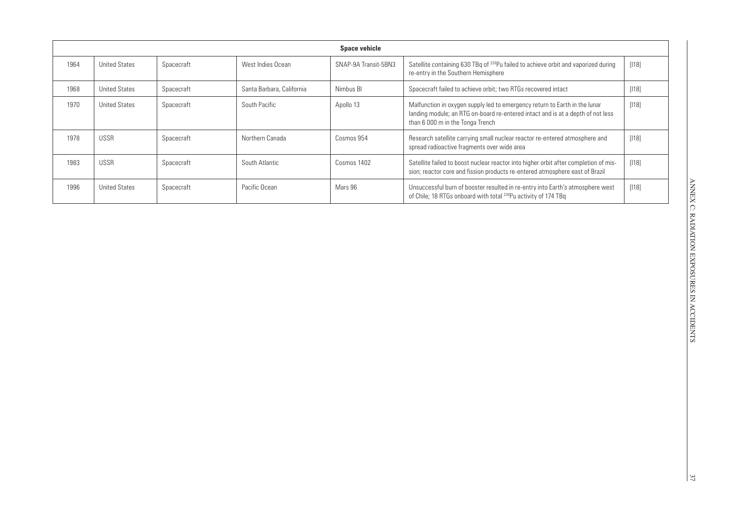| Space vehicle | | | | | | |
|---|---|---|---|---|---|---|
| 1964 | United States | Spacecraft | West Indies Ocean | SNAP-9A Transit-5BN3 | Satellite containing 630 TBq of $^{238}$Pu failed to achieve orbit and vaporized during re-entry in the Southern Hemisphere | [I18] |
| 1968 | United States | Spacecraft | Santa Barbara, California | Nimbus BI | Spacecraft failed to achieve orbit; two RTGs recovered intact | [I18] |
| 1970 | United States | Spacecraft | South Pacific | Apollo 13 | Malfunction in oxygen supply led to emergency return to Earth in the lunar landing module; an RTG on-board re-entered intact and is at a depth of not less than 6 000 m in the Tonga Trench | [I18] |
| 1978 | USSR | Spacecraft | Northern Canada | Cosmos 954 | Research satellite carrying small nuclear reactor re-entered atmosphere and spread radioactive fragments over wide area | [I18] |
| 1983 | USSR | Spacecraft | South Atlantic | Cosmos 1402 | Satellite failed to boost nuclear reactor into higher orbit after completion of mission; reactor core and fission products re-entered atmosphere east of Brazil | [I18] |
| 1996 | United States | Spacecraft | Pacific Ocean | Mars 96 | Unsuccessful burn of booster resulted in re-entry into Earth's atmosphere west of Chile; 18 RTGs onboard with total $^{238}$Pu activity of 174 TBq | [I18] |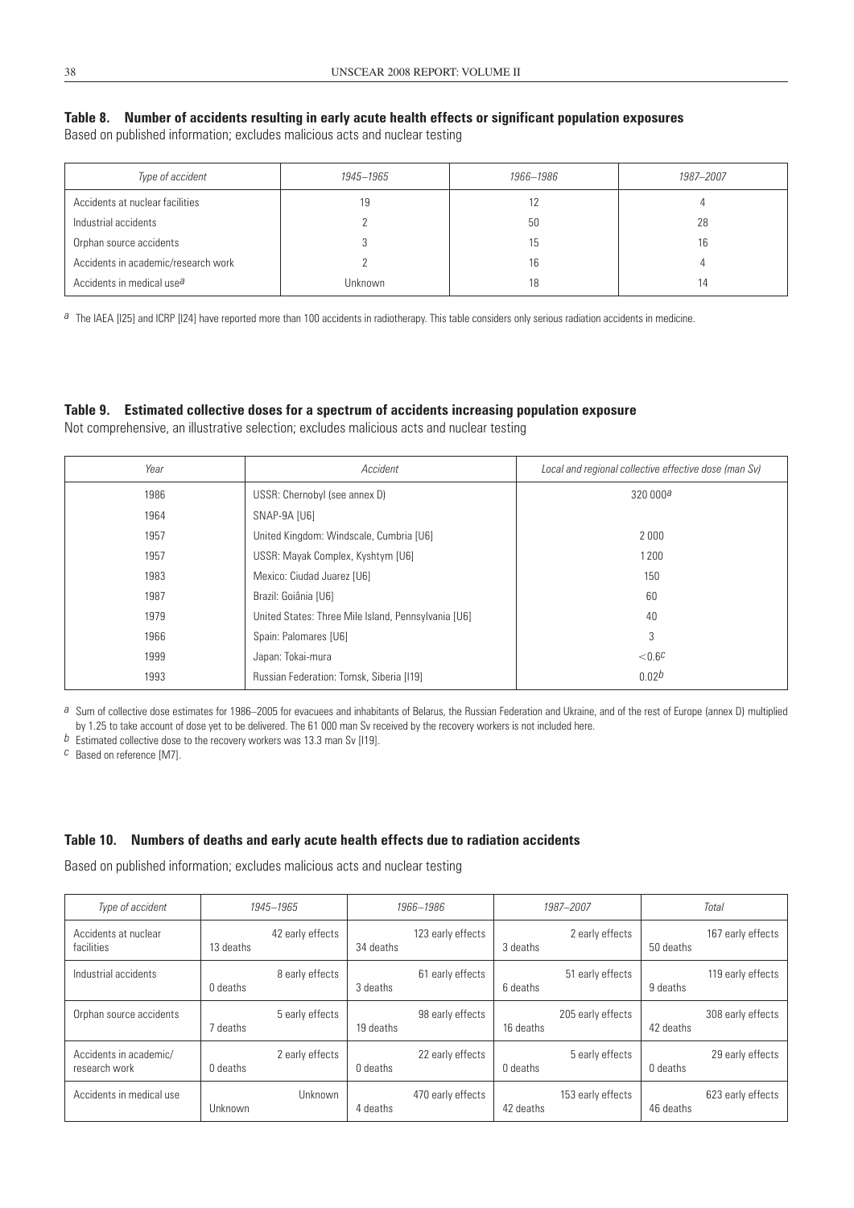**Table 8. Number of accidents resulting in early acute health effects or significant population exposures**

Based on published information; excludes malicious acts and nuclear testing

| *Type of accident* | *1945–1965* | *1966–1986* | *1987–2007* |
|---|---|---|---|
| Accidents at nuclear facilities | 19 | 12 | 4 |
| Industrial accidents | 2 | 50 | 28 |
| Orphan source accidents | 3 | 15 | 16 |
| Accidents in academic/research work | 2 | 16 | 4 |
| Accidents in medical use[a] | Unknown | 18 | 14 |

[a] The IAEA [I25] and ICRP [I24] have reported more than 100 accidents in radiotherapy. This table considers only serious radiation accidents in medicine.

**Table 9. Estimated collective doses for a spectrum of accidents increasing population exposure**

Not comprehensive, an illustrative selection; excludes malicious acts and nuclear testing

| *Year* | *Accident* | *Local and regional collective effective dose (man Sv)* |
|---|---|---|
| 1986 | USSR: Chernobyl (see annex D) | 320 000[a] |
| 1964 | SNAP-9A [U6] | |
| 1957 | United Kingdom: Windscale, Cumbria [U6] | 2 000 |
| 1957 | USSR: Mayak Complex, Kyshtym [U6] | 1 200 |
| 1983 | Mexico: Ciudad Juarez [U6] | 150 |
| 1987 | Brazil: Goiânia [U6] | 60 |
| 1979 | United States: Three Mile Island, Pennsylvania [U6] | 40 |
| 1966 | Spain: Palomares [U6] | 3 |
| 1999 | Japan: Tokai-mura | <0.6[c] |
| 1993 | Russian Federation: Tomsk, Siberia [I19] | 0.02[b] |

[a] Sum of collective dose estimates for 1986–2005 for evacuees and inhabitants of Belarus, the Russian Federation and Ukraine, and of the rest of Europe (annex D) multiplied by 1.25 to take account of dose yet to be delivered. The 61 000 man Sv received by the recovery workers is not included here.
[b] Estimated collective dose to the recovery workers was 13.3 man Sv [I19].
[c] Based on reference [M7].

**Table 10. Numbers of deaths and early acute health effects due to radiation accidents**

Based on published information; excludes malicious acts and nuclear testing

| *Type of accident* | *1945–1965* | *1966–1986* | *1987–2007* | *Total* |
|---|---|---|---|---|
| Accidents at nuclear facilities | 42 early effects, 13 deaths | 123 early effects, 34 deaths | 2 early effects, 3 deaths | 167 early effects, 50 deaths |
| Industrial accidents | 8 early effects, 0 deaths | 61 early effects, 3 deaths | 51 early effects, 6 deaths | 119 early effects, 9 deaths |
| Orphan source accidents | 5 early effects, 7 deaths | 98 early effects, 19 deaths | 205 early effects, 16 deaths | 308 early effects, 42 deaths |
| Accidents in academic/ research work | 2 early effects, 0 deaths | 22 early effects, 0 deaths | 5 early effects, 0 deaths | 29 early effects, 0 deaths |
| Accidents in medical use | Unknown, Unknown | 470 early effects, 4 deaths | 153 early effects, 42 deaths | 623 early effects, 46 deaths |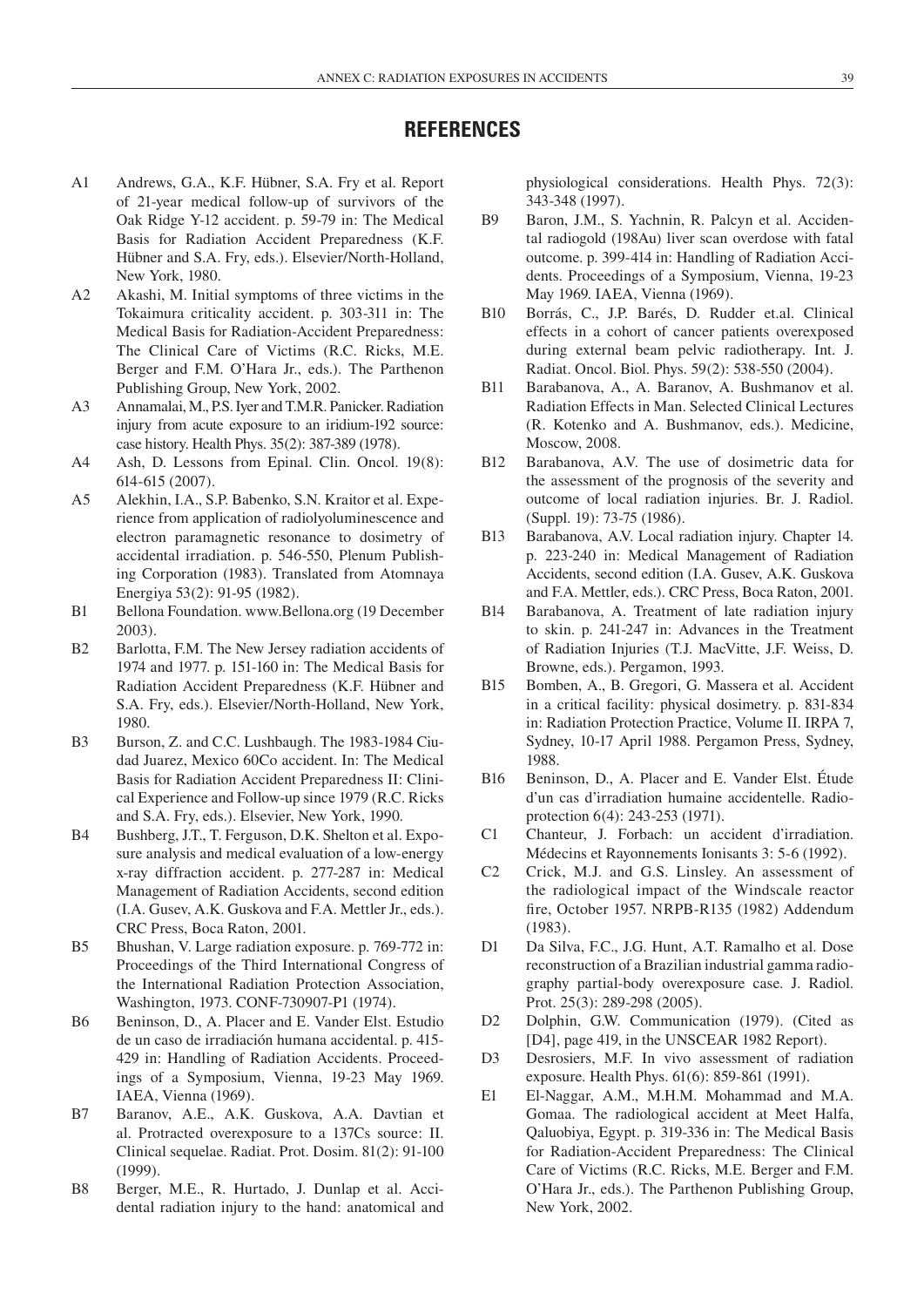## REFERENCES

A1 Andrews, G.A., K.F. Hübner, S.A. Fry et al. Report of 21-year medical follow-up of survivors of the Oak Ridge Y-12 accident. p. 59-79 in: The Medical Basis for Radiation Accident Preparedness (K.F. Hübner and S.A. Fry, eds.). Elsevier/North-Holland, New York, 1980.

A2 Akashi, M. Initial symptoms of three victims in the Tokaimura criticality accident. p. 303-311 in: The Medical Basis for Radiation-Accident Preparedness: The Clinical Care of Victims (R.C. Ricks, M.E. Berger and F.M. O'Hara Jr., eds.). The Parthenon Publishing Group, New York, 2002.

A3 Annamalai, M., P.S. Iyer and T.M.R. Panicker. Radiation injury from acute exposure to an iridium-192 source: case history. Health Phys. 35(2): 387-389 (1978).

A4 Ash, D. Lessons from Epinal. Clin. Oncol. 19(8): 614-615 (2007).

A5 Alekhin, I.A., S.P. Babenko, S.N. Kraitor et al. Experience from application of radiolyoluminescence and electron paramagnetic resonance to dosimetry of accidental irradiation. p. 546-550, Plenum Publishing Corporation (1983). Translated from Atomnaya Energiya 53(2): 91-95 (1982).

B1 Bellona Foundation. www.Bellona.org (19 December 2003).

B2 Barlotta, F.M. The New Jersey radiation accidents of 1974 and 1977. p. 151-160 in: The Medical Basis for Radiation Accident Preparedness (K.F. Hübner and S.A. Fry, eds.). Elsevier/North-Holland, New York, 1980.

B3 Burson, Z. and C.C. Lushbaugh. The 1983-1984 Ciudad Juarez, Mexico 60Co accident. In: The Medical Basis for Radiation Accident Preparedness II: Clinical Experience and Follow-up since 1979 (R.C. Ricks and S.A. Fry, eds.). Elsevier, New York, 1990.

B4 Bushberg, J.T., T. Ferguson, D.K. Shelton et al. Exposure analysis and medical evaluation of a low-energy x-ray diffraction accident. p. 277-287 in: Medical Management of Radiation Accidents, second edition (I.A. Gusev, A.K. Guskova and F.A. Mettler Jr., eds.). CRC Press, Boca Raton, 2001.

B5 Bhushan, V. Large radiation exposure. p. 769-772 in: Proceedings of the Third International Congress of the International Radiation Protection Association, Washington, 1973. CONF-730907-P1 (1974).

B6 Beninson, D., A. Placer and E. Vander Elst. Estudio de un caso de irradiación humana accidental. p. 415-429 in: Handling of Radiation Accidents. Proceedings of a Symposium, Vienna, 19-23 May 1969. IAEA, Vienna (1969).

B7 Baranov, A.E., A.K. Guskova, A.A. Davtian et al. Protracted overexposure to a 137Cs source: II. Clinical sequelae. Radiat. Prot. Dosim. 81(2): 91-100 (1999).

B8 Berger, M.E., R. Hurtado, J. Dunlap et al. Accidental radiation injury to the hand: anatomical and physiological considerations. Health Phys. 72(3): 343-348 (1997).

B9 Baron, J.M., S. Yachnin, R. Palcyn et al. Accidental radiogold (198Au) liver scan overdose with fatal outcome. p. 399-414 in: Handling of Radiation Accidents. Proceedings of a Symposium, Vienna, 19-23 May 1969. IAEA, Vienna (1969).

B10 Borrás, C., J.P. Barés, D. Rudder et.al. Clinical effects in a cohort of cancer patients overexposed during external beam pelvic radiotherapy. Int. J. Radiat. Oncol. Biol. Phys. 59(2): 538-550 (2004).

B11 Barabanova, A., A. Baranov, A. Bushmanov et al. Radiation Effects in Man. Selected Clinical Lectures (R. Kotenko and A. Bushmanov, eds.). Medicine, Moscow, 2008.

B12 Barabanova, A.V. The use of dosimetric data for the assessment of the prognosis of the severity and outcome of local radiation injuries. Br. J. Radiol. (Suppl. 19): 73-75 (1986).

B13 Barabanova, A.V. Local radiation injury. Chapter 14. p. 223-240 in: Medical Management of Radiation Accidents, second edition (I.A. Gusev, A.K. Guskova and F.A. Mettler, eds.). CRC Press, Boca Raton, 2001.

B14 Barabanova, A. Treatment of late radiation injury to skin. p. 241-247 in: Advances in the Treatment of Radiation Injuries (T.J. MacVitte, J.F. Weiss, D. Browne, eds.). Pergamon, 1993.

B15 Bomben, A., B. Gregori, G. Massera et al. Accident in a critical facility: physical dosimetry. p. 831-834 in: Radiation Protection Practice, Volume II. IRPA 7, Sydney, 10-17 April 1988. Pergamon Press, Sydney, 1988.

B16 Beninson, D., A. Placer and E. Vander Elst. Étude d'un cas d'irradiation humaine accidentelle. Radioprotection 6(4): 243-253 (1971).

C1 Chanteur, J. Forbach: un accident d'irradiation. Médecins et Rayonnements Ionisants 3: 5-6 (1992).

C2 Crick, M.J. and G.S. Linsley. An assessment of the radiological impact of the Windscale reactor fire, October 1957. NRPB-R135 (1982) Addendum (1983).

D1 Da Silva, F.C., J.G. Hunt, A.T. Ramalho et al. Dose reconstruction of a Brazilian industrial gamma radiography partial-body overexposure case. J. Radiol. Prot. 25(3): 289-298 (2005).

D2 Dolphin, G.W. Communication (1979). (Cited as [D4], page 419, in the UNSCEAR 1982 Report).

D3 Desrosiers, M.F. In vivo assessment of radiation exposure. Health Phys. 61(6): 859-861 (1991).

E1 El-Naggar, A.M., M.H.M. Mohammad and M.A. Gomaa. The radiological accident at Meet Halfa, Qaluobiya, Egypt. p. 319-336 in: The Medical Basis for Radiation-Accident Preparedness: The Clinical Care of Victims (R.C. Ricks, M.E. Berger and F.M. O'Hara Jr., eds.). The Parthenon Publishing Group, New York, 2002.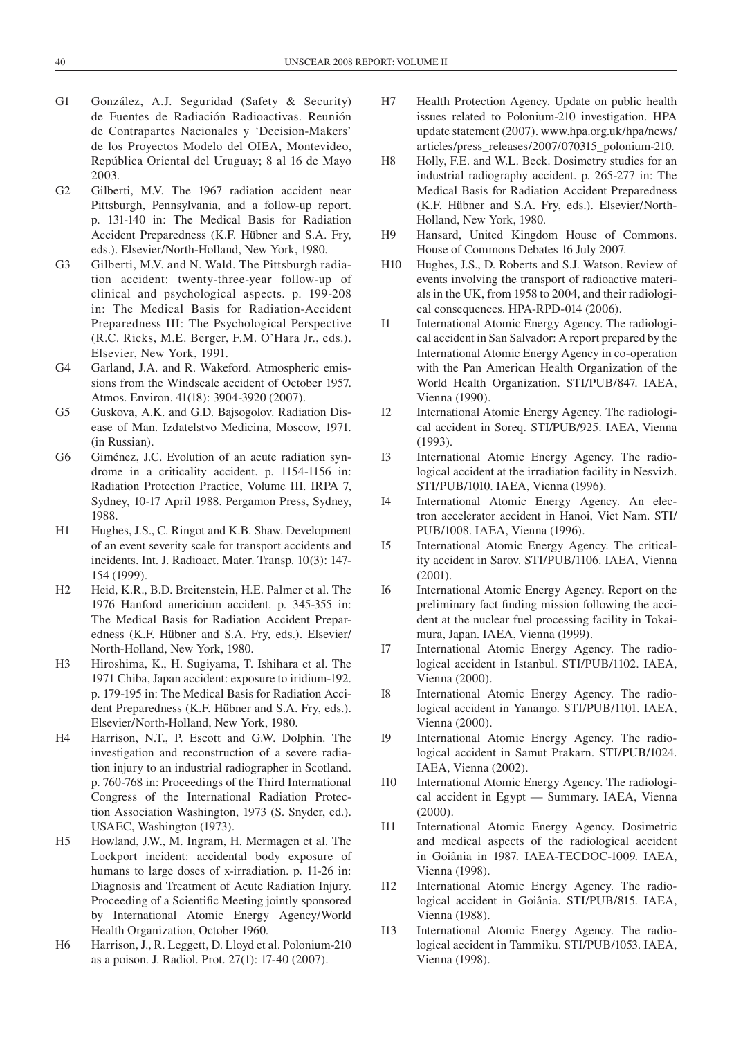G1 González, A.J. Seguridad (Safety & Security) de Fuentes de Radiación Radioactivas. Reunión de Contrapartes Nacionales y 'Decision-Makers' de los Proyectos Modelo del OIEA, Montevideo, República Oriental del Uruguay; 8 al 16 de Mayo 2003.

G2 Gilberti, M.V. The 1967 radiation accident near Pittsburgh, Pennsylvania, and a follow-up report. p. 131-140 in: The Medical Basis for Radiation Accident Preparedness (K.F. Hübner and S.A. Fry, eds.). Elsevier/North-Holland, New York, 1980.

G3 Gilberti, M.V. and N. Wald. The Pittsburgh radiation accident: twenty-three-year follow-up of clinical and psychological aspects. p. 199-208 in: The Medical Basis for Radiation-Accident Preparedness III: The Psychological Perspective (R.C. Ricks, M.E. Berger, F.M. O'Hara Jr., eds.). Elsevier, New York, 1991.

G4 Garland, J.A. and R. Wakeford. Atmospheric emissions from the Windscale accident of October 1957. Atmos. Environ. 41(18): 3904-3920 (2007).

G5 Guskova, A.K. and G.D. Bajsogolov. Radiation Disease of Man. Izdatelstvo Medicina, Moscow, 1971. (in Russian).

G6 Giménez, J.C. Evolution of an acute radiation syndrome in a criticality accident. p. 1154-1156 in: Radiation Protection Practice, Volume III. IRPA 7, Sydney, 10-17 April 1988. Pergamon Press, Sydney, 1988.

H1 Hughes, J.S., C. Ringot and K.B. Shaw. Development of an event severity scale for transport accidents and incidents. Int. J. Radioact. Mater. Transp. 10(3): 147-154 (1999).

H2 Heid, K.R., B.D. Breitenstein, H.E. Palmer et al. The 1976 Hanford americium accident. p. 345-355 in: The Medical Basis for Radiation Accident Preparedness (K.F. Hübner and S.A. Fry, eds.). Elsevier/North-Holland, New York, 1980.

H3 Hiroshima, K., H. Sugiyama, T. Ishihara et al. The 1971 Chiba, Japan accident: exposure to iridium-192. p. 179-195 in: The Medical Basis for Radiation Accident Preparedness (K.F. Hübner and S.A. Fry, eds.). Elsevier/North-Holland, New York, 1980.

H4 Harrison, N.T., P. Escott and G.W. Dolphin. The investigation and reconstruction of a severe radiation injury to an industrial radiographer in Scotland. p. 760-768 in: Proceedings of the Third International Congress of the International Radiation Protection Association Washington, 1973 (S. Snyder, ed.). USAEC, Washington (1973).

H5 Howland, J.W., M. Ingram, H. Mermagen et al. The Lockport incident: accidental body exposure of humans to large doses of x-irradiation. p. 11-26 in: Diagnosis and Treatment of Acute Radiation Injury. Proceeding of a Scientific Meeting jointly sponsored by International Atomic Energy Agency/World Health Organization, October 1960.

H6 Harrison, J., R. Leggett, D. Lloyd et al. Polonium-210 as a poison. J. Radiol. Prot. 27(1): 17-40 (2007).

H7 Health Protection Agency. Update on public health issues related to Polonium-210 investigation. HPA update statement (2007). www.hpa.org.uk/hpa/news/articles/press_releases/2007/070315_polonium-210.

H8 Holly, F.E. and W.L. Beck. Dosimetry studies for an industrial radiography accident. p. 265-277 in: The Medical Basis for Radiation Accident Preparedness (K.F. Hübner and S.A. Fry, eds.). Elsevier/North-Holland, New York, 1980.

H9 Hansard, United Kingdom House of Commons. House of Commons Debates 16 July 2007.

H10 Hughes, J.S., D. Roberts and S.J. Watson. Review of events involving the transport of radioactive materials in the UK, from 1958 to 2004, and their radiological consequences. HPA-RPD-014 (2006).

I1 International Atomic Energy Agency. The radiological accident in San Salvador: A report prepared by the International Atomic Energy Agency in co-operation with the Pan American Health Organization of the World Health Organization. STI/PUB/847. IAEA, Vienna (1990).

I2 International Atomic Energy Agency. The radiological accident in Soreq. STI/PUB/925. IAEA, Vienna (1993).

I3 International Atomic Energy Agency. The radiological accident at the irradiation facility in Nesvizh. STI/PUB/1010. IAEA, Vienna (1996).

I4 International Atomic Energy Agency. An electron accelerator accident in Hanoi, Viet Nam. STI/PUB/1008. IAEA, Vienna (1996).

I5 International Atomic Energy Agency. The criticality accident in Sarov. STI/PUB/1106. IAEA, Vienna (2001).

I6 International Atomic Energy Agency. Report on the preliminary fact finding mission following the accident at the nuclear fuel processing facility in Tokaimura, Japan. IAEA, Vienna (1999).

I7 International Atomic Energy Agency. The radiological accident in Istanbul. STI/PUB/1102. IAEA, Vienna (2000).

I8 International Atomic Energy Agency. The radiological accident in Yanango. STI/PUB/1101. IAEA, Vienna (2000).

I9 International Atomic Energy Agency. The radiological accident in Samut Prakarn. STI/PUB/1024. IAEA, Vienna (2002).

I10 International Atomic Energy Agency. The radiological accident in Egypt — Summary. IAEA, Vienna (2000).

I11 International Atomic Energy Agency. Dosimetric and medical aspects of the radiological accident in Goiânia in 1987. IAEA-TECDOC-1009. IAEA, Vienna (1998).

I12 International Atomic Energy Agency. The radiological accident in Goiânia. STI/PUB/815. IAEA, Vienna (1988).

I13 International Atomic Energy Agency. The radiological accident in Tammiku. STI/PUB/1053. IAEA, Vienna (1998).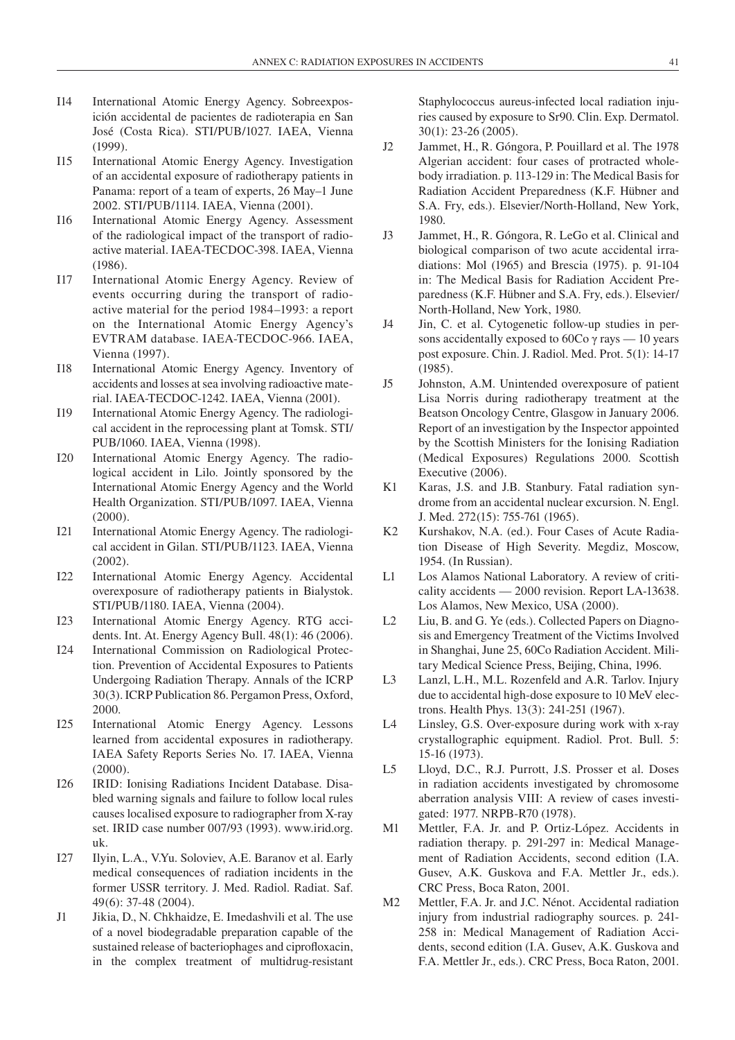I14 International Atomic Energy Agency. Sobreexposición accidental de pacientes de radioterapia en San José (Costa Rica). STI/PUB/1027. IAEA, Vienna (1999).

I15 International Atomic Energy Agency. Investigation of an accidental exposure of radiotherapy patients in Panama: report of a team of experts, 26 May–1 June 2002. STI/PUB/1114. IAEA, Vienna (2001).

I16 International Atomic Energy Agency. Assessment of the radiological impact of the transport of radioactive material. IAEA-TECDOC-398. IAEA, Vienna (1986).

I17 International Atomic Energy Agency. Review of events occurring during the transport of radioactive material for the period 1984–1993: a report on the International Atomic Energy Agency's EVTRAM database. IAEA-TECDOC-966. IAEA, Vienna (1997).

I18 International Atomic Energy Agency. Inventory of accidents and losses at sea involving radioactive material. IAEA-TECDOC-1242. IAEA, Vienna (2001).

I19 International Atomic Energy Agency. The radiological accident in the reprocessing plant at Tomsk. STI/PUB/1060. IAEA, Vienna (1998).

I20 International Atomic Energy Agency. The radiological accident in Lilo. Jointly sponsored by the International Atomic Energy Agency and the World Health Organization. STI/PUB/1097. IAEA, Vienna (2000).

I21 International Atomic Energy Agency. The radiological accident in Gilan. STI/PUB/1123. IAEA, Vienna (2002).

I22 International Atomic Energy Agency. Accidental overexposure of radiotherapy patients in Bialystok. STI/PUB/1180. IAEA, Vienna (2004).

I23 International Atomic Energy Agency. RTG accidents. Int. At. Energy Agency Bull. 48(1): 46 (2006).

I24 International Commission on Radiological Protection. Prevention of Accidental Exposures to Patients Undergoing Radiation Therapy. Annals of the ICRP 30(3). ICRP Publication 86. Pergamon Press, Oxford, 2000.

I25 International Atomic Energy Agency. Lessons learned from accidental exposures in radiotherapy. IAEA Safety Reports Series No. 17. IAEA, Vienna (2000).

I26 IRID: Ionising Radiations Incident Database. Disabled warning signals and failure to follow local rules causes localised exposure to radiographer from X-ray set. IRID case number 007/93 (1993). www.irid.org.uk.

I27 Ilyin, L.A., V.Yu. Soloviev, A.E. Baranov et al. Early medical consequences of radiation incidents in the former USSR territory. J. Med. Radiol. Radiat. Saf. 49(6): 37-48 (2004).

J1 Jikia, D., N. Chkhaidze, E. Imedashvili et al. The use of a novel biodegradable preparation capable of the sustained release of bacteriophages and ciprofloxacin, in the complex treatment of multidrug-resistant Staphylococcus aureus-infected local radiation injuries caused by exposure to Sr90. Clin. Exp. Dermatol. 30(1): 23-26 (2005).

J2 Jammet, H., R. Góngora, P. Pouillard et al. The 1978 Algerian accident: four cases of protracted whole-body irradiation. p. 113-129 in: The Medical Basis for Radiation Accident Preparedness (K.F. Hübner and S.A. Fry, eds.). Elsevier/North-Holland, New York, 1980.

J3 Jammet, H., R. Góngora, R. LeGo et al. Clinical and biological comparison of two acute accidental irradiations: Mol (1965) and Brescia (1975). p. 91-104 in: The Medical Basis for Radiation Accident Preparedness (K.F. Hübner and S.A. Fry, eds.). Elsevier/North-Holland, New York, 1980.

J4 Jin, C. et al. Cytogenetic follow-up studies in persons accidentally exposed to 60Co γ rays — 10 years post exposure. Chin. J. Radiol. Med. Prot. 5(1): 14-17 (1985).

J5 Johnston, A.M. Unintended overexposure of patient Lisa Norris during radiotherapy treatment at the Beatson Oncology Centre, Glasgow in January 2006. Report of an investigation by the Inspector appointed by the Scottish Ministers for the Ionising Radiation (Medical Exposures) Regulations 2000. Scottish Executive (2006).

K1 Karas, J.S. and J.B. Stanbury. Fatal radiation syndrome from an accidental nuclear excursion. N. Engl. J. Med. 272(15): 755-761 (1965).

K2 Kurshakov, N.A. (ed.). Four Cases of Acute Radiation Disease of High Severity. Megdiz, Moscow, 1954. (In Russian).

L1 Los Alamos National Laboratory. A review of criticality accidents — 2000 revision. Report LA-13638. Los Alamos, New Mexico, USA (2000).

L2 Liu, B. and G. Ye (eds.). Collected Papers on Diagnosis and Emergency Treatment of the Victims Involved in Shanghai, June 25, 60Co Radiation Accident. Military Medical Science Press, Beijing, China, 1996.

L3 Lanzl, L.H., M.L. Rozenfeld and A.R. Tarlov. Injury due to accidental high-dose exposure to 10 MeV electrons. Health Phys. 13(3): 241-251 (1967).

L4 Linsley, G.S. Over-exposure during work with x-ray crystallographic equipment. Radiol. Prot. Bull. 5: 15-16 (1973).

L5 Lloyd, D.C., R.J. Purrott, J.S. Prosser et al. Doses in radiation accidents investigated by chromosome aberration analysis VIII: A review of cases investigated: 1977. NRPB-R70 (1978).

M1 Mettler, F.A. Jr. and P. Ortiz-López. Accidents in radiation therapy. p. 291-297 in: Medical Management of Radiation Accidents, second edition (I.A. Gusev, A.K. Guskova and F.A. Mettler Jr., eds.). CRC Press, Boca Raton, 2001.

M2 Mettler, F.A. Jr. and J.C. Nénot. Accidental radiation injury from industrial radiography sources. p. 241-258 in: Medical Management of Radiation Accidents, second edition (I.A. Gusev, A.K. Guskova and F.A. Mettler Jr., eds.). CRC Press, Boca Raton, 2001.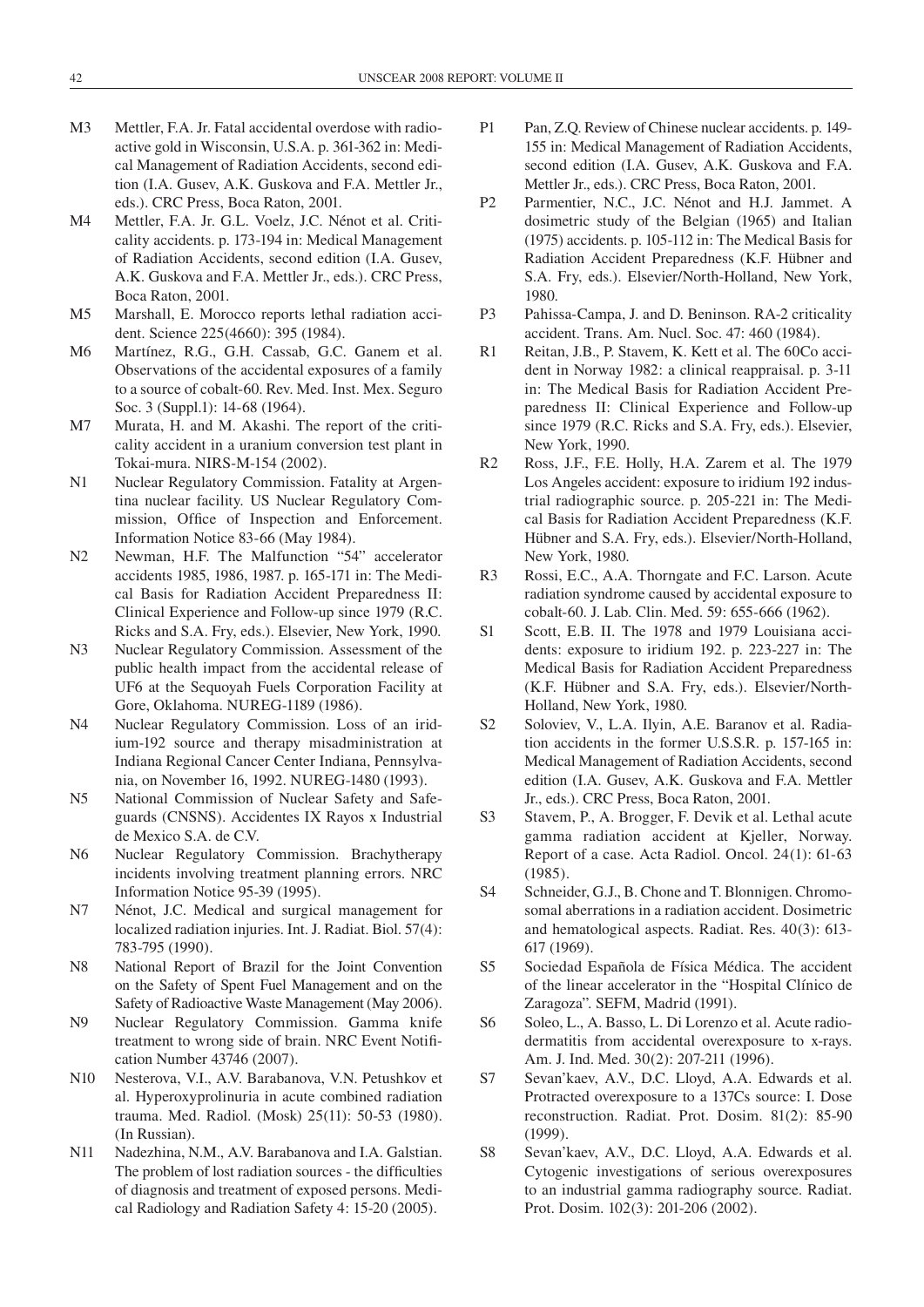M3 Mettler, F.A. Jr. Fatal accidental overdose with radioactive gold in Wisconsin, U.S.A. p. 361-362 in: Medical Management of Radiation Accidents, second edition (I.A. Gusev, A.K. Guskova and F.A. Mettler Jr., eds.). CRC Press, Boca Raton, 2001.

M4 Mettler, F.A. Jr. G.L. Voelz, J.C. Nénot et al. Criticality accidents. p. 173-194 in: Medical Management of Radiation Accidents, second edition (I.A. Gusev, A.K. Guskova and F.A. Mettler Jr., eds.). CRC Press, Boca Raton, 2001.

M5 Marshall, E. Morocco reports lethal radiation accident. Science 225(4660): 395 (1984).

M6 Martínez, R.G., G.H. Cassab, G.C. Ganem et al. Observations of the accidental exposures of a family to a source of cobalt-60. Rev. Med. Inst. Mex. Seguro Soc. 3 (Suppl.1): 14-68 (1964).

M7 Murata, H. and M. Akashi. The report of the criticality accident in a uranium conversion test plant in Tokai-mura. NIRS-M-154 (2002).

N1 Nuclear Regulatory Commission. Fatality at Argentina nuclear facility. US Nuclear Regulatory Commission, Office of Inspection and Enforcement. Information Notice 83-66 (May 1984).

N2 Newman, H.F. The Malfunction "54" accelerator accidents 1985, 1986, 1987. p. 165-171 in: The Medical Basis for Radiation Accident Preparedness II: Clinical Experience and Follow-up since 1979 (R.C. Ricks and S.A. Fry, eds.). Elsevier, New York, 1990.

N3 Nuclear Regulatory Commission. Assessment of the public health impact from the accidental release of UF6 at the Sequoyah Fuels Corporation Facility at Gore, Oklahoma. NUREG-1189 (1986).

N4 Nuclear Regulatory Commission. Loss of an iridium-192 source and therapy misadministration at Indiana Regional Cancer Center Indiana, Pennsylvania, on November 16, 1992. NUREG-1480 (1993).

N5 National Commission of Nuclear Safety and Safeguards (CNSNS). Accidentes IX Rayos x Industrial de Mexico S.A. de C.V.

N6 Nuclear Regulatory Commission. Brachytherapy incidents involving treatment planning errors. NRC Information Notice 95-39 (1995).

N7 Nénot, J.C. Medical and surgical management for localized radiation injuries. Int. J. Radiat. Biol. 57(4): 783-795 (1990).

N8 National Report of Brazil for the Joint Convention on the Safety of Spent Fuel Management and on the Safety of Radioactive Waste Management (May 2006).

N9 Nuclear Regulatory Commission. Gamma knife treatment to wrong side of brain. NRC Event Notification Number 43746 (2007).

N10 Nesterova, V.I., A.V. Barabanova, V.N. Petushkov et al. Hyperoxyprolinuria in acute combined radiation trauma. Med. Radiol. (Mosk) 25(11): 50-53 (1980). (In Russian).

N11 Nadezhina, N.M., A.V. Barabanova and I.A. Galstian. The problem of lost radiation sources - the difficulties of diagnosis and treatment of exposed persons. Medical Radiology and Radiation Safety 4: 15-20 (2005).

P1 Pan, Z.Q. Review of Chinese nuclear accidents. p. 149-155 in: Medical Management of Radiation Accidents, second edition (I.A. Gusev, A.K. Guskova and F.A. Mettler Jr., eds.). CRC Press, Boca Raton, 2001.

P2 Parmentier, N.C., J.C. Nénot and H.J. Jammet. A dosimetric study of the Belgian (1965) and Italian (1975) accidents. p. 105-112 in: The Medical Basis for Radiation Accident Preparedness (K.F. Hübner and S.A. Fry, eds.). Elsevier/North-Holland, New York, 1980.

P3 Pahissa-Campa, J. and D. Beninson. RA-2 criticality accident. Trans. Am. Nucl. Soc. 47: 460 (1984).

R1 Reitan, J.B., P. Stavem, K. Kett et al. The 60Co accident in Norway 1982: a clinical reappraisal. p. 3-11 in: The Medical Basis for Radiation Accident Preparedness II: Clinical Experience and Follow-up since 1979 (R.C. Ricks and S.A. Fry, eds.). Elsevier, New York, 1990.

R2 Ross, J.F., F.E. Holly, H.A. Zarem et al. The 1979 Los Angeles accident: exposure to iridium 192 industrial radiographic source. p. 205-221 in: The Medical Basis for Radiation Accident Preparedness (K.F. Hübner and S.A. Fry, eds.). Elsevier/North-Holland, New York, 1980.

R3 Rossi, E.C., A.A. Thorngate and F.C. Larson. Acute radiation syndrome caused by accidental exposure to cobalt-60. J. Lab. Clin. Med. 59: 655-666 (1962).

S1 Scott, E.B. II. The 1978 and 1979 Louisiana accidents: exposure to iridium 192. p. 223-227 in: The Medical Basis for Radiation Accident Preparedness (K.F. Hübner and S.A. Fry, eds.). Elsevier/North-Holland, New York, 1980.

S2 Soloviev, V., L.A. Ilyin, A.E. Baranov et al. Radiation accidents in the former U.S.S.R. p. 157-165 in: Medical Management of Radiation Accidents, second edition (I.A. Gusev, A.K. Guskova and F.A. Mettler Jr., eds.). CRC Press, Boca Raton, 2001.

S3 Stavem, P., A. Brogger, F. Devik et al. Lethal acute gamma radiation accident at Kjeller, Norway. Report of a case. Acta Radiol. Oncol. 24(1): 61-63 (1985).

S4 Schneider, G.J., B. Chone and T. Blonnigen. Chromosomal aberrations in a radiation accident. Dosimetric and hematological aspects. Radiat. Res. 40(3): 613-617 (1969).

S5 Sociedad Española de Física Médica. The accident of the linear accelerator in the "Hospital Clínico de Zaragoza". SEFM, Madrid (1991).

S6 Soleo, L., A. Basso, L. Di Lorenzo et al. Acute radiodermatitis from accidental overexposure to x-rays. Am. J. Ind. Med. 30(2): 207-211 (1996).

S7 Sevan'kaev, A.V., D.C. Lloyd, A.A. Edwards et al. Protracted overexposure to a 137Cs source: I. Dose reconstruction. Radiat. Prot. Dosim. 81(2): 85-90 (1999).

S8 Sevan'kaev, A.V., D.C. Lloyd, A.A. Edwards et al. Cytogenic investigations of serious overexposures to an industrial gamma radiography source. Radiat. Prot. Dosim. 102(3): 201-206 (2002).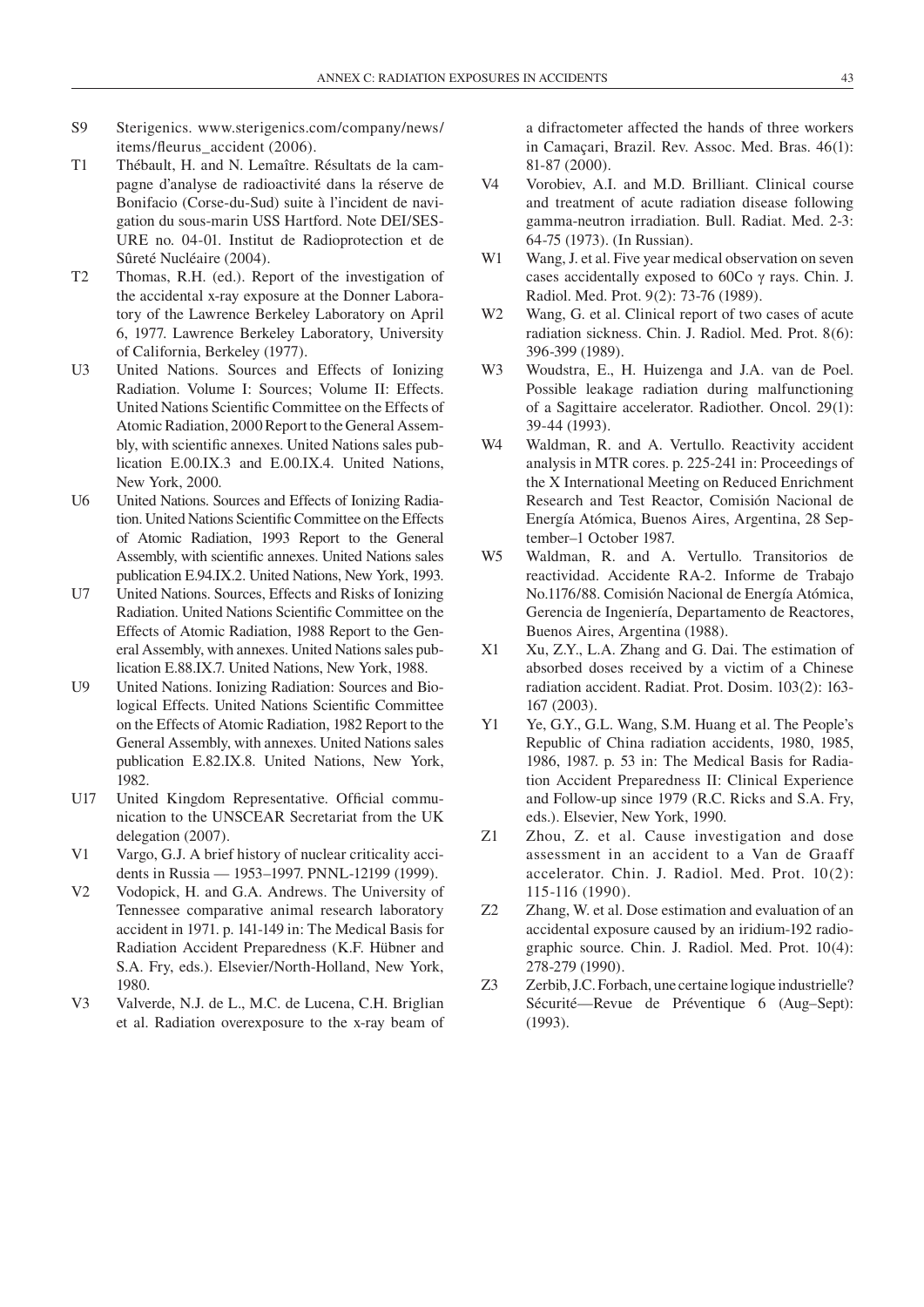S9 Sterigenics. www.sterigenics.com/company/news/items/fleurus_accident (2006).

T1 Thébault, H. and N. Lemaître. Résultats de la campagne d'analyse de radioactivité dans la réserve de Bonifacio (Corse-du-Sud) suite à l'incident de navigation du sous-marin USS Hartford. Note DEI/SESURE no. 04-01. Institut de Radioprotection et de Sûreté Nucléaire (2004).

T2 Thomas, R.H. (ed.). Report of the investigation of the accidental x-ray exposure at the Donner Laboratory of the Lawrence Berkeley Laboratory on April 6, 1977. Lawrence Berkeley Laboratory, University of California, Berkeley (1977).

U3 United Nations. Sources and Effects of Ionizing Radiation. Volume I: Sources; Volume II: Effects. United Nations Scientific Committee on the Effects of Atomic Radiation, 2000 Report to the General Assembly, with scientific annexes. United Nations sales publication E.00.IX.3 and E.00.IX.4. United Nations, New York, 2000.

U6 United Nations. Sources and Effects of Ionizing Radiation. United Nations Scientific Committee on the Effects of Atomic Radiation, 1993 Report to the General Assembly, with scientific annexes. United Nations sales publication E.94.IX.2. United Nations, New York, 1993.

U7 United Nations. Sources, Effects and Risks of Ionizing Radiation. United Nations Scientific Committee on the Effects of Atomic Radiation, 1988 Report to the General Assembly, with annexes. United Nations sales publication E.88.IX.7. United Nations, New York, 1988.

U9 United Nations. Ionizing Radiation: Sources and Biological Effects. United Nations Scientific Committee on the Effects of Atomic Radiation, 1982 Report to the General Assembly, with annexes. United Nations sales publication E.82.IX.8. United Nations, New York, 1982.

U17 United Kingdom Representative. Official communication to the UNSCEAR Secretariat from the UK delegation (2007).

V1 Vargo, G.J. A brief history of nuclear criticality accidents in Russia — 1953–1997. PNNL-12199 (1999).

V2 Vodopick, H. and G.A. Andrews. The University of Tennessee comparative animal research laboratory accident in 1971. p. 141-149 in: The Medical Basis for Radiation Accident Preparedness (K.F. Hübner and S.A. Fry, eds.). Elsevier/North-Holland, New York, 1980.

V3 Valverde, N.J. de L., M.C. de Lucena, C.H. Briglian et al. Radiation overexposure to the x-ray beam of a difractometer affected the hands of three workers in Camaçari, Brazil. Rev. Assoc. Med. Bras. 46(1): 81-87 (2000).

V4 Vorobiev, A.I. and M.D. Brilliant. Clinical course and treatment of acute radiation disease following gamma-neutron irradiation. Bull. Radiat. Med. 2-3: 64-75 (1973). (In Russian).

W1 Wang, J. et al. Five year medical observation on seven cases accidentally exposed to 60Co $\gamma$ rays. Chin. J. Radiol. Med. Prot. 9(2): 73-76 (1989).

W2 Wang, G. et al. Clinical report of two cases of acute radiation sickness. Chin. J. Radiol. Med. Prot. 8(6): 396-399 (1989).

W3 Woudstra, E., H. Huizenga and J.A. van de Poel. Possible leakage radiation during malfunctioning of a Sagittaire accelerator. Radiother. Oncol. 29(1): 39-44 (1993).

W4 Waldman, R. and A. Vertullo. Reactivity accident analysis in MTR cores. p. 225-241 in: Proceedings of the X International Meeting on Reduced Enrichment Research and Test Reactor, Comisión Nacional de Energía Atómica, Buenos Aires, Argentina, 28 September–1 October 1987.

W5 Waldman, R. and A. Vertullo. Transitorios de reactividad. Accidente RA-2. Informe de Trabajo No.1176/88. Comisión Nacional de Energía Atómica, Gerencia de Ingeniería, Departamento de Reactores, Buenos Aires, Argentina (1988).

X1 Xu, Z.Y., L.A. Zhang and G. Dai. The estimation of absorbed doses received by a victim of a Chinese radiation accident. Radiat. Prot. Dosim. 103(2): 163-167 (2003).

Y1 Ye, G.Y., G.L. Wang, S.M. Huang et al. The People's Republic of China radiation accidents, 1980, 1985, 1986, 1987. p. 53 in: The Medical Basis for Radiation Accident Preparedness II: Clinical Experience and Follow-up since 1979 (R.C. Ricks and S.A. Fry, eds.). Elsevier, New York, 1990.

Z1 Zhou, Z. et al. Cause investigation and dose assessment in an accident to a Van de Graaff accelerator. Chin. J. Radiol. Med. Prot. 10(2): 115-116 (1990).

Z2 Zhang, W. et al. Dose estimation and evaluation of an accidental exposure caused by an iridium-192 radiographic source. Chin. J. Radiol. Med. Prot. 10(4): 278-279 (1990).

Z3 Zerbib, J.C. Forbach, une certaine logique industrielle? Sécurité—Revue de Préventique 6 (Aug–Sept): (1993).